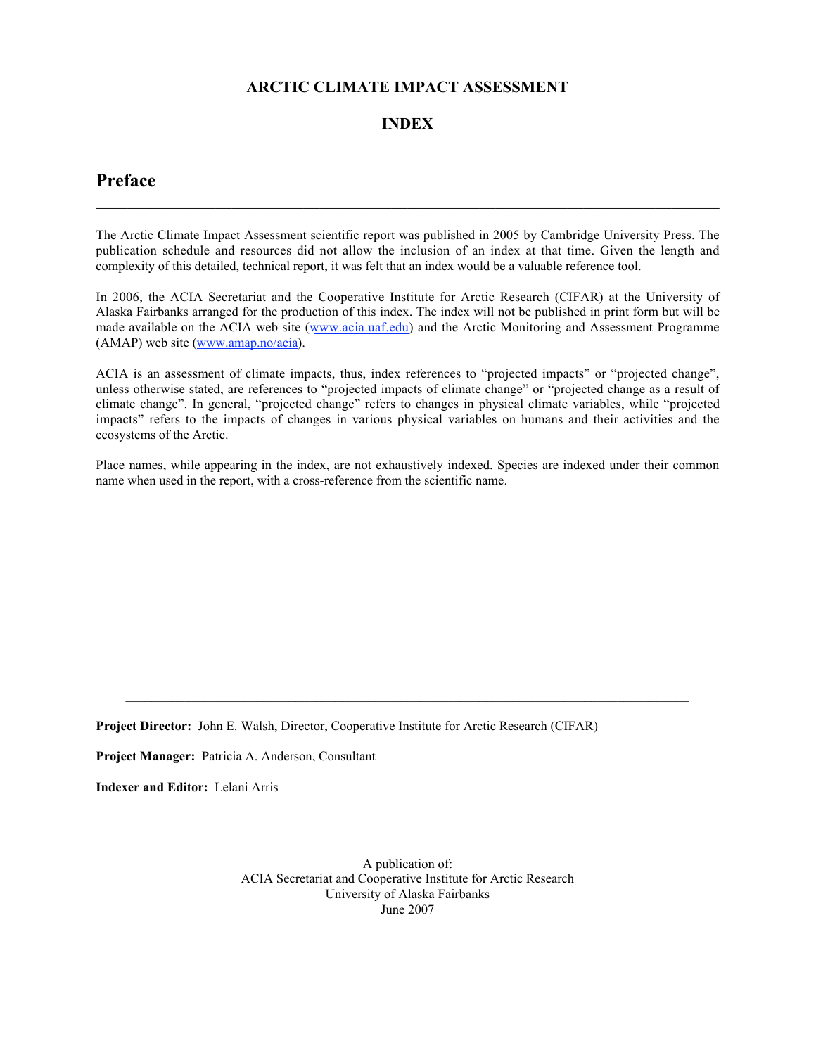**ARCTIC CLIMATE IMPACT ASSESSMENT**

**INDEX**

# Preface

---

The Arctic Climate Impact Assessment scientific report was published in 2005 by Cambridge University Press. The publication schedule and resources did not allow the inclusion of an index at that time. Given the length and complexity of this detailed, technical report, it was felt that an index would be a valuable reference tool.

In 2006, the ACIA Secretariat and the Cooperative Institute for Arctic Research (CIFAR) at the University of Alaska Fairbanks arranged for the production of this index. The index will not be published in print form but will be made available on the ACIA web site (www.acia.uaf.edu) and the Arctic Monitoring and Assessment Programme (AMAP) web site (www.amap.no/acia).

ACIA is an assessment of climate impacts, thus, index references to "projected impacts" or "projected change", unless otherwise stated, are references to "projected impacts of climate change" or "projected change as a result of climate change". In general, "projected change" refers to changes in physical climate variables, while "projected impacts" refers to the impacts of changes in various physical variables on humans and their activities and the ecosystems of the Arctic.

Place names, while appearing in the index, are not exhaustively indexed. Species are indexed under their common name when used in the report, with a cross-reference from the scientific name.

---

**Project Director:** John E. Walsh, Director, Cooperative Institute for Arctic Research (CIFAR)

**Project Manager:** Patricia A. Anderson, Consultant

**Indexer and Editor:** Lelani Arris

A publication of:
ACIA Secretariat and Cooperative Institute for Arctic Research
University of Alaska Fairbanks
June 2007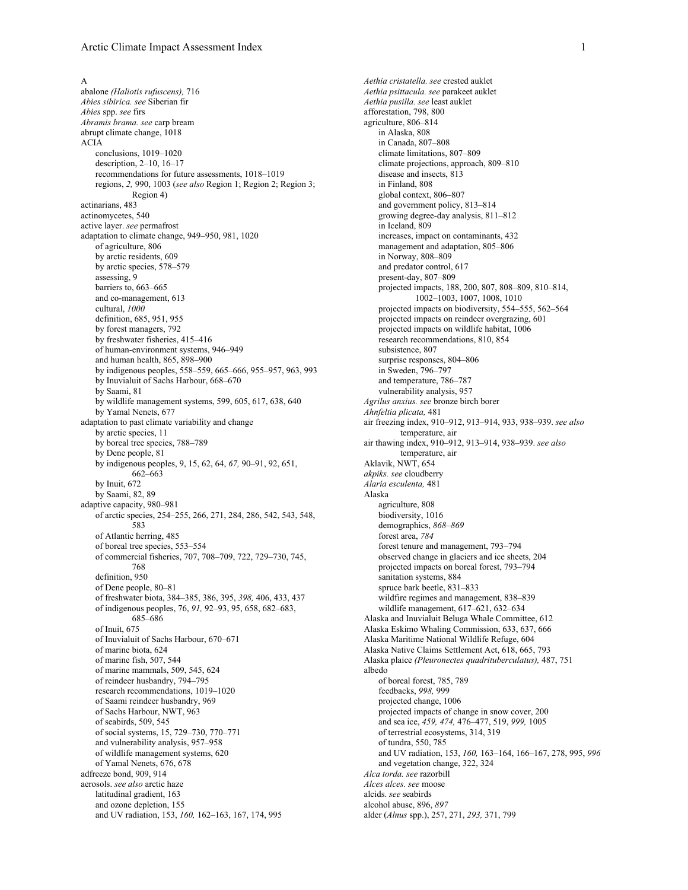A

abalone *(Haliotis rufuscens),* 716
*Abies sibirica. see* Siberian fir
*Abies* spp. *see* firs
*Abramis brama. see* carp bream
abrupt climate change, 1018
ACIA
  conclusions, 1019–1020
  description, 2–10, 16–17
  recommendations for future assessments, 1018–1019
  regions, *2,* 990, 1003 (*see also* Region 1; Region 2; Region 3; Region 4)
actinarians, 483
actinomycetes, 540
active layer. *see* permafrost
adaptation to climate change, 949–950, 981, 1020
  of agriculture, 806
  by arctic residents, 609
  by arctic species, 578–579
  assessing, 9
  barriers to, 663–665
  and co-management, 613
  cultural, *1000*
  definition, 685, 951, 955
  by forest managers, 792
  by freshwater fisheries, 415–416
  of human-environment systems, 946–949
  and human health, 865, 898–900
  by indigenous peoples, 558–559, 665–666, 955–957, 963, 993
  by Inuvialuit of Sachs Harbour, 668–670
  by Saami, 81
  by wildlife management systems, 599, 605, 617, 638, 640
  by Yamal Nenets, 677
adaptation to past climate variability and change
  by arctic species, 11
  by boreal tree species, 788–789
  by Dene people, 81
  by indigenous peoples, 9, 15, 62, 64, *67,* 90–91, 92, 651, 662–663
  by Inuit, 672
  by Saami, 82, 89
adaptive capacity, 980–981
  of arctic species, 254–255, 266, 271, 284, 286, 542, 543, 548, 583
  of Atlantic herring, 485
  of boreal tree species, 553–554
  of commercial fisheries, 707, 708–709, 722, 729–730, 745, 768
  definition, 950
  of Dene people, 80–81
  of freshwater biota, 384–385, 386, 395, *398,* 406, 433, 437
  of indigenous peoples, 76, *91,* 92–93, 95, 658, 682–683, 685–686
  of Inuit, 675
  of Inuvialuit of Sachs Harbour, 670–671
  of marine biota, 624
  of marine fish, 507, 544
  of marine mammals, 509, 545, 624
  of reindeer husbandry, 794–795
  research recommendations, 1019–1020
  of Saami reindeer husbandry, 969
  of Sachs Harbour, NWT, 963
  of seabirds, 509, 545
  of social systems, 15, 729–730, 770–771
  and vulnerability analysis, 957–958
  of wildlife management systems, 620
  of Yamal Nenets, 676, 678
adfreeze bond, 909, 914
aerosols. *see also* arctic haze
  latitudinal gradient, 163
  and ozone depletion, 155
  and UV radiation, 153, *160,* 162–163, 167, 174, 995
*Aethia cristatella. see* crested auklet
*Aethia psittacula. see* parakeet auklet
*Aethia pusilla. see* least auklet
afforestation, 798, 800
agriculture, 806–814
  in Alaska, 808
  in Canada, 807–808
  climate limitations, 807–809
  climate projections, approach, 809–810
  disease and insects, 813
  in Finland, 808
  global context, 806–807
  and government policy, 813–814
  growing degree-day analysis, 811–812
  in Iceland, 809
  increases, impact on contaminants, 432
  management and adaptation, 805–806
  in Norway, 808–809
  and predator control, 617
  present-day, 807–809
  projected impacts, 188, 200, 807, 808–809, 810–814, 1002–1003, 1007, 1008, 1010
  projected impacts on biodiversity, 554–555, 562–564
  projected impacts on reindeer overgrazing, 601
  projected impacts on wildlife habitat, 1006
  research recommendations, 810, 854
  subsistence, 807
  surprise responses, 804–806
  in Sweden, 796–797
  and temperature, 786–787
  vulnerability analysis, 957
*Agrilus anxius. see* bronze birch borer
*Ahnfeltia plicata,* 481
air freezing index, 910–912, 913–914, 933, 938–939. *see also* temperature, air
air thawing index, 910–912, 913–914, 938–939. *see also* temperature, air
Aklavik, NWT, 654
*akpiks. see* cloudberry
*Alaria esculenta,* 481
Alaska
  agriculture, 808
  biodiversity, 1016
  demographics, *868–869*
  forest area, *784*
  forest tenure and management, 793–794
  observed change in glaciers and ice sheets, 204
  projected impacts on boreal forest, 793–794
  sanitation systems, 884
  spruce bark beetle, 831–833
  wildfire regimes and management, 838–839
  wildlife management, 617–621, 632–634
Alaska and Inuvialuit Beluga Whale Committee, 612
Alaska Eskimo Whaling Commission, 633, 637, 666
Alaska Maritime National Wildlife Refuge, 604
Alaska Native Claims Settlement Act, 618, 665, 793
Alaska plaice *(Pleuronectes quadrituberculatus),* 487, 751
albedo
  of boreal forest, 785, 789
  feedbacks, *998,* 999
  projected change, 1006
  projected impacts of change in snow cover, 200
  and sea ice, *459, 474,* 476–477, 519, *999,* 1005
  of terrestrial ecosystems, 314, 319
  of tundra, 550, 785
  and UV radiation, 153, *160,* 163–164, 166–167, 278, 995, *996*
  and vegetation change, 322, 324
*Alca torda. see* razorbill
*Alces alces. see* moose
alcids. *see* seabirds
alcohol abuse, 896, *897*
alder (*Alnus* spp.), 257, 271, *293,* 371, 799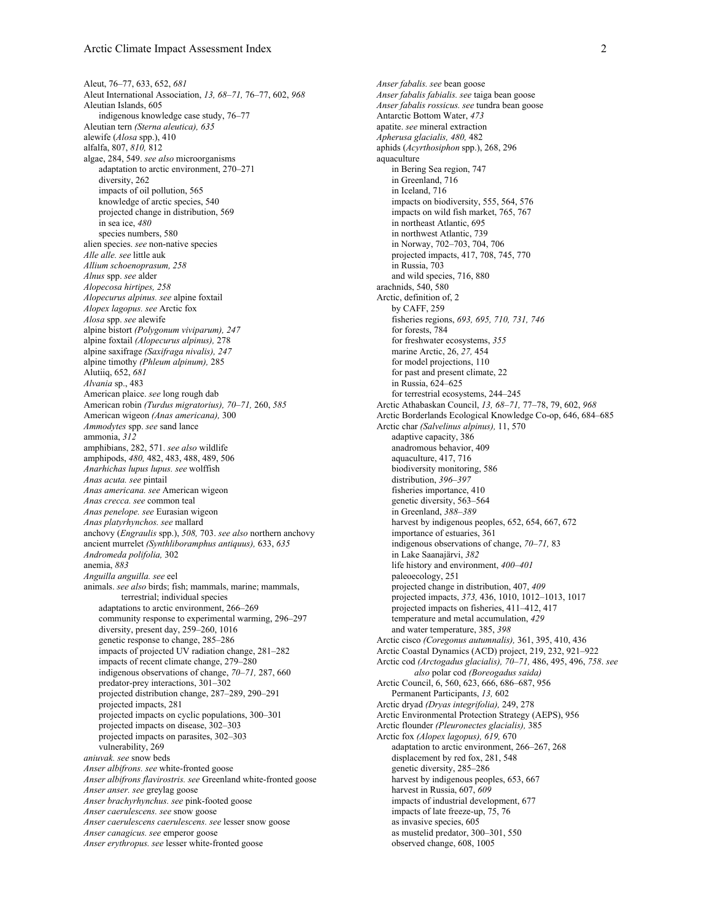Aleut, 76–77, 633, 652, *681*
Aleut International Association, *13, 68–71,* 76–77, 602, *968*
Aleutian Islands, 605
  indigenous knowledge case study, 76–77
Aleutian tern *(Sterna aleutica), 635*
alewife (*Alosa* spp.), 410
alfalfa, 807, *810,* 812
algae, 284, 549. *see also* microorganisms
  adaptation to arctic environment, 270–271
  diversity, 262
  impacts of oil pollution, 565
  knowledge of arctic species, 540
  projected change in distribution, 569
  in sea ice, *480*
  species numbers, 580
alien species. *see* non-native species
*Alle alle. see* little auk
*Allium schoenoprasum, 258*
*Alnus* spp. *see* alder
*Alopecosa hirtipes, 258*
*Alopecurus alpinus. see* alpine foxtail
*Alopex lagopus. see* Arctic fox
*Alosa* spp. *see* alewife
alpine bistort *(Polygonum viviparum), 247*
alpine foxtail *(Alopecurus alpinus),* 278
alpine saxifrage *(Saxifraga nivalis), 247*
alpine timothy *(Phleum alpinum),* 285
Alutiiq, 652, *681*
*Alvania* sp., 483
American plaice. *see* long rough dab
American robin *(Turdus migratorius), 70–71,* 260, *585*
American wigeon *(Anas americana),* 300
*Ammodytes* spp. *see* sand lance
ammonia, *312*
amphibians, 282, 571. *see also* wildlife
amphipods, *480,* 482, 483, 488, 489, 506
*Anarhichas lupus lupus. see* wolffish
*Anas acuta. see* pintail
*Anas americana. see* American wigeon
*Anas crecca. see* common teal
*Anas penelope. see* Eurasian wigeon
*Anas platyrhynchos. see* mallard
anchovy (*Engraulis* spp.), *508,* 703. *see also* northern anchovy
ancient murrelet *(Synthliboramphus antiquus),* 633, *635*
*Andromeda polifolia,* 302
anemia, *883*
*Anguilla anguilla. see* eel
animals. *see also* birds; fish; mammals, marine; mammals, terrestrial; individual species
  adaptations to arctic environment, 266–269
  community response to experimental warming, 296–297
  diversity, present day, 259–260, 1016
  genetic response to change, 285–286
  impacts of projected UV radiation change, 281–282
  impacts of recent climate change, 279–280
  indigenous observations of change, *70–71,* 287, 660
  predator-prey interactions, 301–302
  projected distribution change, 287–289, 290–291
  projected impacts, 281
  projected impacts on cyclic populations, 300–301
  projected impacts on disease, 302–303
  projected impacts on parasites, 302–303
  vulnerability, 269
*aniuvak. see* snow beds
*Anser albifrons. see* white-fronted goose
*Anser albifrons flavirostris. see* Greenland white-fronted goose
*Anser anser. see* greylag goose
*Anser brachyrhynchus. see* pink-footed goose
*Anser caerulescens. see* snow goose
*Anser caerulescens caerulescens. see* lesser snow goose
*Anser canagicus. see* emperor goose
*Anser erythropus. see* lesser white-fronted goose
*Anser fabalis. see* bean goose
*Anser fabalis fabialis. see* taiga bean goose
*Anser fabalis rossicus. see* tundra bean goose
Antarctic Bottom Water, *473*
apatite. *see* mineral extraction
*Apherusa glacialis, 480,* 482
aphids (*Acyrthosiphon* spp.), 268, 296
aquaculture
  in Bering Sea region, 747
  in Greenland, 716
  in Iceland, 716
  impacts on biodiversity, 555, 564, 576
  impacts on wild fish market, 765, 767
  in northeast Atlantic, 695
  in northwest Atlantic, 739
  in Norway, 702–703, 704, 706
  projected impacts, 417, 708, 745, 770
  in Russia, 703
  and wild species, 716, 880
arachnids, 540, 580
Arctic, definition of, 2
  by CAFF, 259
  fisheries regions, *693, 695, 710, 731, 746*
  for forests, 784
  for freshwater ecosystems, *355*
  marine Arctic, 26, *27,* 454
  for model projections, 110
  for past and present climate, 22
  in Russia, 624–625
  for terrestrial ecosystems, 244–245
Arctic Athabaskan Council, *13, 68–71,* 77–78, 79, 602, *968*
Arctic Borderlands Ecological Knowledge Co-op, 646, 684–685
Arctic char *(Salvelinus alpinus),* 11, 570
  adaptive capacity, 386
  anadromous behavior, 409
  aquaculture, 417, 716
  biodiversity monitoring, 586
  distribution, *396–397*
  fisheries importance, 410
  genetic diversity, 563–564
  in Greenland, *388–389*
  harvest by indigenous peoples, 652, 654, 667, 672
  importance of estuaries, 361
  indigenous observations of change, *70–71,* 83
  in Lake Saanajärvi, *382*
  life history and environment, *400–401*
  paleoecology, 251
  projected change in distribution, 407, *409*
  projected impacts, *373,* 436, 1010, 1012–1013, 1017
  projected impacts on fisheries, 411–412, 417
  temperature and metal accumulation, *429*
  and water temperature, 385, *398*
Arctic cisco *(Coregonus autumnalis),* 361, 395, 410, 436
Arctic Coastal Dynamics (ACD) project, 219, 232, 921–922
Arctic cod *(Arctogadus glacialis), 70–71,* 486, 495, 496, *758*. *see also* polar cod *(Boreogadus saida)*
Arctic Council, 6, 560, 623, 666, 686–687, 956
  Permanent Participants, *13,* 602
Arctic dryad *(Dryas integrifolia),* 249, 278
Arctic Environmental Protection Strategy (AEPS), 956
Arctic flounder *(Pleuronectes glacialis),* 385
Arctic fox *(Alopex lagopus), 619,* 670
  adaptation to arctic environment, 266–267, 268
  displacement by red fox, 281, 548
  genetic diversity, 285–286
  harvest by indigenous peoples, 653, 667
  harvest in Russia, 607, *609*
  impacts of industrial development, 677
  impacts of late freeze-up, 75, 76
  as invasive species, 605
  as mustelid predator, 300–301, 550
  observed change, 608, 1005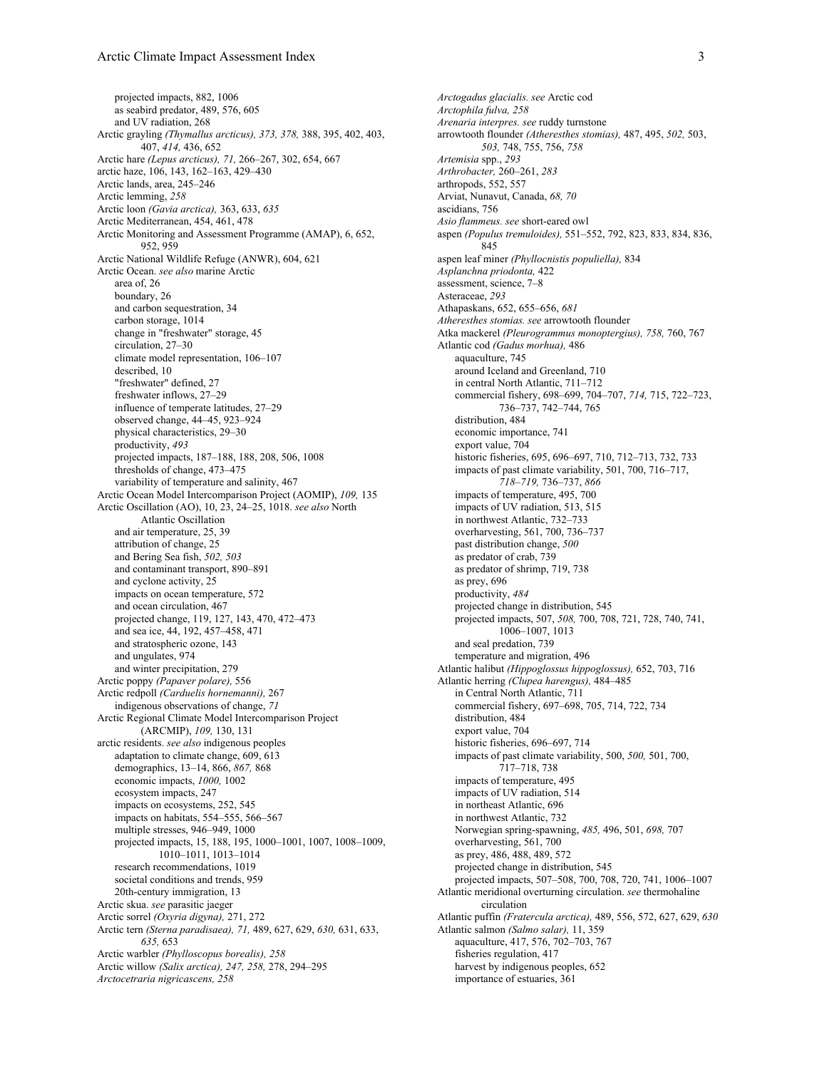projected impacts, 882, 1006
as seabird predator, 489, 576, 605
and UV radiation, 268
Arctic grayling *(Thymallus arcticus), 373, 378,* 388, 395, 402, 403, 407, *414,* 436, 652
Arctic hare *(Lepus arcticus), 71,* 266–267, 302, 654, 667
arctic haze, 106, 143, 162–163, 429–430
Arctic lands, area, 245–246
Arctic lemming, *258*
Arctic loon *(Gavia arctica),* 363, 633, *635*
Arctic Mediterranean, 454, 461, 478
Arctic Monitoring and Assessment Programme (AMAP), 6, 652, 952, 959
Arctic National Wildlife Refuge (ANWR), 604, 621
Arctic Ocean. *see also* marine Arctic
area of, 26
boundary, 26
and carbon sequestration, 34
carbon storage, 1014
change in "freshwater" storage, 45
circulation, 27–30
climate model representation, 106–107
described, 10
"freshwater" defined, 27
freshwater inflows, 27–29
influence of temperate latitudes, 27–29
observed change, 44–45, 923–924
physical characteristics, 29–30
productivity, *493*
projected impacts, 187–188, 188, 208, 506, 1008
thresholds of change, 473–475
variability of temperature and salinity, 467
Arctic Ocean Model Intercomparison Project (AOMIP), *109,* 135
Arctic Oscillation (AO), 10, 23, 24–25, 1018. *see also* North Atlantic Oscillation
and air temperature, 25, 39
attribution of change, 25
and Bering Sea fish, *502, 503*
and contaminant transport, 890–891
and cyclone activity, 25
impacts on ocean temperature, 572
and ocean circulation, 467
projected change, 119, 127, 143, 470, 472–473
and sea ice, 44, 192, 457–458, 471
and stratospheric ozone, 143
and ungulates, 974
and winter precipitation, 279
Arctic poppy *(Papaver polare),* 556
Arctic redpoll *(Carduelis hornemanni),* 267
indigenous observations of change, *71*
Arctic Regional Climate Model Intercomparison Project (ARCMIP), *109,* 130, 131
arctic residents. *see also* indigenous peoples
adaptation to climate change, 609, 613
demographics, 13–14, 866, *867,* 868
economic impacts, *1000,* 1002
ecosystem impacts, 247
impacts on ecosystems, 252, 545
impacts on habitats, 554–555, 566–567
multiple stresses, 946–949, 1000
projected impacts, 15, 188, 195, 1000–1001, 1007, 1008–1009, 1010–1011, 1013–1014
research recommendations, 1019
societal conditions and trends, 959
20th-century immigration, 13
Arctic skua. *see* parasitic jaeger
Arctic sorrel *(Oxyria digyna),* 271, 272
Arctic tern *(Sterna paradisaea), 71,* 489, 627, 629, *630,* 631, 633, *635,* 653
Arctic warbler *(Phylloscopus borealis), 258*
Arctic willow *(Salix arctica), 247, 258,* 278, 294–295
*Arctocetraria nigricascens, 258*
*Arctogadus glacialis. see* Arctic cod
*Arctophila fulva, 258*
*Arenaria interpres. see* ruddy turnstone
arrowtooth flounder *(Atheresthes stomias),* 487, 495, *502,* 503, *503,* 748, 755, 756, *758*
*Artemisia* spp., *293*
*Arthrobacter,* 260–261, *283*
arthropods, 552, 557
Arviat, Nunavut, Canada, *68, 70*
ascidians, 756
*Asio flammeus. see* short-eared owl
aspen *(Populus tremuloides),* 551–552, 792, 823, 833, 834, 836, 845
aspen leaf miner *(Phyllocnistis populiella),* 834
*Asplanchna priodonta,* 422
assessment, science, 7–8
Asteraceae, *293*
Athapaskans, 652, 655–656, *681*
*Atheresthes stomias. see* arrowtooth flounder
Atka mackerel *(Pleurogrammus monoptergius), 758,* 760, 767
Atlantic cod *(Gadus morhua),* 486
aquaculture, 745
around Iceland and Greenland, 710
in central North Atlantic, 711–712
commercial fishery, 698–699, 704–707, *714,* 715, 722–723, 736–737, 742–744, 765
distribution, 484
economic importance, 741
export value, 704
historic fisheries, 695, 696–697, 710, 712–713, 732, 733
impacts of past climate variability, 501, 700, 716–717, *718–719,* 736–737, *866*
impacts of temperature, 495, 700
impacts of UV radiation, 513, 515
in northwest Atlantic, 732–733
overharvesting, 561, 700, 736–737
past distribution change, *500*
as predator of crab, 739
as predator of shrimp, 719, 738
as prey, 696
productivity, *484*
projected change in distribution, 545
projected impacts, 507, *508,* 700, 708, 721, 728, 740, 741, 1006–1007, 1013
and seal predation, 739
temperature and migration, 496
Atlantic halibut *(Hippoglossus hippoglossus),* 652, 703, 716
Atlantic herring *(Clupea harengus),* 484–485
in Central North Atlantic, 711
commercial fishery, 697–698, 705, 714, 722, 734
distribution, 484
export value, 704
historic fisheries, 696–697, 714
impacts of past climate variability, 500, *500,* 501, 700, 717–718, 738
impacts of temperature, 495
impacts of UV radiation, 514
in northeast Atlantic, 696
in northwest Atlantic, 732
Norwegian spring-spawning, *485,* 496, 501, *698,* 707
overharvesting, 561, 700
as prey, 486, 488, 489, 572
projected change in distribution, 545
projected impacts, 507–508, 700, 708, 720, 741, 1006–1007
Atlantic meridional overturning circulation. *see* thermohaline circulation
Atlantic puffin *(Fratercula arctica),* 489, 556, 572, 627, 629, *630*
Atlantic salmon *(Salmo salar),* 11, 359
aquaculture, 417, 576, 702–703, 767
fisheries regulation, 417
harvest by indigenous peoples, 652
importance of estuaries, 361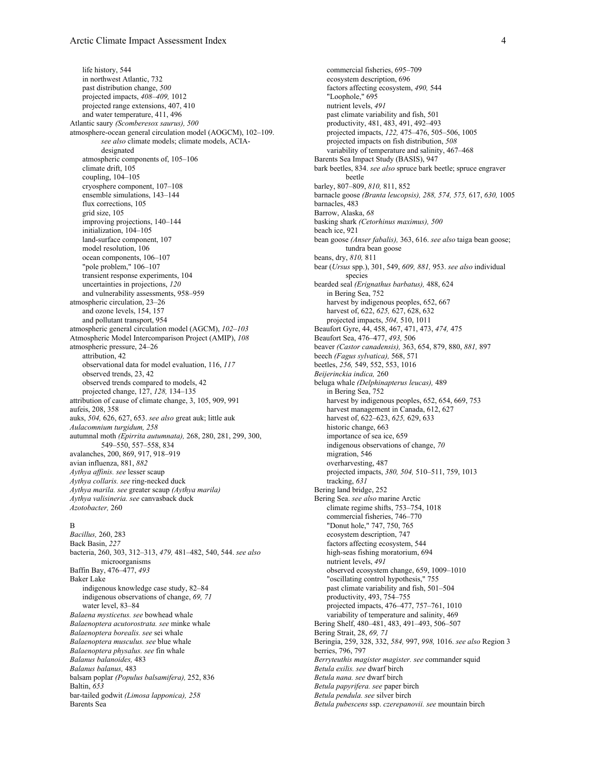life history, 544
  in northwest Atlantic, 732
  past distribution change, *500*
  projected impacts, *408–409,* 1012
  projected range extensions, 407, 410
  and water temperature, 411, 496

Atlantic saury *(Scomberesox saurus), 500*

atmosphere-ocean general circulation model (AOGCM), 102–109. *see also* climate models; climate models, ACIA-designated
  atmospheric components of, 105–106
  climate drift, 105
  coupling, 104–105
  cryosphere component, 107–108
  ensemble simulations, 143–144
  flux corrections, 105
  grid size, 105
  improving projections, 140–144
  initialization, 104–105
  land-surface component, 107
  model resolution, 106
  ocean components, 106–107
  "pole problem," 106–107
  transient response experiments, 104
  uncertainties in projections, *120*
  and vulnerability assessments, 958–959

atmospheric circulation, 23–26
  and ozone levels, 154, 157
  and pollutant transport, 954

atmospheric general circulation model (AGCM), *102–103*

Atmospheric Model Intercomparison Project (AMIP), *108*

atmospheric pressure, 24–26
  attribution, 42
  observational data for model evaluation, 116, *117*
  observed trends, 23, 42
  observed trends compared to models, 42
  projected change, 127, *128,* 134–135

attribution of cause of climate change, 3, 105, 909, 991

aufeis, 208, 358

auks, *504,* 626, 627, 653. *see also* great auk; little auk

*Aulacomnium turgidum, 258*

autumnal moth *(Epirrita autumnata),* 268, 280, 281, 299, 300, 549–550, 557–558, 834

avalanches, 200, 869, 917, 918–919

avian influenza, 881, *882*

*Aythya affinis. see* lesser scaup

*Aythya collaris. see* ring-necked duck

*Aythya marila. see* greater scaup *(Aythya marila)*

*Aythya valisineria. see* canvasback duck

*Azotobacter,* 260

B

*Bacillus,* 260, 283

Back Basin, *227*

bacteria, 260, 303, 312–313, *479,* 481–482, 540, 544. *see also* microorganisms

Baffin Bay, 476–477, *493*

Baker Lake
  indigenous knowledge case study, 82–84
  indigenous observations of change, *69, 71*
  water level, 83–84

*Balaena mysticetus. see* bowhead whale

*Balaenoptera acutorostrata. see* minke whale

*Balaenoptera borealis. see* sei whale

*Balaenoptera musculus. see* blue whale

*Balaenoptera physalus. see* fin whale

*Balanus balanoides,* 483

*Balanus balanus,* 483

balsam poplar *(Populus balsamifera),* 252, 836

Baltin, *653*

bar-tailed godwit *(Limosa lapponica), 258*

Barents Sea
  commercial fisheries, 695–709
  ecosystem description, 696
  factors affecting ecosystem, *490,* 544
  "Loophole," 695
  nutrient levels, *491*
  past climate variability and fish, 501
  productivity, 481, 483, 491, 492–493
  projected impacts, *122,* 475–476, 505–506, 1005
  projected impacts on fish distribution, *508*
  variability of temperature and salinity, 467–468

Barents Sea Impact Study (BASIS), 947

bark beetles, 834. *see also* spruce bark beetle; spruce engraver beetle

barley, 807–809, *810,* 811, 852

barnacle goose *(Branta leucopsis), 288, 574, 575,* 617, *630,* 1005

barnacles, 483

Barrow, Alaska, *68*

basking shark *(Cetorhinus maximus), 500*

beach ice, 921

bean goose *(Anser fabalis),* 363, 616. *see also* taiga bean goose; tundra bean goose

beans, dry, *810,* 811

bear (*Ursus* spp.), 301, 549, *609, 881,* 953. *see also* individual species

bearded seal *(Erignathus barbatus),* 488, 624
  in Bering Sea, 752
  harvest by indigenous peoples, 652, 667
  harvest of, 622, *625,* 627, 628, 632
  projected impacts, *504,* 510, 1011

Beaufort Gyre, 44, 458, 467, 471, 473, *474,* 475

Beaufort Sea, 476–477, *493,* 506

beaver *(Castor canadensis),* 363, 654, 879, 880, *881,* 897

beech *(Fagus sylvatica),* 568, 571

beetles, *256,* 549, 552, 553, 1016

*Beijerinckia indica,* 260

beluga whale *(Delphinapterus leucas),* 489
  in Bering Sea, 752
  harvest by indigenous peoples, 652, 654, 669, 753
  harvest management in Canada, 612, 627
  harvest of, 622–623, *625,* 629, 633
  historic change, 663
  importance of sea ice, 659
  indigenous observations of change, *70*
  migration, 546
  overharvesting, 487
  projected impacts, *380, 504,* 510–511, 759, 1013
  tracking, *631*

Bering land bridge, 252

Bering Sea. *see also* marine Arctic
  climate regime shifts, 753–754, 1018
  commercial fisheries, 746–770
  "Donut hole," 747, 750, 765
  ecosystem description, 747
  factors affecting ecosystem, 544
  high-seas fishing moratorium, 694
  nutrient levels, *491*
  observed ecosystem change, 659, 1009–1010
  "oscillating control hypothesis," 755
  past climate variability and fish, 501–504
  productivity, 493, 754–755
  projected impacts, 476–477, 757–761, 1010
  variability of temperature and salinity, 469

Bering Shelf, 480–481, 483, 491–493, 506–507

Bering Strait, 28, *69, 71*

Beringia, 259, 328, 332, *584,* 997, *998,* 1016. *see also* Region 3

berries, 796, 797

*Berryteuthis magister magister. see* commander squid

*Betula exilis. see* dwarf birch

*Betula nana. see* dwarf birch

*Betula papyrifera. see* paper birch

*Betula pendula. see* silver birch

*Betula pubescens* ssp. *czerepanovii. see* mountain birch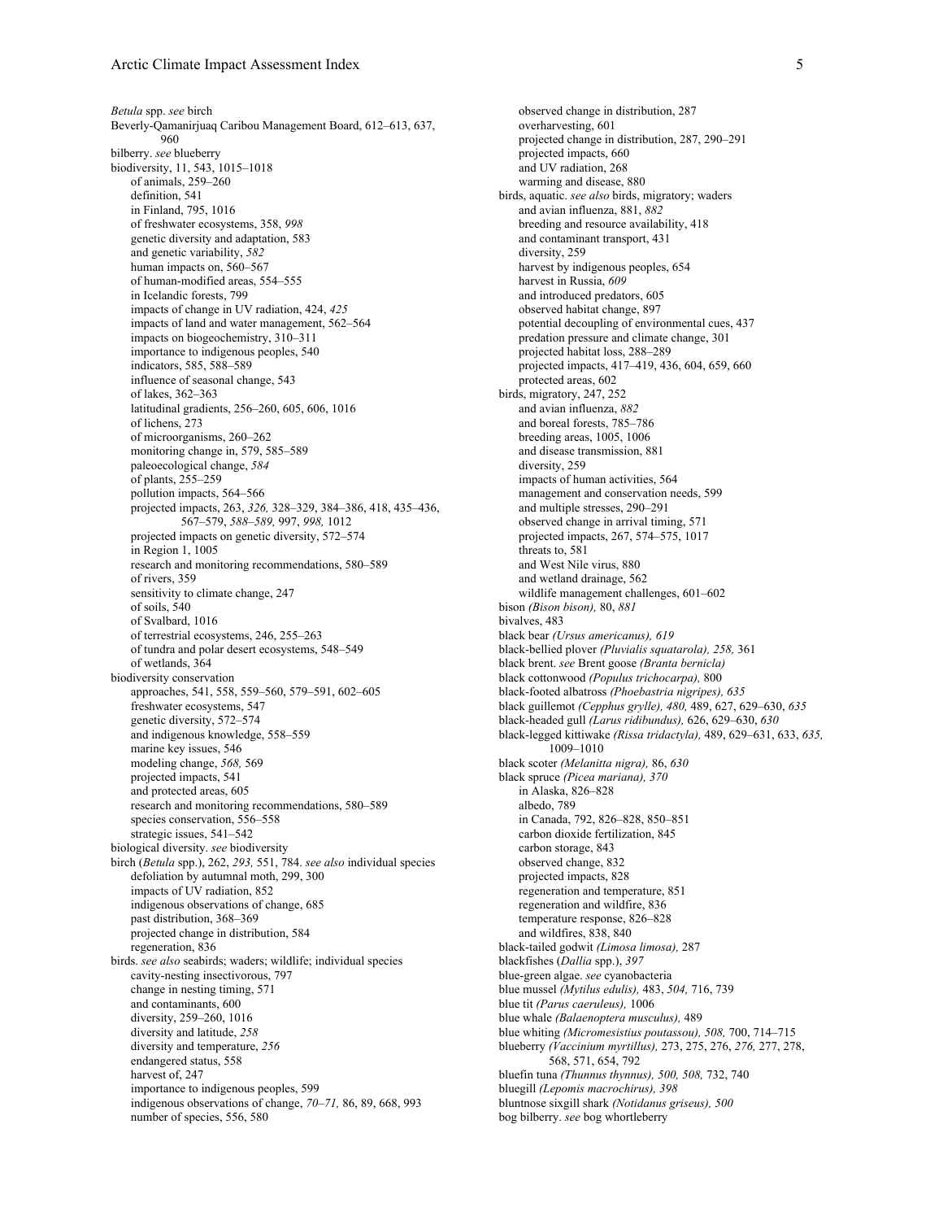*Betula* spp. *see* birch
Beverly-Qamanirjuaq Caribou Management Board, 612–613, 637, 960
bilberry. *see* blueberry
biodiversity, 11, 543, 1015–1018
    of animals, 259–260
    definition, 541
    in Finland, 795, 1016
    of freshwater ecosystems, 358, *998*
    genetic diversity and adaptation, 583
    and genetic variability, *582*
    human impacts on, 560–567
    of human-modified areas, 554–555
    in Icelandic forests, 799
    impacts of change in UV radiation, 424, *425*
    impacts of land and water management, 562–564
    impacts on biogeochemistry, 310–311
    importance to indigenous peoples, 540
    indicators, 585, 588–589
    influence of seasonal change, 543
    of lakes, 362–363
    latitudinal gradients, 256–260, 605, 606, 1016
    of lichens, 273
    of microorganisms, 260–262
    monitoring change in, 579, 585–589
    paleoecological change, *584*
    of plants, 255–259
    pollution impacts, 564–566
    projected impacts, 263, *326,* 328–329, 384–386, 418, 435–436, 567–579, *588–589,* 997, *998,* 1012
    projected impacts on genetic diversity, 572–574
    in Region 1, 1005
    research and monitoring recommendations, 580–589
    of rivers, 359
    sensitivity to climate change, 247
    of soils, 540
    of Svalbard, 1016
    of terrestrial ecosystems, 246, 255–263
    of tundra and polar desert ecosystems, 548–549
    of wetlands, 364
biodiversity conservation
    approaches, 541, 558, 559–560, 579–591, 602–605
    freshwater ecosystems, 547
    genetic diversity, 572–574
    and indigenous knowledge, 558–559
    marine key issues, 546
    modeling change, *568,* 569
    projected impacts, 541
    and protected areas, 605
    research and monitoring recommendations, 580–589
    species conservation, 556–558
    strategic issues, 541–542
biological diversity. *see* biodiversity
birch (*Betula* spp.), 262, *293,* 551, 784. *see also* individual species
    defoliation by autumnal moth, 299, 300
    impacts of UV radiation, 852
    indigenous observations of change, 685
    past distribution, 368–369
    projected change in distribution, 584
    regeneration, 836
birds. *see also* seabirds; waders; wildlife; individual species
    cavity-nesting insectivorous, 797
    change in nesting timing, 571
    and contaminants, 600
    diversity, 259–260, 1016
    diversity and latitude, *258*
    diversity and temperature, *256*
    endangered status, 558
    harvest of, 247
    importance to indigenous peoples, 599
    indigenous observations of change, *70–71,* 86, 89, 668, 993
    number of species, 556, 580
    observed change in distribution, 287
    overharvesting, 601
    projected change in distribution, 287, 290–291
    projected impacts, 660
    and UV radiation, 268
    warming and disease, 880
birds, aquatic. *see also* birds, migratory; waders
    and avian influenza, 881, *882*
    breeding and resource availability, 418
    and contaminant transport, 431
    diversity, 259
    harvest by indigenous peoples, 654
    harvest in Russia, *609*
    and introduced predators, 605
    observed habitat change, 897
    potential decoupling of environmental cues, 437
    predation pressure and climate change, 301
    projected habitat loss, 288–289
    projected impacts, 417–419, 436, 604, 659, 660
    protected areas, 602
birds, migratory, 247, 252
    and avian influenza, *882*
    and boreal forests, 785–786
    breeding areas, 1005, 1006
    and disease transmission, 881
    diversity, 259
    impacts of human activities, 564
    management and conservation needs, 599
    and multiple stresses, 290–291
    observed change in arrival timing, 571
    projected impacts, 267, 574–575, 1017
    threats to, 581
    and West Nile virus, 880
    and wetland drainage, 562
    wildlife management challenges, 601–602
bison *(Bison bison),* 80, *881*
bivalves, 483
black bear *(Ursus americanus), 619*
black-bellied plover *(Pluvialis squatarola), 258,* 361
black brent. *see* Brent goose *(Branta bernicla)*
black cottonwood *(Populus trichocarpa),* 800
black-footed albatross *(Phoebastria nigripes), 635*
black guillemot *(Cepphus grylle), 480,* 489, 627, 629–630, *635*
black-headed gull *(Larus ridibundus),* 626, 629–630, *630*
black-legged kittiwake *(Rissa tridactyla),* 489, 629–631, 633, *635,* 1009–1010
black scoter *(Melanitta nigra),* 86, *630*
black spruce *(Picea mariana), 370*
    in Alaska, 826–828
    albedo, 789
    in Canada, 792, 826–828, 850–851
    carbon dioxide fertilization, 845
    carbon storage, 843
    observed change, 832
    projected impacts, 828
    regeneration and temperature, 851
    regeneration and wildfire, 836
    temperature response, 826–828
    and wildfires, 838, 840
black-tailed godwit *(Limosa limosa),* 287
blackfishes (*Dallia* spp.), *397*
blue-green algae. *see* cyanobacteria
blue mussel *(Mytilus edulis),* 483, *504,* 716, 739
blue tit *(Parus caeruleus),* 1006
blue whale *(Balaenoptera musculus),* 489
blue whiting *(Micromesistius poutassou), 508,* 700, 714–715
blueberry *(Vaccinium myrtillus),* 273, 275, 276, *276,* 277, 278, 568, 571, 654, 792
bluefin tuna *(Thunnus thynnus), 500, 508,* 732, 740
bluegill *(Lepomis macrochirus), 398*
bluntnose sixgill shark *(Notidanus griseus), 500*
bog bilberry. *see* bog whortleberry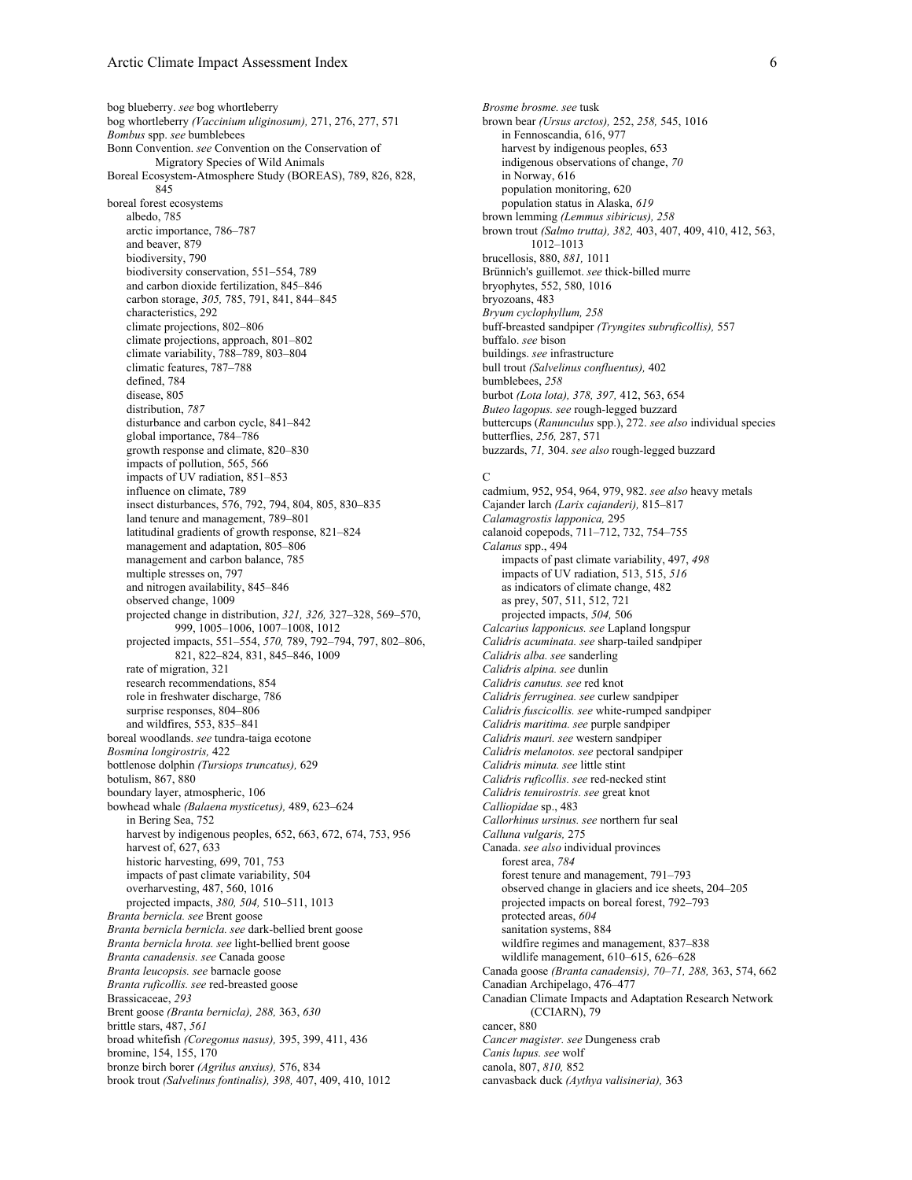bog blueberry. *see* bog whortleberry
bog whortleberry *(Vaccinium uliginosum),* 271, 276, 277, 571
*Bombus* spp. *see* bumblebees
Bonn Convention. *see* Convention on the Conservation of Migratory Species of Wild Animals
Boreal Ecosystem-Atmosphere Study (BOREAS), 789, 826, 828, 845
boreal forest ecosystems
- albedo, 785
- arctic importance, 786–787
- and beaver, 879
- biodiversity, 790
- biodiversity conservation, 551–554, 789
- and carbon dioxide fertilization, 845–846
- carbon storage, *305,* 785, 791, 841, 844–845
- characteristics, 292
- climate projections, 802–806
- climate projections, approach, 801–802
- climate variability, 788–789, 803–804
- climatic features, 787–788
- defined, 784
- disease, 805
- distribution, *787*
- disturbance and carbon cycle, 841–842
- global importance, 784–786
- growth response and climate, 820–830
- impacts of pollution, 565, 566
- impacts of UV radiation, 851–853
- influence on climate, 789
- insect disturbances, 576, 792, 794, 804, 805, 830–835
- land tenure and management, 789–801
- latitudinal gradients of growth response, 821–824
- management and adaptation, 805–806
- management and carbon balance, 785
- multiple stresses on, 797
- and nitrogen availability, 845–846
- observed change, 1009
- projected change in distribution, *321, 326,* 327–328, 569–570, 999, 1005–1006, 1007–1008, 1012
- projected impacts, 551–554, *570,* 789, 792–794, 797, 802–806, 821, 822–824, 831, 845–846, 1009
- rate of migration, 321
- research recommendations, 854
- role in freshwater discharge, 786
- surprise responses, 804–806
- and wildfires, 553, 835–841

boreal woodlands. *see* tundra-taiga ecotone
*Bosmina longirostris,* 422
bottlenose dolphin *(Tursiops truncatus),* 629
botulism, 867, 880
boundary layer, atmospheric, 106
bowhead whale *(Balaena mysticetus),* 489, 623–624
- in Bering Sea, 752
- harvest by indigenous peoples, 652, 663, 672, 674, 753, 956
- harvest of, 627, 633
- historic harvesting, 699, 701, 753
- impacts of past climate variability, 504
- overharvesting, 487, 560, 1016
- projected impacts, *380, 504,* 510–511, 1013

*Branta bernicla. see* Brent goose
*Branta bernicla bernicla. see* dark-bellied brent goose
*Branta bernicla hrota. see* light-bellied brent goose
*Branta canadensis. see* Canada goose
*Branta leucopsis. see* barnacle goose
*Branta ruficollis. see* red-breasted goose
Brassicaceae, *293*
Brent goose *(Branta bernicla), 288,* 363, *630*
brittle stars, 487, *561*
broad whitefish *(Coregonus nasus),* 395, 399, 411, 436
bromine, 154, 155, 170
bronze birch borer *(Agrilus anxius),* 576, 834
brook trout *(Salvelinus fontinalis), 398,* 407, 409, 410, 1012
*Brosme brosme. see* tusk
brown bear *(Ursus arctos),* 252, *258,* 545, 1016
- in Fennoscandia, 616, 977
- harvest by indigenous peoples, 653
- indigenous observations of change, *70*
- in Norway, 616
- population monitoring, 620
- population status in Alaska, *619*

brown lemming *(Lemmus sibiricus), 258*
brown trout *(Salmo trutta), 382,* 403, 407, 409, 410, 412, 563, 1012–1013
brucellosis, 880, *881,* 1011
Brünnich's guillemot. *see* thick-billed murre
bryophytes, 552, 580, 1016
bryozoans, 483
*Bryum cyclophyllum, 258*
buff-breasted sandpiper *(Tryngites subruficollis),* 557
buffalo. *see* bison
buildings. *see* infrastructure
bull trout *(Salvelinus confluentus),* 402
bumblebees, *258*
burbot *(Lota lota), 378, 397,* 412, 563, 654
*Buteo lagopus. see* rough-legged buzzard
buttercups (*Ranunculus* spp.), 272. *see also* individual species
butterflies, *256,* 287, 571
buzzards, *71,* 304. *see also* rough-legged buzzard

C

cadmium, 952, 954, 964, 979, 982. *see also* heavy metals
Cajander larch *(Larix cajanderi),* 815–817
*Calamagrostis lapponica,* 295
calanoid copepods, 711–712, 732, 754–755
*Calanus* spp., 494
- impacts of past climate variability, 497, *498*
- impacts of UV radiation, 513, 515, *516*
- as indicators of climate change, 482
- as prey, 507, 511, 512, 721
- projected impacts, *504,* 506

*Calcarius lapponicus. see* Lapland longspur
*Calidris acuminata. see* sharp-tailed sandpiper
*Calidris alba. see* sanderling
*Calidris alpina. see* dunlin
*Calidris canutus. see* red knot
*Calidris ferruginea. see* curlew sandpiper
*Calidris fuscicollis. see* white-rumped sandpiper
*Calidris maritima. see* purple sandpiper
*Calidris mauri. see* western sandpiper
*Calidris melanotos. see* pectoral sandpiper
*Calidris minuta. see* little stint
*Calidris ruficollis. see* red-necked stint
*Calidris tenuirostris. see* great knot
*Calliopidae* sp., 483
*Callorhinus ursinus. see* northern fur seal
*Calluna vulgaris,* 275
Canada. *see also* individual provinces
- forest area, *784*
- forest tenure and management, 791–793
- observed change in glaciers and ice sheets, 204–205
- projected impacts on boreal forest, 792–793
- protected areas, *604*
- sanitation systems, 884
- wildfire regimes and management, 837–838
- wildlife management, 610–615, 626–628

Canada goose *(Branta canadensis), 70–71, 288,* 363, 574, 662
Canadian Archipelago, 476–477
Canadian Climate Impacts and Adaptation Research Network (CCIARN), 79
cancer, 880
*Cancer magister. see* Dungeness crab
*Canis lupus. see* wolf
canola, 807, *810,* 852
canvasback duck *(Aythya valisineria),* 363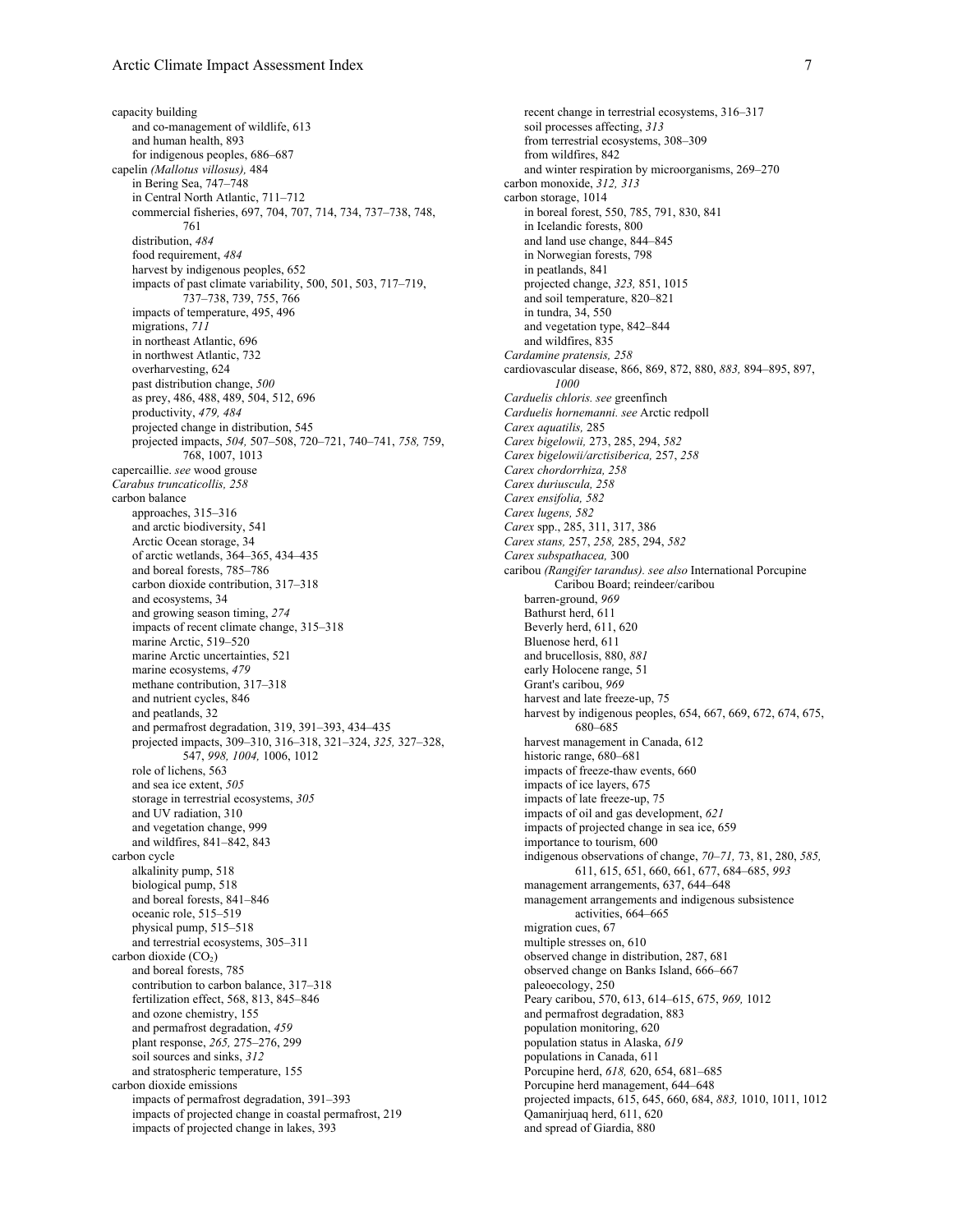capacity building
- and co-management of wildlife, 613
- and human health, 893
- for indigenous peoples, 686–687

capelin *(Mallotus villosus),* 484
- in Bering Sea, 747–748
- in Central North Atlantic, 711–712
- commercial fisheries, 697, 704, 707, 714, 734, 737–738, 748, 761
- distribution, *484*
- food requirement, *484*
- harvest by indigenous peoples, 652
- impacts of past climate variability, 500, 501, 503, 717–719, 737–738, 739, 755, 766
- impacts of temperature, 495, 496
- migrations, *711*
- in northeast Atlantic, 696
- in northwest Atlantic, 732
- overharvesting, 624
- past distribution change, *500*
- as prey, 486, 488, 489, 504, 512, 696
- productivity, *479, 484*
- projected change in distribution, 545
- projected impacts, *504,* 507–508, 720–721, 740–741, *758,* 759, 768, 1007, 1013

capercaillie. *see* wood grouse

*Carabus truncaticollis, 258*

carbon balance
- approaches, 315–316
- and arctic biodiversity, 541
- Arctic Ocean storage, 34
- of arctic wetlands, 364–365, 434–435
- and boreal forests, 785–786
- carbon dioxide contribution, 317–318
- and ecosystems, 34
- and growing season timing, *274*
- impacts of recent climate change, 315–318
- marine Arctic, 519–520
- marine Arctic uncertainties, 521
- marine ecosystems, *479*
- methane contribution, 317–318
- and nutrient cycles, 846
- and peatlands, 32
- and permafrost degradation, 319, 391–393, 434–435
- projected impacts, 309–310, 316–318, 321–324, *325,* 327–328, 547, *998, 1004,* 1006, 1012
- role of lichens, 563
- and sea ice extent, *505*
- storage in terrestrial ecosystems, *305*
- and UV radiation, 310
- and vegetation change, 999
- and wildfires, 841–842, 843

carbon cycle
- alkalinity pump, 518
- biological pump, 518
- and boreal forests, 841–846
- oceanic role, 515–519
- physical pump, 515–518
- and terrestrial ecosystems, 305–311

carbon dioxide ($CO_2$)
- and boreal forests, 785
- contribution to carbon balance, 317–318
- fertilization effect, 568, 813, 845–846
- and ozone chemistry, 155
- and permafrost degradation, *459*
- plant response, *265,* 275–276, 299
- soil sources and sinks, *312*
- and stratospheric temperature, 155

carbon dioxide emissions
- impacts of permafrost degradation, 391–393
- impacts of projected change in coastal permafrost, 219
- impacts of projected change in lakes, 393
- recent change in terrestrial ecosystems, 316–317
- soil processes affecting, *313*
- from terrestrial ecosystems, 308–309
- from wildfires, 842
- and winter respiration by microorganisms, 269–270

carbon monoxide, *312, 313*

carbon storage, 1014
- in boreal forest, 550, 785, 791, 830, 841
- in Icelandic forests, 800
- and land use change, 844–845
- in Norwegian forests, 798
- in peatlands, 841
- projected change, *323,* 851, 1015
- and soil temperature, 820–821
- in tundra, 34, 550
- and vegetation type, 842–844
- and wildfires, 835

*Cardamine pratensis, 258*

cardiovascular disease, 866, 869, 872, 880, *883,* 894–895, 897, *1000*

*Carduelis chloris. see* greenfinch

*Carduelis hornemanni. see* Arctic redpoll

*Carex aquatilis,* 285

*Carex bigelowii,* 273, 285, 294, *582*

*Carex bigelowii/arctisiberica,* 257, *258*

*Carex chordorrhiza, 258*

*Carex duriuscula, 258*

*Carex ensifolia, 582*

*Carex lugens, 582*

*Carex* spp., 285, 311, 317, 386

*Carex stans,* 257, *258,* 285, 294, *582*

*Carex subspathacea,* 300

caribou *(Rangifer tarandus). see also* International Porcupine Caribou Board; reindeer/caribou
- barren-ground, *969*
- Bathurst herd, 611
- Beverly herd, 611, 620
- Bluenose herd, 611
- and brucellosis, 880, *881*
- early Holocene range, 51
- Grant's caribou, *969*
- harvest and late freeze-up, 75
- harvest by indigenous peoples, 654, 667, 669, 672, 674, 675, 680–685
- harvest management in Canada, 612
- historic range, 680–681
- impacts of freeze-thaw events, 660
- impacts of ice layers, 675
- impacts of late freeze-up, 75
- impacts of oil and gas development, *621*
- impacts of projected change in sea ice, 659
- importance to tourism, 600
- indigenous observations of change, *70–71,* 73, 81, 280, *585,* 611, 615, 651, 660, 661, 677, 684–685, *993*
- management arrangements, 637, 644–648
- management arrangements and indigenous subsistence activities, 664–665
- migration cues, 67
- multiple stresses on, 610
- observed change in distribution, 287, 681
- observed change on Banks Island, 666–667
- paleoecology, 250
- Peary caribou, 570, 613, 614–615, 675, *969,* 1012
- and permafrost degradation, 883
- population monitoring, 620
- population status in Alaska, *619*
- populations in Canada, 611
- Porcupine herd, *618,* 620, 654, 681–685
- Porcupine herd management, 644–648
- projected impacts, 615, 645, 660, 684, *883,* 1010, 1011, 1012
- Qamanirjuaq herd, 611, 620
- and spread of Giardia, 880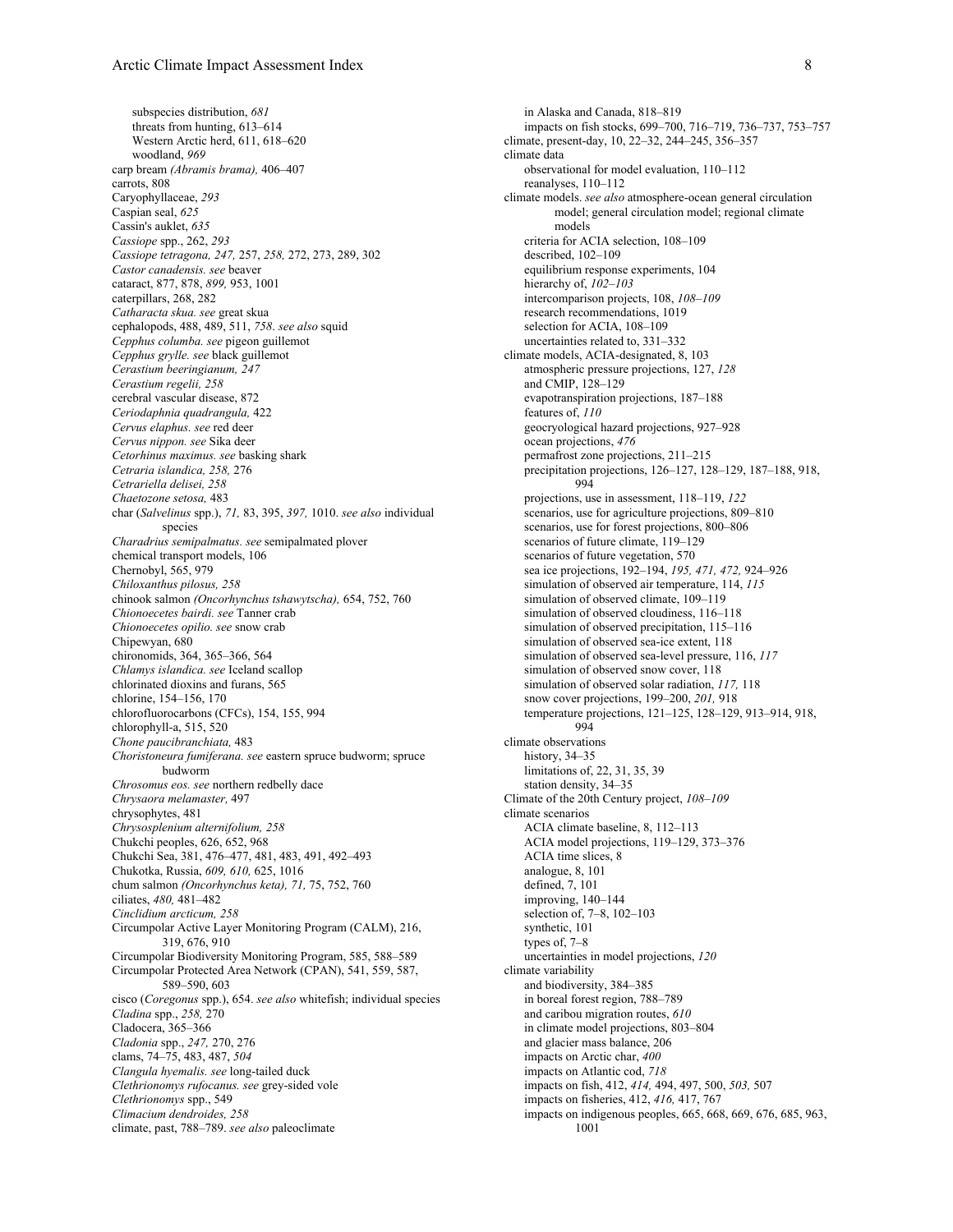subspecies distribution, *681*
threats from hunting, 613–614
Western Arctic herd, 611, 618–620
woodland, *969*

carp bream *(Abramis brama),* 406–407
carrots, 808
Caryophyllaceae, *293*
Caspian seal, *625*
Cassin's auklet, *635*
*Cassiope* spp., 262, *293*
*Cassiope tetragona, 247,* 257, *258,* 272, 273, 289, 302
*Castor canadensis. see* beaver
cataract, 877, 878, *899,* 953, 1001
caterpillars, 268, 282
*Catharacta skua. see* great skua
cephalopods, 488, 489, 511, *758*. *see also* squid
*Cepphus columba. see* pigeon guillemot
*Cepphus grylle. see* black guillemot
*Cerastium beeringianum, 247*
*Cerastium regelii, 258*
cerebral vascular disease, 872
*Ceriodaphnia quadrangula,* 422
*Cervus elaphus. see* red deer
*Cervus nippon. see* Sika deer
*Cetorhinus maximus. see* basking shark
*Cetraria islandica, 258,* 276
*Cetrariella delisei, 258*
*Chaetozone setosa,* 483
char (*Salvelinus* spp.), *71,* 83, 395, *397,* 1010. *see also* individual species
*Charadrius semipalmatus. see* semipalmated plover
chemical transport models, 106
Chernobyl, 565, 979
*Chiloxanthus pilosus, 258*
chinook salmon *(Oncorhynchus tshawytscha),* 654, 752, 760
*Chionoecetes bairdi. see* Tanner crab
*Chionoecetes opilio. see* snow crab
Chipewyan, 680
chironomids, 364, 365–366, 564
*Chlamys islandica. see* Iceland scallop
chlorinated dioxins and furans, 565
chlorine, 154–156, 170
chlorofluorocarbons (CFCs), 154, 155, 994
chlorophyll-a, 515, 520
*Chone paucibranchiata,* 483
*Choristoneura fumiferana. see* eastern spruce budworm; spruce budworm
*Chrosomus eos. see* northern redbelly dace
*Chrysaora melamaster,* 497
chrysophytes, 481
*Chrysosplenium alternifolium, 258*
Chukchi peoples, 626, 652, 968
Chukchi Sea, 381, 476–477, 481, 483, 491, 492–493
Chukotka, Russia, *609, 610,* 625, 1016
chum salmon *(Oncorhynchus keta), 71,* 75, 752, 760
ciliates, *480,* 481–482
*Cinclidium arcticum, 258*
Circumpolar Active Layer Monitoring Program (CALM), 216, 319, 676, 910
Circumpolar Biodiversity Monitoring Program, 585, 588–589
Circumpolar Protected Area Network (CPAN), 541, 559, 587, 589–590, 603
cisco (*Coregonus* spp.), 654. *see also* whitefish; individual species
*Cladina* spp., *258,* 270
Cladocera, 365–366
*Cladonia* spp., *247,* 270, 276
clams, 74–75, 483, 487, *504*
*Clangula hyemalis. see* long-tailed duck
*Clethrionomys rufocanus. see* grey-sided vole
*Clethrionomys* spp., 549
*Climacium dendroides, 258*
climate, past, 788–789. *see also* paleoclimate
in Alaska and Canada, 818–819
impacts on fish stocks, 699–700, 716–719, 736–737, 753–757

climate, present-day, 10, 22–32, 244–245, 356–357
climate data
observational for model evaluation, 110–112
reanalyses, 110–112

climate models. *see also* atmosphere-ocean general circulation model; general circulation model; regional climate models
criteria for ACIA selection, 108–109
described, 102–109
equilibrium response experiments, 104
hierarchy of, *102–103*
intercomparison projects, 108, *108–109*
research recommendations, 1019
selection for ACIA, 108–109
uncertainties related to, 331–332

climate models, ACIA-designated, 8, 103
atmospheric pressure projections, 127, *128*
and CMIP, 128–129
evapotranspiration projections, 187–188
features of, *110*
geocryological hazard projections, 927–928
ocean projections, *476*
permafrost zone projections, 211–215
precipitation projections, 126–127, 128–129, 187–188, 918, 994
projections, use in assessment, 118–119, *122*
scenarios, use for agriculture projections, 809–810
scenarios, use for forest projections, 800–806
scenarios of future climate, 119–129
scenarios of future vegetation, 570
sea ice projections, 192–194, *195, 471, 472,* 924–926
simulation of observed air temperature, 114, *115*
simulation of observed climate, 109–119
simulation of observed cloudiness, 116–118
simulation of observed precipitation, 115–116
simulation of observed sea-ice extent, 118
simulation of observed sea-level pressure, 116, *117*
simulation of observed snow cover, 118
simulation of observed solar radiation, *117,* 118
snow cover projections, 199–200, *201,* 918
temperature projections, 121–125, 128–129, 913–914, 918, 994

climate observations
history, 34–35
limitations of, 22, 31, 35, 39
station density, 34–35

Climate of the 20th Century project, *108–109*
climate scenarios
ACIA climate baseline, 8, 112–113
ACIA model projections, 119–129, 373–376
ACIA time slices, 8
analogue, 8, 101
defined, 7, 101
improving, 140–144
selection of, 7–8, 102–103
synthetic, 101
types of, 7–8
uncertainties in model projections, *120*

climate variability
and biodiversity, 384–385
in boreal forest region, 788–789
and caribou migration routes, *610*
in climate model projections, 803–804
and glacier mass balance, 206
impacts on Arctic char, *400*
impacts on Atlantic cod, *718*
impacts on fish, 412, *414,* 494, 497, 500, *503,* 507
impacts on fisheries, 412, *416,* 417, 767
impacts on indigenous peoples, 665, 668, 669, 676, 685, 963, 1001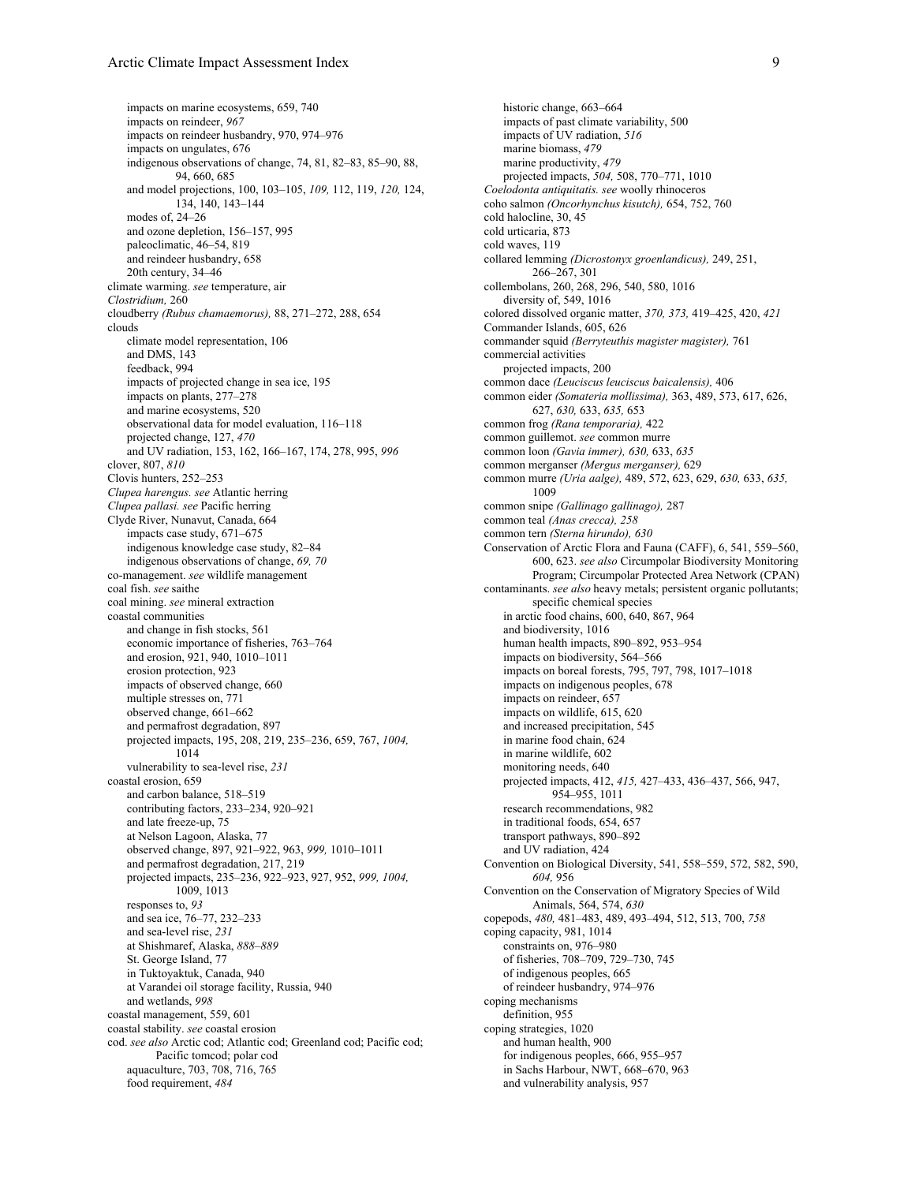impacts on marine ecosystems, 659, 740
impacts on reindeer, *967*
impacts on reindeer husbandry, 970, 974–976
impacts on ungulates, 676
indigenous observations of change, 74, 81, 82–83, 85–90, 88, 94, 660, 685
and model projections, 100, 103–105, *109,* 112, 119, *120,* 124, 134, 140, 143–144
modes of, 24–26
and ozone depletion, 156–157, 995
paleoclimatic, 46–54, 819
and reindeer husbandry, 658
20th century, 34–46

climate warming. *see* temperature, air
*Clostridium,* 260
cloudberry *(Rubus chamaemorus),* 88, 271–272, 288, 654
clouds
climate model representation, 106
and DMS, 143
feedback, 994
impacts of projected change in sea ice, 195
impacts on plants, 277–278
and marine ecosystems, 520
observational data for model evaluation, 116–118
projected change, 127, *470*
and UV radiation, 153, 162, 166–167, 174, 278, 995, *996*

clover, 807, *810*
Clovis hunters, 252–253
*Clupea harengus. see* Atlantic herring
*Clupea pallasi. see* Pacific herring
Clyde River, Nunavut, Canada, 664
impacts case study, 671–675
indigenous knowledge case study, 82–84
indigenous observations of change, *69, 70*

co-management. *see* wildlife management
coal fish. *see* saithe
coal mining. *see* mineral extraction
coastal communities
and change in fish stocks, 561
economic importance of fisheries, 763–764
and erosion, 921, 940, 1010–1011
erosion protection, 923
impacts of observed change, 660
multiple stresses on, 771
observed change, 661–662
and permafrost degradation, 897
projected impacts, 195, 208, 219, 235–236, 659, 767, *1004,* 1014
vulnerability to sea-level rise, *231*

coastal erosion, 659
and carbon balance, 518–519
contributing factors, 233–234, 920–921
and late freeze-up, 75
at Nelson Lagoon, Alaska, 77
observed change, 897, 921–922, 963, *999,* 1010–1011
and permafrost degradation, 217, 219
projected impacts, 235–236, 922–923, 927, 952, *999, 1004,* 1009, 1013
responses to, *93*
and sea ice, 76–77, 232–233
and sea-level rise, *231*
at Shishmaref, Alaska, *888–889*
St. George Island, 77
in Tuktoyaktuk, Canada, 940
at Varandei oil storage facility, Russia, 940
and wetlands, *998*

coastal management, 559, 601
coastal stability. *see* coastal erosion
cod. *see also* Arctic cod; Atlantic cod; Greenland cod; Pacific cod; Pacific tomcod; polar cod
aquaculture, 703, 708, 716, 765
food requirement, *484*
historic change, 663–664
impacts of past climate variability, 500
impacts of UV radiation, *516*
marine biomass, *479*
marine productivity, *479*
projected impacts, *504,* 508, 770–771, 1010

*Coelodonta antiquitatis. see* woolly rhinoceros
coho salmon *(Oncorhynchus kisutch),* 654, 752, 760
cold halocline, 30, 45
cold urticaria, 873
cold waves, 119
collared lemming *(Dicrostonyx groenlandicus),* 249, 251, 266–267, 301
collembolans, 260, 268, 296, 540, 580, 1016
diversity of, 549, 1016

colored dissolved organic matter, *370, 373,* 419–425, 420, *421*
Commander Islands, 605, 626
commander squid *(Berryteuthis magister magister),* 761
commercial activities
projected impacts, 200

common dace *(Leuciscus leuciscus baicalensis),* 406
common eider *(Somateria mollissima),* 363, 489, 573, 617, 626, 627, *630,* 633, *635,* 653
common frog *(Rana temporaria),* 422
common guillemot. *see* common murre
common loon *(Gavia immer), 630,* 633, *635*
common merganser *(Mergus merganser),* 629
common murre *(Uria aalge),* 489, 572, 623, 629, *630,* 633, *635,* 1009
common snipe *(Gallinago gallinago),* 287
common teal *(Anas crecca), 258*
common tern *(Sterna hirundo), 630*
Conservation of Arctic Flora and Fauna (CAFF), 6, 541, 559–560, 600, 623. *see also* Circumpolar Biodiversity Monitoring Program; Circumpolar Protected Area Network (CPAN)
contaminants. *see also* heavy metals; persistent organic pollutants; specific chemical species
in arctic food chains, 600, 640, 867, 964
and biodiversity, 1016
human health impacts, 890–892, 953–954
impacts on biodiversity, 564–566
impacts on boreal forests, 795, 797, 798, 1017–1018
impacts on indigenous peoples, 678
impacts on reindeer, 657
impacts on wildlife, 615, 620
and increased precipitation, 545
in marine food chain, 624
in marine wildlife, 602
monitoring needs, 640
projected impacts, 412, *415,* 427–433, 436–437, 566, 947, 954–955, 1011
research recommendations, 982
in traditional foods, 654, 657
transport pathways, 890–892
and UV radiation, 424

Convention on Biological Diversity, 541, 558–559, 572, 582, 590, *604,* 956
Convention on the Conservation of Migratory Species of Wild Animals, 564, 574, *630*
copepods, *480,* 481–483, 489, 493–494, 512, 513, 700, *758*
coping capacity, 981, 1014
constraints on, 976–980
of fisheries, 708–709, 729–730, 745
of indigenous peoples, 665
of reindeer husbandry, 974–976

coping mechanisms
definition, 955

coping strategies, 1020
and human health, 900
for indigenous peoples, 666, 955–957
in Sachs Harbour, NWT, 668–670, 963
and vulnerability analysis, 957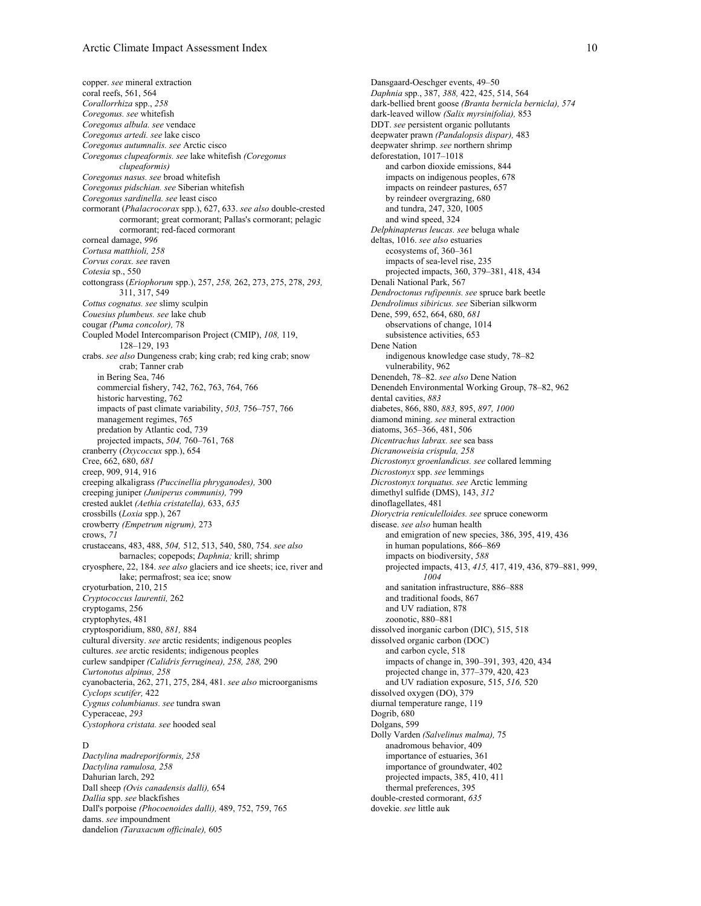copper. *see* mineral extraction
coral reefs, 561, 564
*Corallorrhiza* spp., *258*
*Coregonus. see* whitefish
*Coregonus albula. see* vendace
*Coregonus artedi. see* lake cisco
*Coregonus autumnalis. see* Arctic cisco
*Coregonus clupeaformis. see* lake whitefish *(Coregonus clupeaformis)*
*Coregonus nasus. see* broad whitefish
*Coregonus pidschian. see* Siberian whitefish
*Coregonus sardinella. see* least cisco
cormorant (*Phalacrocorax* spp.), 627, 633. *see also* double-crested cormorant; great cormorant; Pallas's cormorant; pelagic cormorant; red-faced cormorant
corneal damage, *996*
*Cortusa matthioli, 258*
*Corvus corax. see* raven
*Cotesia* sp., 550
cottongrass (*Eriophorum* spp.), 257, *258,* 262, 273, 275, 278, *293,* 311, 317, 549
*Cottus cognatus. see* slimy sculpin
*Couesius plumbeus. see* lake chub
cougar *(Puma concolor),* 78
Coupled Model Intercomparison Project (CMIP), *108,* 119, 128–129, 193
crabs. *see also* Dungeness crab; king crab; red king crab; snow crab; Tanner crab
- in Bering Sea, 746
- commercial fishery, 742, 762, 763, 764, 766
- historic harvesting, 762
- impacts of past climate variability, *503,* 756–757, 766
- management regimes, 765
- predation by Atlantic cod, 739
- projected impacts, *504,* 760–761, 768

cranberry (*Oxycoccus* spp.), 654
Cree, 662, 680, *681*
creep, 909, 914, 916
creeping alkaligrass *(Puccinellia phryganodes),* 300
creeping juniper *(Juniperus communis),* 799
crested auklet *(Aethia cristatella),* 633, *635*
crossbills (*Loxia* spp.), 267
crowberry *(Empetrum nigrum),* 273
crows, *71*
crustaceans, 483, 488, *504,* 512, 513, 540, 580, 754. *see also* barnacles; copepods; *Daphnia;* krill; shrimp
cryosphere, 22, 184. *see also* glaciers and ice sheets; ice, river and lake; permafrost; sea ice; snow
cryoturbation, 210, 215
*Cryptococcus laurentii,* 262
cryptogams, 256
cryptophytes, 481
cryptosporidium, 880, *881,* 884
cultural diversity. *see* arctic residents; indigenous peoples
cultures. *see* arctic residents; indigenous peoples
curlew sandpiper *(Calidris ferruginea), 258, 288,* 290
*Curtonotus alpinus, 258*
cyanobacteria, 262, 271, 275, 284, 481. *see also* microorganisms
*Cyclops scutifer,* 422
*Cygnus columbianus. see* tundra swan
Cyperaceae, *293*
*Cystophora cristata. see* hooded seal

D

*Dactylina madreporiformis, 258*
*Dactylina ramulosa, 258*
Dahurian larch, 292
Dall sheep *(Ovis canadensis dalli),* 654
*Dallia* spp. *see* blackfishes
Dall's porpoise *(Phocoenoides dalli),* 489, 752, 759, 765
dams. *see* impoundment
dandelion *(Taraxacum officinale),* 605
Dansgaard-Oeschger events, 49–50
*Daphnia* spp., 387, *388,* 422, 425, 514, 564
dark-bellied brent goose *(Branta bernicla bernicla), 574*
dark-leaved willow *(Salix myrsinifolia),* 853
DDT. *see* persistent organic pollutants
deepwater prawn *(Pandalopsis dispar),* 483
deepwater shrimp. *see* northern shrimp
deforestation, 1017–1018
- and carbon dioxide emissions, 844
- impacts on indigenous peoples, 678
- impacts on reindeer pastures, 657
- by reindeer overgrazing, 680
- and tundra, 247, 320, 1005
- and wind speed, 324

*Delphinapterus leucas. see* beluga whale
deltas, 1016. *see also* estuaries
- ecosystems of, 360–361
- impacts of sea-level rise, 235
- projected impacts, 360, 379–381, 418, 434

Denali National Park, 567
*Dendroctonus rufipennis. see* spruce bark beetle
*Dendrolimus sibiricus. see* Siberian silkworm
Dene, 599, 652, 664, 680, *681*
- observations of change, 1014
- subsistence activities, 653

Dene Nation
- indigenous knowledge case study, 78–82
- vulnerability, 962

Denendeh, 78–82. *see also* Dene Nation
Denendeh Environmental Working Group, 78–82, 962
dental cavities, *883*
diabetes, 866, 880, *883,* 895, *897, 1000*
diamond mining. *see* mineral extraction
diatoms, 365–366, 481, 506
*Dicentrachus labrax. see* sea bass
*Dicranoweisia crispula, 258*
*Dicrostonyx groenlandicus. see* collared lemming
*Dicrostonyx* spp. *see* lemmings
*Dicrostonyx torquatus. see* Arctic lemming
dimethyl sulfide (DMS), 143, *312*
dinoflagellates, 481
*Dioryctria reniculelloides. see* spruce coneworm
disease. *see also* human health
- and emigration of new species, 386, 395, 419, 436
- in human populations, 866–869
- impacts on biodiversity, *588*
- projected impacts, 413, *415,* 417, 419, 436, 879–881, 999, *1004*
- and sanitation infrastructure, 886–888
- and traditional foods, 867
- and UV radiation, 878
- zoonotic, 880–881

dissolved inorganic carbon (DIC), 515, 518
dissolved organic carbon (DOC)
- and carbon cycle, 518
- impacts of change in, 390–391, 393, 420, 434
- projected change in, 377–379, 420, 423
- and UV radiation exposure, 515, *516,* 520

dissolved oxygen (DO), 379
diurnal temperature range, 119
Dogrib, 680
Dolgans, 599
Dolly Varden *(Salvelinus malma),* 75
- anadromous behavior, 409
- importance of estuaries, 361
- importance of groundwater, 402
- projected impacts, 385, 410, 411
- thermal preferences, 395

double-crested cormorant, *635*
dovekie. *see* little auk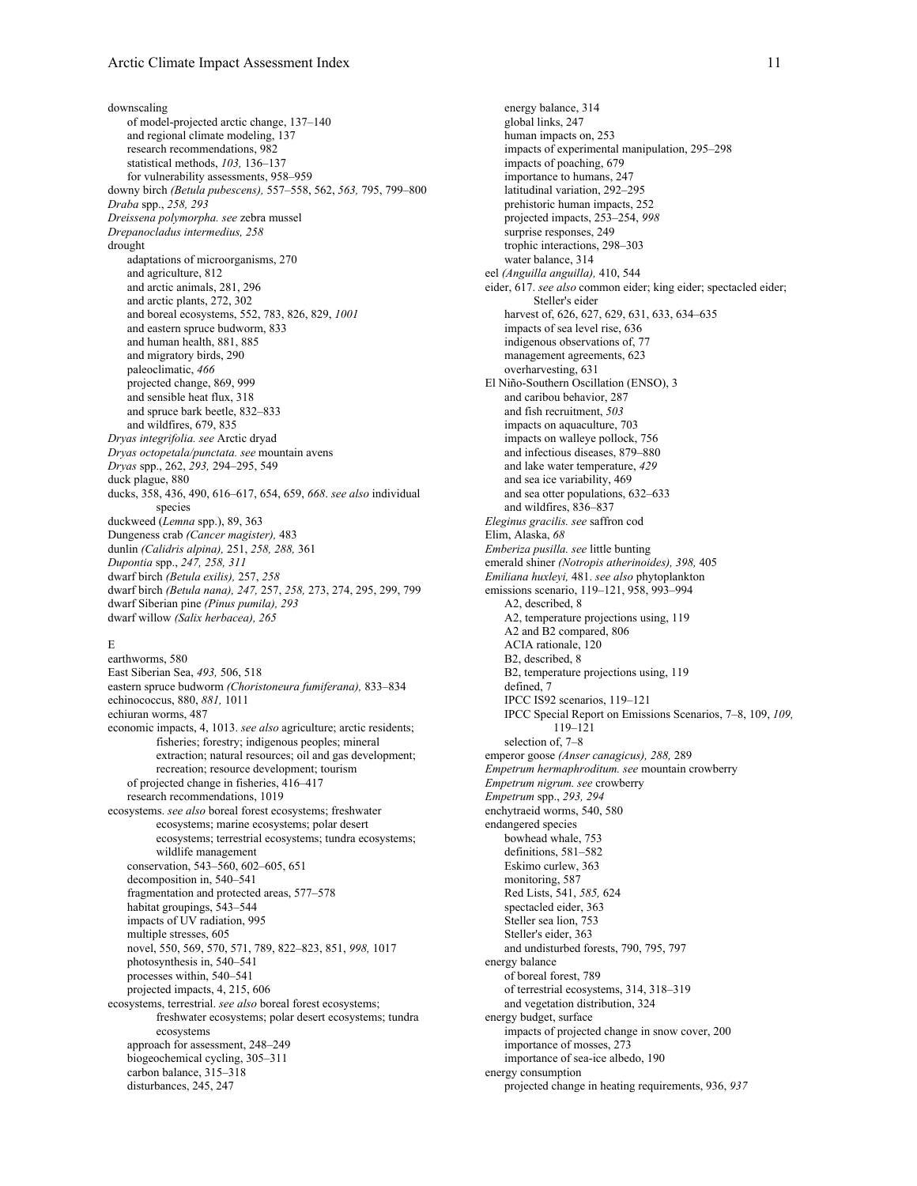downscaling
- of model-projected arctic change, 137–140
- and regional climate modeling, 137
- research recommendations, 982
- statistical methods, *103,* 136–137
- for vulnerability assessments, 958–959

downy birch *(Betula pubescens),* 557–558, 562, *563,* 795, 799–800
*Draba* spp., *258, 293*
*Dreissena polymorpha. see* zebra mussel
*Drepanocladus intermedius, 258*
drought
- adaptations of microorganisms, 270
- and agriculture, 812
- and arctic animals, 281, 296
- and arctic plants, 272, 302
- and boreal ecosystems, 552, 783, 826, 829, *1001*
- and eastern spruce budworm, 833
- and human health, 881, 885
- and migratory birds, 290
- paleoclimatic, *466*
- projected change, 869, 999
- and sensible heat flux, 318
- and spruce bark beetle, 832–833
- and wildfires, 679, 835

*Dryas integrifolia. see* Arctic dryad
*Dryas octopetala/punctata. see* mountain avens
*Dryas* spp., 262, *293,* 294–295, 549
duck plague, 880
ducks, 358, 436, 490, 616–617, 654, 659, *668*. *see also* individual species
duckweed (*Lemna* spp.), 89, 363
Dungeness crab *(Cancer magister),* 483
dunlin *(Calidris alpina),* 251, *258, 288,* 361
*Dupontia* spp., *247, 258, 311*
dwarf birch *(Betula exilis),* 257, *258*
dwarf birch *(Betula nana), 247,* 257, *258,* 273, 274, 295, 299, 799
dwarf Siberian pine *(Pinus pumila), 293*
dwarf willow *(Salix herbacea), 265*

E

earthworms, 580
East Siberian Sea, *493,* 506, 518
eastern spruce budworm *(Choristoneura fumiferana),* 833–834
echinococcus, 880, *881,* 1011
echiuran worms, 487
economic impacts, 4, 1013. *see also* agriculture; arctic residents; fisheries; forestry; indigenous peoples; mineral extraction; natural resources; oil and gas development; recreation; resource development; tourism
- of projected change in fisheries, 416–417
- research recommendations, 1019

ecosystems. *see also* boreal forest ecosystems; freshwater ecosystems; marine ecosystems; polar desert ecosystems; terrestrial ecosystems; tundra ecosystems; wildlife management
- conservation, 543–560, 602–605, 651
- decomposition in, 540–541
- fragmentation and protected areas, 577–578
- habitat groupings, 543–544
- impacts of UV radiation, 995
- multiple stresses, 605
- novel, 550, 569, 570, 571, 789, 822–823, 851, *998,* 1017
- photosynthesis in, 540–541
- processes within, 540–541
- projected impacts, 4, 215, 606

ecosystems, terrestrial. *see also* boreal forest ecosystems; freshwater ecosystems; polar desert ecosystems; tundra ecosystems
- approach for assessment, 248–249
- biogeochemical cycling, 305–311
- carbon balance, 315–318
- disturbances, 245, 247
- energy balance, 314
- global links, 247
- human impacts on, 253
- impacts of experimental manipulation, 295–298
- impacts of poaching, 679
- importance to humans, 247
- latitudinal variation, 292–295
- prehistoric human impacts, 252
- projected impacts, 253–254, *998*
- surprise responses, 249
- trophic interactions, 298–303
- water balance, 314

eel *(Anguilla anguilla),* 410, 544
eider, 617. *see also* common eider; king eider; spectacled eider; Steller's eider
- harvest of, 626, 627, 629, 631, 633, 634–635
- impacts of sea level rise, 636
- indigenous observations of, 77
- management agreements, 623
- overharvesting, 631

El Niño-Southern Oscillation (ENSO), 3
- and caribou behavior, 287
- and fish recruitment, *503*
- impacts on aquaculture, 703
- impacts on walleye pollock, 756
- and infectious diseases, 879–880
- and lake water temperature, *429*
- and sea ice variability, 469
- and sea otter populations, 632–633
- and wildfires, 836–837

*Eleginus gracilis. see* saffron cod
Elim, Alaska, *68*
*Emberiza pusilla. see* little bunting
emerald shiner *(Notropis atherinoides), 398,* 405
*Emiliana huxleyi,* 481. *see also* phytoplankton
emissions scenario, 119–121, 958, 993–994
- A2, described, 8
- A2, temperature projections using, 119
- A2 and B2 compared, 806
- ACIA rationale, 120
- B2, described, 8
- B2, temperature projections using, 119
- defined, 7
- IPCC IS92 scenarios, 119–121
- IPCC Special Report on Emissions Scenarios, 7–8, 109, *109,* 119–121
- selection of, 7–8

emperor goose *(Anser canagicus), 288,* 289
*Empetrum hermaphroditum. see* mountain crowberry
*Empetrum nigrum. see* crowberry
*Empetrum* spp., *293, 294*
enchytraeid worms, 540, 580
endangered species
- bowhead whale, 753
- definitions, 581–582
- Eskimo curlew, 363
- monitoring, 587
- Red Lists, 541, *585,* 624
- spectacled eider, 363
- Steller sea lion, 753
- Steller's eider, 363
- and undisturbed forests, 790, 795, 797

energy balance
- of boreal forest, 789
- of terrestrial ecosystems, 314, 318–319
- and vegetation distribution, 324

energy budget, surface
- impacts of projected change in snow cover, 200
- importance of mosses, 273
- importance of sea-ice albedo, 190

energy consumption
- projected change in heating requirements, 936, *937*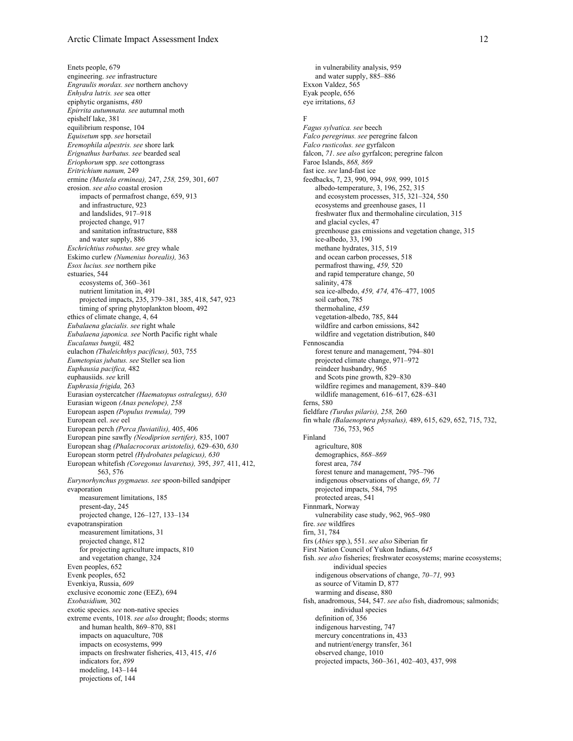Enets people, 679
engineering. *see* infrastructure
*Engraulis mordax. see* northern anchovy
*Enhydra lutris. see* sea otter
epiphytic organisms, *480*
*Epirrita autumnata. see* autumnal moth
epishelf lake, 381
equilibrium response, 104
*Equisetum* spp. *see* horsetail
*Eremophila alpestris. see* shore lark
*Erignathus barbatus. see* bearded seal
*Eriophorum* spp. *see* cottongrass
*Eritrichium nanum,* 249
ermine *(Mustela erminea),* 247, *258,* 259, 301, 607
erosion. *see also* coastal erosion
- impacts of permafrost change, 659, 913
- and infrastructure, 923
- and landslides, 917–918
- projected change, 917
- and sanitation infrastructure, 888
- and water supply, 886

*Eschrichtius robustus. see* grey whale
Eskimo curlew *(Numenius borealis),* 363
*Esox lucius. see* northern pike
estuaries, 544
- ecosystems of, 360–361
- nutrient limitation in, 491
- projected impacts, 235, 379–381, 385, 418, 547, 923
- timing of spring phytoplankton bloom, 492

ethics of climate change, 4, 64
*Eubalaena glacialis. see* right whale
*Eubalaena japonica. see* North Pacific right whale
*Eucalanus bungii,* 482
eulachon *(Thaleichthys pacificus),* 503, 755
*Eumetopias jubatus. see* Steller sea lion
*Euphausia pacifica,* 482
euphausiids. *see* krill
*Euphrasia frigida,* 263
Eurasian oystercatcher *(Haematopus ostralegus), 630*
Eurasian wigeon *(Anas penelope), 258*
European aspen *(Populus tremula),* 799
European eel. *see* eel
European perch *(Perca fluviatilis),* 405, 406
European pine sawfly *(Neodiprion sertifer),* 835, 1007
European shag *(Phalacrocorax aristotelis),* 629–630, *630*
European storm petrel *(Hydrobates pelagicus), 630*
European whitefish *(Coregonus lavaretus),* 395, *397,* 411, 412, 563, 576
*Eurynorhynchus pygmaeus. see* spoon-billed sandpiper
evaporation
- measurement limitations, 185
- present-day, 245
- projected change, 126–127, 133–134

evapotranspiration
- measurement limitations, 31
- projected change, 812
- for projecting agriculture impacts, 810
- and vegetation change, 324

Even peoples, 652
Evenk peoples, 652
Evenkiya, Russia, *609*
exclusive economic zone (EEZ), 694
*Exobasidium,* 302
exotic species. *see* non-native species
extreme events, 1018. *see also* drought; floods; storms
- and human health, 869–870, 881
- impacts on aquaculture, 708
- impacts on ecosystems, 999
- impacts on freshwater fisheries, 413, 415, *416*
- indicators for, *899*
- modeling, 143–144
- projections of, 144
- in vulnerability analysis, 959
- and water supply, 885–886

Exxon Valdez, 565
Eyak people, 656
eye irritations, *63*

F

*Fagus sylvatica. see* beech
*Falco peregrinus. see* peregrine falcon
*Falco rusticolus. see* gyrfalcon
falcon, *71*. *see also* gyrfalcon; peregrine falcon
Faroe Islands, *868, 869*
fast ice. *see* land-fast ice
feedbacks, 7, 23, 990, 994, *998,* 999, 1015
- albedo-temperature, 3, 196, 252, 315
- and ecosystem processes, 315, 321–324, 550
- ecosystems and greenhouse gases, 11
- freshwater flux and thermohaline circulation, 315
- and glacial cycles, 47
- greenhouse gas emissions and vegetation change, 315
- ice-albedo, 33, 190
- methane hydrates, 315, 519
- and ocean carbon processes, 518
- permafrost thawing, *459,* 520
- and rapid temperature change, 50
- salinity, 478
- sea ice-albedo, *459, 474,* 476–477, 1005
- soil carbon, 785
- thermohaline, *459*
- vegetation-albedo, 785, 844
- wildfire and carbon emissions, 842
- wildfire and vegetation distribution, 840

Fennoscandia
- forest tenure and management, 794–801
- projected climate change, 971–972
- reindeer husbandry, 965
- and Scots pine growth, 829–830
- wildfire regimes and management, 839–840
- wildlife management, 616–617, 628–631

ferns, 580
fieldfare *(Turdus pilaris), 258,* 260
fin whale *(Balaenoptera physalus),* 489, 615, 629, 652, 715, 732, 736, 753, 965
Finland
- agriculture, 808
- demographics, *868–869*
- forest area, *784*
- forest tenure and management, 795–796
- indigenous observations of change, *69, 71*
- projected impacts, 584, 795
- protected areas, 541

Finnmark, Norway
- vulnerability case study, 962, 965–980

fire. *see* wildfires
firn, 31, 784
firs (*Abies* spp.), 551. *see also* Siberian fir
First Nation Council of Yukon Indians, *645*
fish. *see also* fisheries; freshwater ecosystems; marine ecosystems; individual species
- indigenous observations of change, *70–71,* 993
- as source of Vitamin D, 877
- warming and disease, 880

fish, anadromous, 544, 547. *see also* fish, diadromous; salmonids; individual species
- definition of, 356
- indigenous harvesting, 747
- mercury concentrations in, 433
- and nutrient/energy transfer, 361
- observed change, 1010
- projected impacts, 360–361, 402–403, 437, 998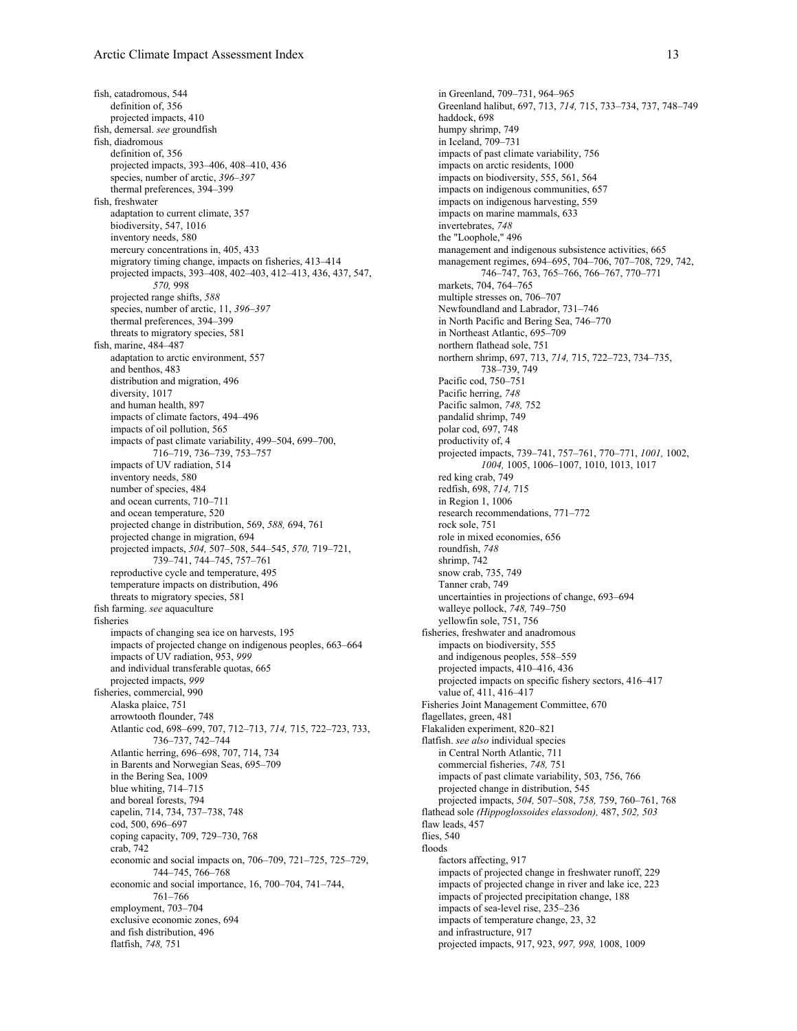fish, catadromous, 544
- definition of, 356
- projected impacts, 410

fish, demersal. *see* groundfish

fish, diadromous
- definition of, 356
- projected impacts, 393–406, 408–410, 436
- species, number of arctic, *396–397*
- thermal preferences, 394–399

fish, freshwater
- adaptation to current climate, 357
- biodiversity, 547, 1016
- inventory needs, 580
- mercury concentrations in, 405, 433
- migratory timing change, impacts on fisheries, 413–414
- projected impacts, 393–408, 402–403, 412–413, 436, 437, 547, *570,* 998
- projected range shifts, *588*
- species, number of arctic, 11, *396–397*
- thermal preferences, 394–399
- threats to migratory species, 581

fish, marine, 484–487
- adaptation to arctic environment, 557
- and benthos, 483
- distribution and migration, 496
- diversity, 1017
- and human health, 897
- impacts of climate factors, 494–496
- impacts of oil pollution, 565
- impacts of past climate variability, 499–504, 699–700, 716–719, 736–739, 753–757
- impacts of UV radiation, 514
- inventory needs, 580
- number of species, 484
- and ocean currents, 710–711
- and ocean temperature, 520
- projected change in distribution, 569, *588,* 694, 761
- projected change in migration, 694
- projected impacts, *504,* 507–508, 544–545, *570,* 719–721, 739–741, 744–745, 757–761
- reproductive cycle and temperature, 495
- temperature impacts on distribution, 496
- threats to migratory species, 581

fish farming. *see* aquaculture

fisheries
- impacts of changing sea ice on harvests, 195
- impacts of projected change on indigenous peoples, 663–664
- impacts of UV radiation, 953, *999*
- and individual transferable quotas, 665
- projected impacts, *999*

fisheries, commercial, 990
- Alaska plaice, 751
- arrowtooth flounder, 748
- Atlantic cod, 698–699, 707, 712–713, *714,* 715, 722–723, 733, 736–737, 742–744
- Atlantic herring, 696–698, 707, 714, 734
- in Barents and Norwegian Seas, 695–709
- in the Bering Sea, 1009
- blue whiting, 714–715
- and boreal forests, 794
- capelin, 714, 734, 737–738, 748
- cod, 500, 696–697
- coping capacity, 709, 729–730, 768
- crab, 742
- economic and social impacts on, 706–709, 721–725, 725–729, 744–745, 766–768
- economic and social importance, 16, 700–704, 741–744, 761–766
- employment, 703–704
- exclusive economic zones, 694
- and fish distribution, 496
- flatfish, *748,* 751
- in Greenland, 709–731, 964–965
- Greenland halibut, 697, 713, *714,* 715, 733–734, 737, 748–749
- haddock, 698
- humpy shrimp, 749
- in Iceland, 709–731
- impacts of past climate variability, 756
- impacts on arctic residents, 1000
- impacts on biodiversity, 555, 561, 564
- impacts on indigenous communities, 657
- impacts on indigenous harvesting, 559
- impacts on marine mammals, 633
- invertebrates, *748*
- the "Loophole," 496
- management and indigenous subsistence activities, 665
- management regimes, 694–695, 704–706, 707–708, 729, 742, 746–747, 763, 765–766, 766–767, 770–771
- markets, 704, 764–765
- multiple stresses on, 706–707
- Newfoundland and Labrador, 731–746
- in North Pacific and Bering Sea, 746–770
- in Northeast Atlantic, 695–709
- northern flathead sole, 751
- northern shrimp, 697, 713, *714,* 715, 722–723, 734–735, 738–739, 749
- Pacific cod, 750–751
- Pacific herring, *748*
- Pacific salmon, *748,* 752
- pandalid shrimp, 749
- polar cod, 697, 748
- productivity of, 4
- projected impacts, 739–741, 757–761, 770–771, *1001,* 1002, *1004,* 1005, 1006–1007, 1010, 1013, 1017
- red king crab, 749
- redfish, 698, *714,* 715
- in Region 1, 1006
- research recommendations, 771–772
- rock sole, 751
- role in mixed economies, 656
- roundfish, *748*
- shrimp, 742
- snow crab, 735, 749
- Tanner crab, 749
- uncertainties in projections of change, 693–694
- walleye pollock, *748,* 749–750
- yellowfin sole, 751, 756

fisheries, freshwater and anadromous
- impacts on biodiversity, 555
- and indigenous peoples, 558–559
- projected impacts, 410–416, 436
- projected impacts on specific fishery sectors, 416–417
- value of, 411, 416–417

Fisheries Joint Management Committee, 670

flagellates, green, 481

Flakaliden experiment, 820–821

flatfish. *see also* individual species
- in Central North Atlantic, 711
- commercial fisheries, *748,* 751
- impacts of past climate variability, 503, 756, 766
- projected change in distribution, 545
- projected impacts, *504,* 507–508, *758,* 759, 760–761, 768

flathead sole *(Hippoglossoides elassodon),* 487, *502, 503*

flaw leads, 457

flies, 540

floods
- factors affecting, 917
- impacts of projected change in freshwater runoff, 229
- impacts of projected change in river and lake ice, 223
- impacts of projected precipitation change, 188
- impacts of sea-level rise, 235–236
- impacts of temperature change, 23, 32
- and infrastructure, 917
- projected impacts, 917, 923, *997, 998,* 1008, 1009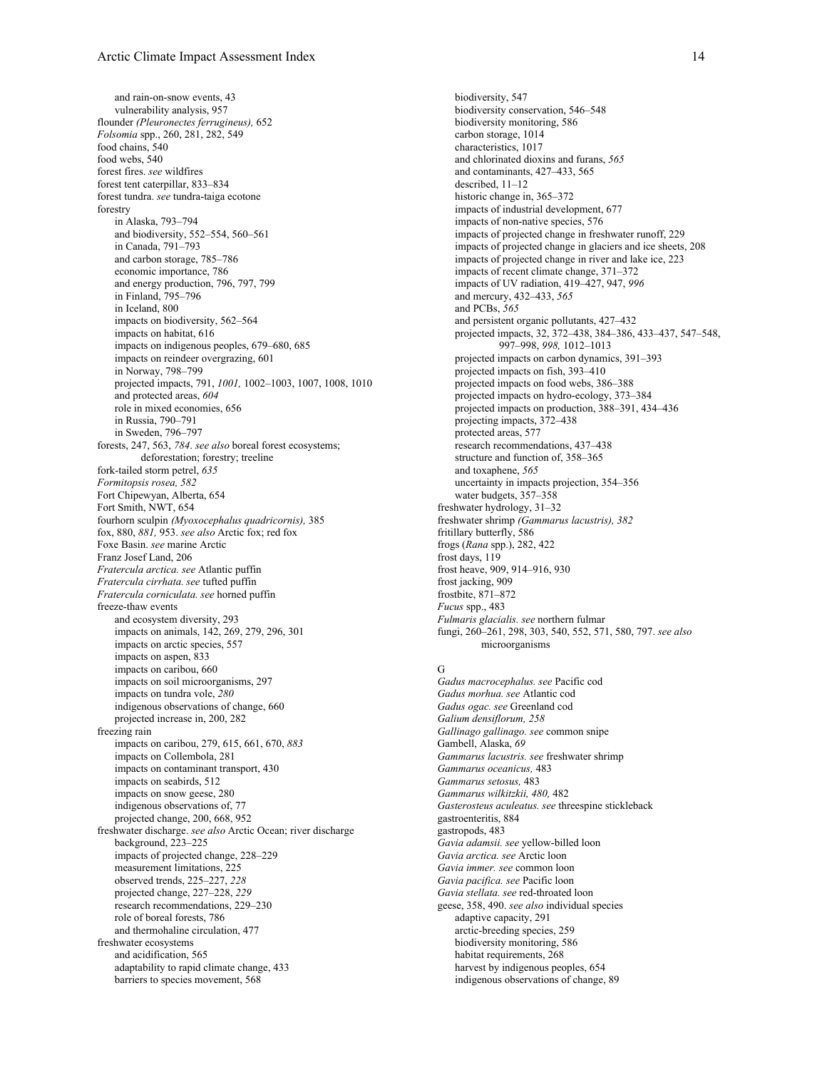and rain-on-snow events, 43
  vulnerability analysis, 957
flounder *(Pleuronectes ferrugineus),* 652
*Folsomia* spp., 260, 281, 282, 549
food chains, 540
food webs, 540
forest fires. *see* wildfires
forest tent caterpillar, 833–834
forest tundra. *see* tundra-taiga ecotone
forestry
  in Alaska, 793–794
  and biodiversity, 552–554, 560–561
  in Canada, 791–793
  and carbon storage, 785–786
  economic importance, 786
  and energy production, 796, 797, 799
  in Finland, 795–796
  in Iceland, 800
  impacts on biodiversity, 562–564
  impacts on habitat, 616
  impacts on indigenous peoples, 679–680, 685
  impacts on reindeer overgrazing, 601
  in Norway, 798–799
  projected impacts, 791, *1001,* 1002–1003, 1007, 1008, 1010
  and protected areas, *604*
  role in mixed economies, 656
  in Russia, 790–791
  in Sweden, 796–797
forests, 247, 563, *784*. *see also* boreal forest ecosystems; deforestation; forestry; treeline
fork-tailed storm petrel, *635*
*Formitopsis rosea, 582*
Fort Chipewyan, Alberta, 654
Fort Smith, NWT, 654
fourhorn sculpin *(Myoxocephalus quadricornis),* 385
fox, 880, *881,* 953. *see also* Arctic fox; red fox
Foxe Basin. *see* marine Arctic
Franz Josef Land, 206
*Fratercula arctica. see* Atlantic puffin
*Fratercula cirrhata. see* tufted puffin
*Fratercula corniculata. see* horned puffin
freeze-thaw events
  and ecosystem diversity, 293
  impacts on animals, 142, 269, 279, 296, 301
  impacts on arctic species, 557
  impacts on aspen, 833
  impacts on caribou, 660
  impacts on soil microorganisms, 297
  impacts on tundra vole, *280*
  indigenous observations of change, 660
  projected increase in, 200, 282
freezing rain
  impacts on caribou, 279, 615, 661, 670, *883*
  impacts on Collembola, 281
  impacts on contaminant transport, 430
  impacts on seabirds, 512
  impacts on snow geese, 280
  indigenous observations of, 77
  projected change, 200, 668, 952
freshwater discharge. *see also* Arctic Ocean; river discharge
  background, 223–225
  impacts of projected change, 228–229
  measurement limitations, 225
  observed trends, 225–227, *228*
  projected change, 227–228, *229*
  research recommendations, 229–230
  role of boreal forests, 786
  and thermohaline circulation, 477
freshwater ecosystems
  and acidification, 565
  adaptability to rapid climate change, 433
  barriers to species movement, 568
  biodiversity, 547
  biodiversity conservation, 546–548
  biodiversity monitoring, 586
  carbon storage, 1014
  characteristics, 1017
  and chlorinated dioxins and furans, *565*
  and contaminants, 427–433, 565
  described, 11–12
  historic change in, 365–372
  impacts of industrial development, 677
  impacts of non-native species, 576
  impacts of projected change in freshwater runoff, 229
  impacts of projected change in glaciers and ice sheets, 208
  impacts of projected change in river and lake ice, 223
  impacts of recent climate change, 371–372
  impacts of UV radiation, 419–427, 947, *996*
  and mercury, 432–433, *565*
  and PCBs, *565*
  and persistent organic pollutants, 427–432
  projected impacts, 32, 372–438, 384–386, 433–437, 547–548, 997–998, *998,* 1012–1013
  projected impacts on carbon dynamics, 391–393
  projected impacts on fish, 393–410
  projected impacts on food webs, 386–388
  projected impacts on hydro-ecology, 373–384
  projected impacts on production, 388–391, 434–436
  projecting impacts, 372–438
  protected areas, 577
  research recommendations, 437–438
  structure and function of, 358–365
  and toxaphene, *565*
  uncertainty in impacts projection, 354–356
  water budgets, 357–358
freshwater hydrology, 31–32
freshwater shrimp *(Gammarus lacustris), 382*
fritillary butterfly, 586
frogs (*Rana* spp.), 282, 422
frost days, 119
frost heave, 909, 914–916, 930
frost jacking, 909
frostbite, 871–872
*Fucus* spp., 483
*Fulmaris glacialis. see* northern fulmar
fungi, 260–261, 298, 303, 540, 552, 571, 580, 797. *see also* microorganisms

G

*Gadus macrocephalus. see* Pacific cod
*Gadus morhua. see* Atlantic cod
*Gadus ogac. see* Greenland cod
*Galium densiflorum, 258*
*Gallinago gallinago. see* common snipe
Gambell, Alaska, *69*
*Gammarus lacustris. see* freshwater shrimp
*Gammarus oceanicus,* 483
*Gammarus setosus,* 483
*Gammarus wilkitzkii, 480,* 482
*Gasterosteus aculeatus. see* threespine stickleback
gastroenteritis, 884
gastropods, 483
*Gavia adamsii. see* yellow-billed loon
*Gavia arctica. see* Arctic loon
*Gavia immer. see* common loon
*Gavia pacifica. see* Pacific loon
*Gavia stellata. see* red-throated loon
geese, 358, 490. *see also* individual species
  adaptive capacity, 291
  arctic-breeding species, 259
  biodiversity monitoring, 586
  habitat requirements, 268
  harvest by indigenous peoples, 654
  indigenous observations of change, 89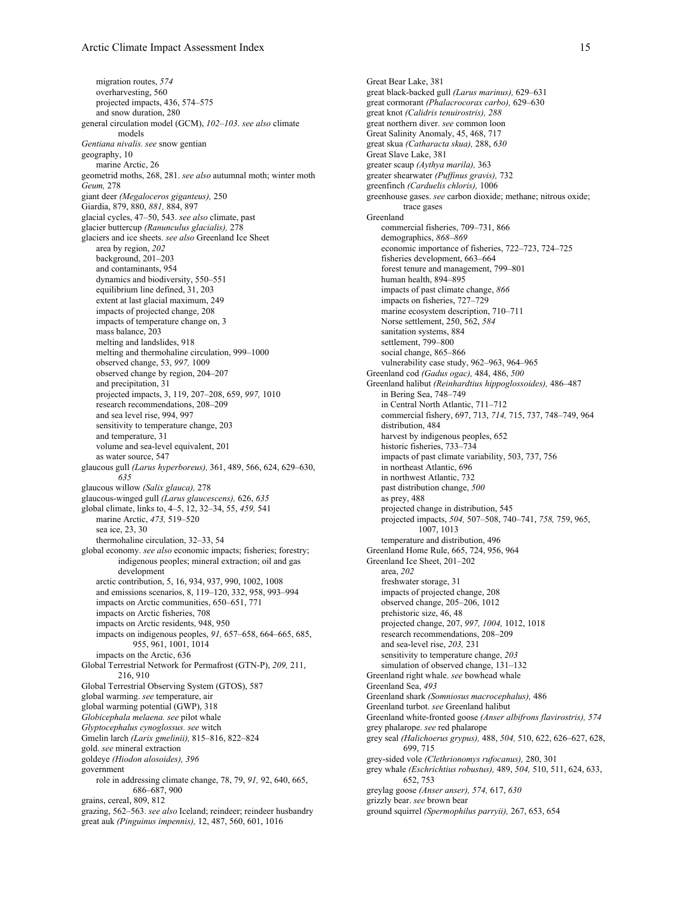migration routes, *574*
overharvesting, 560
projected impacts, 436, 574–575
and snow duration, 280

general circulation model (GCM), *102–103*. *see also* climate models

*Gentiana nivalis*. *see* snow gentian

geography, 10
marine Arctic, 26

geometrid moths, 268, 281. *see also* autumnal moth; winter moth

*Geum,* 278

giant deer *(Megaloceros giganteus),* 250

Giardia, 879, 880, *881,* 884, 897

glacial cycles, 47–50, 543. *see also* climate, past

glacier buttercup *(Ranunculus glacialis),* 278

glaciers and ice sheets. *see also* Greenland Ice Sheet
area by region, *202*
background, 201–203
and contaminants, 954
dynamics and biodiversity, 550–551
equilibrium line defined, 31, 203
extent at last glacial maximum, 249
impacts of projected change, 208
impacts of temperature change on, 3
mass balance, 203
melting and landslides, 918
melting and thermohaline circulation, 999–1000
observed change, 53, *997,* 1009
observed change by region, 204–207
and precipitation, 31
projected impacts, 3, 119, 207–208, 659, *997,* 1010
research recommendations, 208–209
and sea level rise, 994, 997
sensitivity to temperature change, 203
and temperature, 31
volume and sea-level equivalent, 201
as water source, 547

glaucous gull *(Larus hyperboreus),* 361, 489, 566, 624, 629–630, *635*

glaucous willow *(Salix glauca),* 278

glaucous-winged gull *(Larus glaucescens),* 626, *635*

global climate, links to, 4–5, 12, 32–34, 55, *459,* 541
marine Arctic, *473,* 519–520
sea ice, 23, 30
thermohaline circulation, 32–33, 54

global economy. *see also* economic impacts; fisheries; forestry; indigenous peoples; mineral extraction; oil and gas development
arctic contribution, 5, 16, 934, 937, 990, 1002, 1008
and emissions scenarios, 8, 119–120, 332, 958, 993–994
impacts on Arctic communities, 650–651, 771
impacts on Arctic fisheries, 708
impacts on Arctic residents, 948, 950
impacts on indigenous peoples, *91,* 657–658, 664–665, 685, 955, 961, 1001, 1014
impacts on the Arctic, 636

Global Terrestrial Network for Permafrost (GTN-P), *209,* 211, 216, 910

Global Terrestrial Observing System (GTOS), 587

global warming. *see* temperature, air

global warming potential (GWP), 318

*Globicephala melaena*. *see* pilot whale

*Glyptocephalus cynoglossus*. *see* witch

Gmelin larch *(Larix gmelinii),* 815–816, 822–824

gold. *see* mineral extraction

goldeye *(Hiodon alosoides), 396*

government
role in addressing climate change, 78, 79, *91,* 92, 640, 665, 686–687, 900

grains, cereal, 809, 812

grazing, 562–563. *see also* Iceland; reindeer; reindeer husbandry

great auk *(Pinguinus impennis),* 12, 487, 560, 601, 1016

Great Bear Lake, 381

great black-backed gull *(Larus marinus),* 629–631

great cormorant *(Phalacrocorax carbo),* 629–630

great knot *(Calidris tenuirostris), 288*

great northern diver. *see* common loon

Great Salinity Anomaly, 45, 468, 717

great skua *(Catharacta skua),* 288, *630*

Great Slave Lake, 381

greater scaup *(Aythya marila),* 363

greater shearwater *(Puffinus gravis),* 732

greenfinch *(Carduelis chloris),* 1006

greenhouse gases. *see* carbon dioxide; methane; nitrous oxide; trace gases

Greenland
commercial fisheries, 709–731, 866
demographics, *868–869*
economic importance of fisheries, 722–723, 724–725
fisheries development, 663–664
forest tenure and management, 799–801
human health, 894–895
impacts of past climate change, *866*
impacts on fisheries, 727–729
marine ecosystem description, 710–711
Norse settlement, 250, 562, *584*
sanitation systems, 884
settlement, 799–800
social change, 865–866
vulnerability case study, 962–963, 964–965

Greenland cod *(Gadus ogac),* 484, 486, *500*

Greenland halibut *(Reinhardtius hippoglossoides),* 486–487
in Bering Sea, 748–749
in Central North Atlantic, 711–712
commercial fishery, 697, 713, *714,* 715, 737, 748–749, 964
distribution, 484
harvest by indigenous peoples, 652
historic fisheries, 733–734
impacts of past climate variability, 503, 737, 756
in northeast Atlantic, 696
in northwest Atlantic, 732
past distribution change, *500*
as prey, 488
projected change in distribution, 545
projected impacts, *504,* 507–508, 740–741, *758,* 759, 965, 1007, 1013
temperature and distribution, 496

Greenland Home Rule, 665, 724, 956, 964

Greenland Ice Sheet, 201–202
area, *202*
freshwater storage, 31
impacts of projected change, 208
observed change, 205–206, 1012
prehistoric size, 46, 48
projected change, 207, *997, 1004,* 1012, 1018
research recommendations, 208–209
and sea-level rise, *203,* 231
sensitivity to temperature change, *203*
simulation of observed change, 131–132

Greenland right whale. *see* bowhead whale

Greenland Sea, *493*

Greenland shark *(Somniosus macrocephalus),* 486

Greenland turbot. *see* Greenland halibut

Greenland white-fronted goose *(Anser albifrons flavirostris), 574*

grey phalarope. *see* red phalarope

grey seal *(Halichoerus grypus),* 488, *504,* 510, 622, 626–627, 628, 699, 715

grey-sided vole *(Clethrionomys rufocanus),* 280, 301

grey whale *(Eschrichtius robustus),* 489, *504,* 510, 511, 624, 633, 652, 753

greylag goose *(Anser anser), 574,* 617, *630*

grizzly bear. *see* brown bear

ground squirrel *(Spermophilus parryii),* 267, 653, 654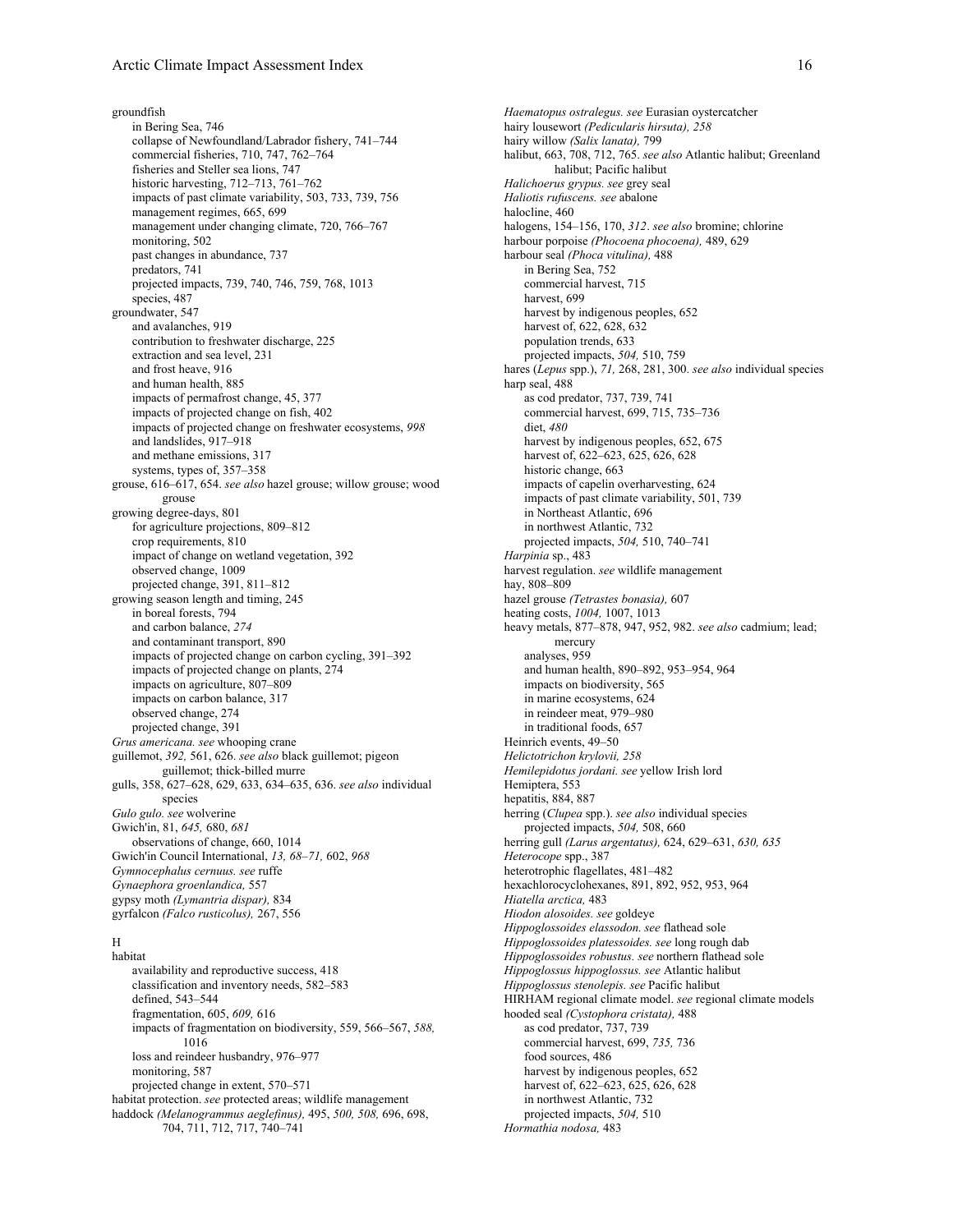groundfish
- in Bering Sea, 746
- collapse of Newfoundland/Labrador fishery, 741–744
- commercial fisheries, 710, 747, 762–764
- fisheries and Steller sea lions, 747
- historic harvesting, 712–713, 761–762
- impacts of past climate variability, 503, 733, 739, 756
- management regimes, 665, 699
- management under changing climate, 720, 766–767
- monitoring, 502
- past changes in abundance, 737
- predators, 741
- projected impacts, 739, 740, 746, 759, 768, 1013
- species, 487

groundwater, 547
- and avalanches, 919
- contribution to freshwater discharge, 225
- extraction and sea level, 231
- and frost heave, 916
- and human health, 885
- impacts of permafrost change, 45, 377
- impacts of projected change on fish, 402
- impacts of projected change on freshwater ecosystems, *998*
- and landslides, 917–918
- and methane emissions, 317
- systems, types of, 357–358

grouse, 616–617, 654. *see also* hazel grouse; willow grouse; wood grouse

growing degree-days, 801
- for agriculture projections, 809–812
- crop requirements, 810
- impact of change on wetland vegetation, 392
- observed change, 1009
- projected change, 391, 811–812

growing season length and timing, 245
- in boreal forests, 794
- and carbon balance, *274*
- and contaminant transport, 890
- impacts of projected change on carbon cycling, 391–392
- impacts of projected change on plants, 274
- impacts on agriculture, 807–809
- impacts on carbon balance, 317
- observed change, 274
- projected change, 391

*Grus americana. see* whooping crane

guillemot, *392,* 561, 626. *see also* black guillemot; pigeon guillemot; thick-billed murre

gulls, 358, 627–628, 629, 633, 634–635, 636. *see also* individual species

*Gulo gulo. see* wolverine

Gwich'in, 81, *645,* 680, *681*
- observations of change, 660, 1014

Gwich'in Council International, *13, 68–71,* 602, *968*

*Gymnocephalus cernuus. see* ruffe

*Gynaephora groenlandica,* 557

gypsy moth *(Lymantria dispar),* 834

gyrfalcon *(Falco rusticolus),* 267, 556

H

habitat
- availability and reproductive success, 418
- classification and inventory needs, 582–583
- defined, 543–544
- fragmentation, 605, *609,* 616
- impacts of fragmentation on biodiversity, 559, 566–567, *588,* 1016
- loss and reindeer husbandry, 976–977
- monitoring, 587
- projected change in extent, 570–571

habitat protection. *see* protected areas; wildlife management

haddock *(Melanogrammus aeglefinus),* 495, *500, 508,* 696, 698, 704, 711, 712, 717, 740–741

*Haematopus ostralegus. see* Eurasian oystercatcher

hairy lousewort *(Pedicularis hirsuta), 258*

hairy willow *(Salix lanata),* 799

halibut, 663, 708, 712, 765. *see also* Atlantic halibut; Greenland halibut; Pacific halibut

*Halichoerus grypus. see* grey seal

*Haliotis rufuscens. see* abalone

halocline, 460

halogens, 154–156, 170, *312*. *see also* bromine; chlorine

harbour porpoise *(Phocoena phocoena),* 489, 629

harbour seal *(Phoca vitulina),* 488
- in Bering Sea, 752
- commercial harvest, 715
- harvest, 699
- harvest by indigenous peoples, 652
- harvest of, 622, 628, 632
- population trends, 633
- projected impacts, *504,* 510, 759

hares (*Lepus* spp.), *71,* 268, 281, 300. *see also* individual species

harp seal, 488
- as cod predator, 737, 739, 741
- commercial harvest, 699, 715, 735–736
- diet, *480*
- harvest by indigenous peoples, 652, 675
- harvest of, 622–623, 625, 626, 628
- historic change, 663
- impacts of capelin overharvesting, 624
- impacts of past climate variability, 501, 739
- in Northeast Atlantic, 696
- in northwest Atlantic, 732
- projected impacts, *504,* 510, 740–741

*Harpinia* sp., 483

harvest regulation. *see* wildlife management

hay, 808–809

hazel grouse *(Tetrastes bonasia),* 607

heating costs, *1004,* 1007, 1013

heavy metals, 877–878, 947, 952, 982. *see also* cadmium; lead; mercury
- analyses, 959
- and human health, 890–892, 953–954, 964
- impacts on biodiversity, 565
- in marine ecosystems, 624
- in reindeer meat, 979–980
- in traditional foods, 657

Heinrich events, 49–50

*Helictotrichon krylovii, 258*

*Hemilepidotus jordani. see* yellow Irish lord

Hemiptera, 553

hepatitis, 884, 887

herring (*Clupea* spp.). *see also* individual species
- projected impacts, *504,* 508, 660

herring gull *(Larus argentatus),* 624, 629–631, *630, 635*

*Heterocope* spp., 387

heterotrophic flagellates, 481–482

hexachlorocyclohexanes, 891, 892, 952, 953, 964

*Hiatella arctica,* 483

*Hiodon alosoides. see* goldeye

*Hippoglossoides elassodon. see* flathead sole

*Hippoglossoides platessoides. see* long rough dab

*Hippoglossoides robustus. see* northern flathead sole

*Hippoglossus hippoglossus. see* Atlantic halibut

*Hippoglossus stenolepis. see* Pacific halibut

HIRHAM regional climate model. *see* regional climate models

hooded seal *(Cystophora cristata),* 488
- as cod predator, 737, 739
- commercial harvest, 699, *735,* 736
- food sources, 486
- harvest by indigenous peoples, 652
- harvest of, 622–623, 625, 626, 628
- in northwest Atlantic, 732
- projected impacts, *504,* 510

*Hormathia nodosa,* 483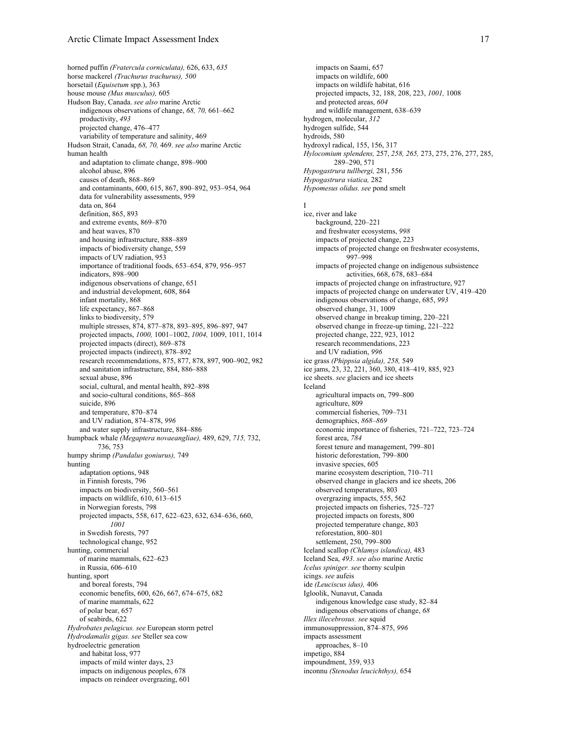horned puffin *(Fratercula corniculata),* 626, 633, *635*
horse mackerel *(Trachurus trachurus), 500*
horsetail (*Equisetum* spp.), 363
house mouse *(Mus musculus),* 605
Hudson Bay, Canada. *see also* marine Arctic
    indigenous observations of change, *68, 70,* 661–662
    productivity, *493*
    projected change, 476–477
    variability of temperature and salinity, 469
Hudson Strait, Canada, *68, 70,* 469. *see also* marine Arctic
human health
    and adaptation to climate change, 898–900
    alcohol abuse, 896
    causes of death, 868–869
    and contaminants, 600, 615, 867, 890–892, 953–954, 964
    data for vulnerability assessments, 959
    data on, 864
    definition, 865, 893
    and extreme events, 869–870
    and heat waves, 870
    and housing infrastructure, 888–889
    impacts of biodiversity change, 559
    impacts of UV radiation, 953
    importance of traditional foods, 653–654, 879, 956–957
    indicators, 898–900
    indigenous observations of change, 651
    and industrial development, 608, 864
    infant mortality, 868
    life expectancy, 867–868
    links to biodiversity, 579
    multiple stresses, 874, 877–878, 893–895, 896–897, 947
    projected impacts, *1000,* 1001–1002, *1004,* 1009, 1011, 1014
    projected impacts (direct), 869–878
    projected impacts (indirect), 878–892
    research recommendations, 875, 877, 878, 897, 900–902, 982
    and sanitation infrastructure, 884, 886–888
    sexual abuse, 896
    social, cultural, and mental health, 892–898
    and socio-cultural conditions, 865–868
    suicide, 896
    and temperature, 870–874
    and UV radiation, 874–878, *996*
    and water supply infrastructure, 884–886
humpback whale *(Megaptera novaeangliae),* 489, 629, *715,* 732, 736, 753
humpy shrimp *(Pandalus goniurus),* 749
hunting
    adaptation options, 948
    in Finnish forests, 796
    impacts on biodiversity, 560–561
    impacts on wildlife, 610, 613–615
    in Norwegian forests, 798
    projected impacts, 558, 617, 622–623, 632, 634–636, 660, *1001*
    in Swedish forests, 797
    technological change, 952
hunting, commercial
    of marine mammals, 622–623
    in Russia, 606–610
hunting, sport
    and boreal forests, 794
    economic benefits, 600, 626, 667, 674–675, 682
    of marine mammals, 622
    of polar bear, 657
    of seabirds, 622
*Hydrobates pelagicus. see* European storm petrel
*Hydrodamalis gigas. see* Steller sea cow
hydroelectric generation
    and habitat loss, 977
    impacts of mild winter days, 23
    impacts on indigenous peoples, 678
    impacts on reindeer overgrazing, 601
    impacts on Saami, 657
    impacts on wildlife, 600
    impacts on wildlife habitat, 616
    projected impacts, 32, 188, 208, 223, *1001,* 1008
    and protected areas, *604*
    and wildlife management, 638–639
hydrogen, molecular, *312*
hydrogen sulfide, 544
hydroids, 580
hydroxyl radical, 155, 156, 317
*Hylocomium splendens,* 257, *258, 265,* 273, 275, 276, 277, 285, 289–290, 571
*Hypogastrura tullbergi,* 281, 556
*Hypogastrura viatica,* 282
*Hypomesus olidus. see* pond smelt

I

ice, river and lake
    background, 220–221
    and freshwater ecosystems, *998*
    impacts of projected change, 223
    impacts of projected change on freshwater ecosystems, 997–998
    impacts of projected change on indigenous subsistence activities, 668, 678, 683–684
    impacts of projected change on infrastructure, 927
    impacts of projected change on underwater UV, 419–420
    indigenous observations of change, 685, *993*
    observed change, 31, 1009
    observed change in breakup timing, 220–221
    observed change in freeze-up timing, 221–222
    projected change, 222, 923, 1012
    research recommendations, 223
    and UV radiation, *996*
ice grass *(Phippsia algida), 258,* 549
ice jams, 23, 32, 221, 360, 380, 418–419, 885, 923
ice sheets. *see* glaciers and ice sheets
Iceland
    agricultural impacts on, 799–800
    agriculture, 809
    commercial fisheries, 709–731
    demographics, *868–869*
    economic importance of fisheries, 721–722, 723–724
    forest area, *784*
    forest tenure and management, 799–801
    historic deforestation, 799–800
    invasive species, 605
    marine ecosystem description, 710–711
    observed change in glaciers and ice sheets, 206
    observed temperatures, 803
    overgrazing impacts, 555, 562
    projected impacts on fisheries, 725–727
    projected impacts on forests, 800
    projected temperature change, 803
    reforestation, 800–801
    settlement, 250, 799–800
Iceland scallop *(Chlamys islandica),* 483
Iceland Sea, *493*. *see also* marine Arctic
*Icelus spiniger. see* thorny sculpin
icings. *see* aufeis
ide *(Leuciscus idus),* 406
Igloolik, Nunavut, Canada
    indigenous knowledge case study, 82–84
    indigenous observations of change, *68*
*Illex illecebrosus. see* squid
immunosuppression, 874–875, *996*
impacts assessment
    approaches, 8–10
impetigo, 884
impoundment, 359, 933
inconnu *(Stenodus leucichthys),* 654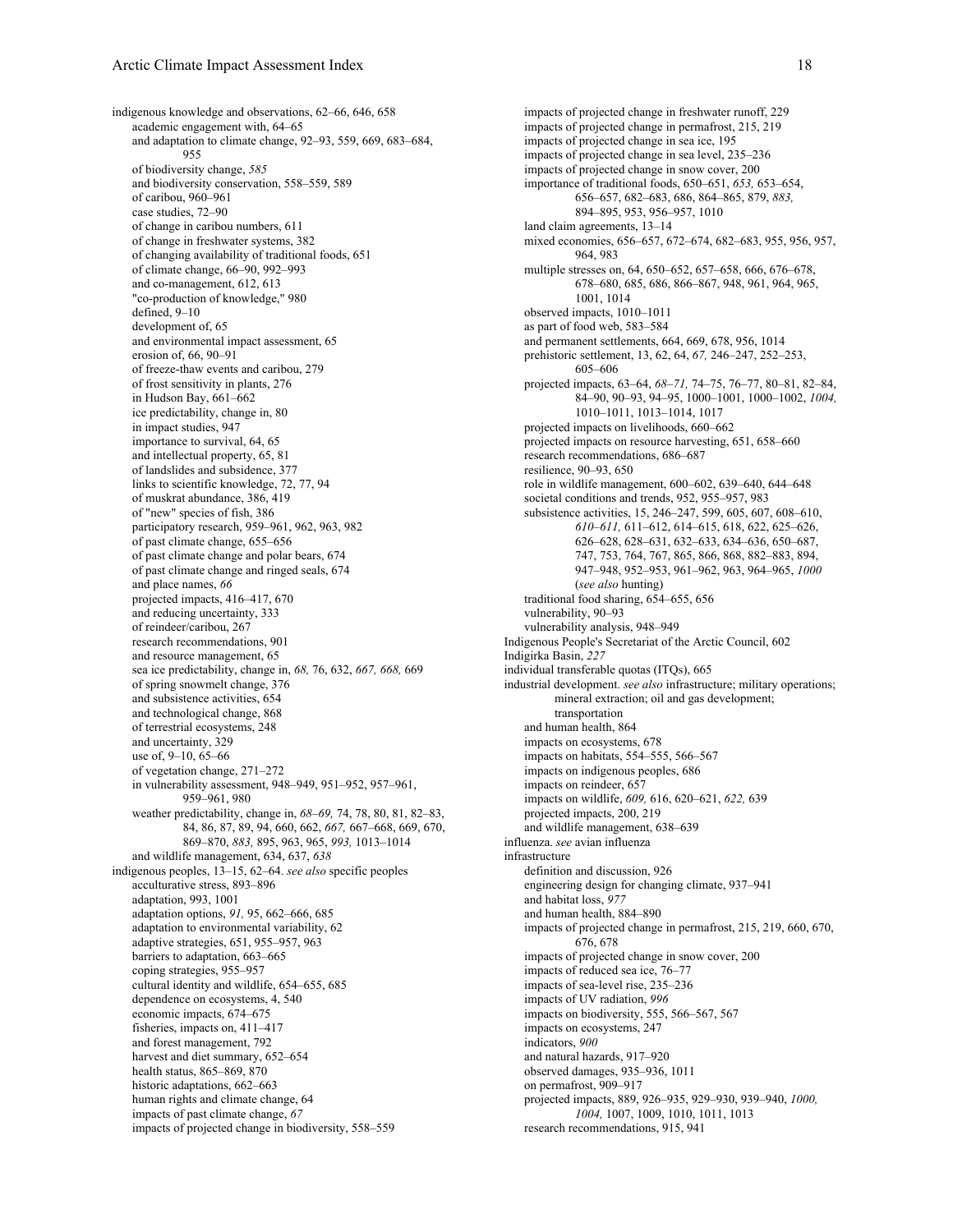indigenous knowledge and observations, 62–66, 646, 658
- academic engagement with, 64–65
- and adaptation to climate change, 92–93, 559, 669, 683–684, 955
- of biodiversity change, *585*
- and biodiversity conservation, 558–559, 589
- of caribou, 960–961
- case studies, 72–90
- of change in caribou numbers, 611
- of change in freshwater systems, 382
- of changing availability of traditional foods, 651
- of climate change, 66–90, 992–993
- and co-management, 612, 613
- "co-production of knowledge," 980
- defined, 9–10
- development of, 65
- and environmental impact assessment, 65
- erosion of, 66, 90–91
- of freeze-thaw events and caribou, 279
- of frost sensitivity in plants, 276
- in Hudson Bay, 661–662
- ice predictability, change in, 80
- in impact studies, 947
- importance to survival, 64, 65
- and intellectual property, 65, 81
- of landslides and subsidence, 377
- links to scientific knowledge, 72, 77, 94
- of muskrat abundance, 386, 419
- of "new" species of fish, 386
- participatory research, 959–961, 962, 963, 982
- of past climate change, 655–656
- of past climate change and polar bears, 674
- of past climate change and ringed seals, 674
- and place names, *66*
- projected impacts, 416–417, 670
- and reducing uncertainty, 333
- of reindeer/caribou, 267
- research recommendations, 901
- and resource management, 65
- sea ice predictability, change in, *68,* 76, 632, *667, 668,* 669
- of spring snowmelt change, 376
- and subsistence activities, 654
- and technological change, 868
- of terrestrial ecosystems, 248
- and uncertainty, 329
- use of, 9–10, 65–66
- of vegetation change, 271–272
- in vulnerability assessment, 948–949, 951–952, 957–961, 959–961, 980
- weather predictability, change in, *68–69,* 74, 78, 80, 81, 82–83, 84, 86, 87, 89, 94, 660, 662, *667,* 667–668, 669, 670, 869–870, *883,* 895, 963, 965, *993,* 1013–1014
- and wildlife management, 634, 637, *638*

indigenous peoples, 13–15, 62–64. *see also* specific peoples
- acculturative stress, 893–896
- adaptation, 993, 1001
- adaptation options, *91,* 95, 662–666, 685
- adaptation to environmental variability, 62
- adaptive strategies, 651, 955–957, 963
- barriers to adaptation, 663–665
- coping strategies, 955–957
- cultural identity and wildlife, 654–655, 685
- dependence on ecosystems, 4, 540
- economic impacts, 674–675
- fisheries, impacts on, 411–417
- and forest management, 792
- harvest and diet summary, 652–654
- health status, 865–869, 870
- historic adaptations, 662–663
- human rights and climate change, 64
- impacts of past climate change, *67*
- impacts of projected change in biodiversity, 558–559
- impacts of projected change in freshwater runoff, 229
- impacts of projected change in permafrost, 215, 219
- impacts of projected change in sea ice, 195
- impacts of projected change in sea level, 235–236
- impacts of projected change in snow cover, 200
- importance of traditional foods, 650–651, *653,* 653–654, 656–657, 682–683, 686, 864–865, 879, *883,* 894–895, 953, 956–957, 1010
- land claim agreements, 13–14
- mixed economies, 656–657, 672–674, 682–683, 955, 956, 957, 964, 983
- multiple stresses on, 64, 650–652, 657–658, 666, 676–678, 678–680, 685, 686, 866–867, 948, 961, 964, 965, 1001, 1014
- observed impacts, 1010–1011
- as part of food web, 583–584
- and permanent settlements, 664, 669, 678, 956, 1014
- prehistoric settlement, 13, 62, 64, *67,* 246–247, 252–253, 605–606
- projected impacts, 63–64, *68–71,* 74–75, 76–77, 80–81, 82–84, 84–90, 90–93, 94–95, 1000–1001, 1000–1002, *1004,* 1010–1011, 1013–1014, 1017
- projected impacts on livelihoods, 660–662
- projected impacts on resource harvesting, 651, 658–660
- research recommendations, 686–687
- resilience, 90–93, 650
- role in wildlife management, 600–602, 639–640, 644–648
- societal conditions and trends, 952, 955–957, 983
- subsistence activities, 15, 246–247, 599, 605, 607, 608–610, *610–611,* 611–612, 614–615, 618, 622, 625–626, 626–628, 628–631, 632–633, 634–636, 650–687, 747, 753, 764, 767, 865, 866, 868, 882–883, 894, 947–948, 952–953, 961–962, 963, 964–965, *1000* (*see also* hunting)
- traditional food sharing, 654–655, 656
- vulnerability, 90–93
- vulnerability analysis, 948–949

Indigenous People's Secretariat of the Arctic Council, 602

Indigirka Basin, *227*

individual transferable quotas (ITQs), 665

industrial development. *see also* infrastructure; military operations; mineral extraction; oil and gas development; transportation
- and human health, 864
- impacts on ecosystems, 678
- impacts on habitats, 554–555, 566–567
- impacts on indigenous peoples, 686
- impacts on reindeer, 657
- impacts on wildlife, *609,* 616, 620–621, *622,* 639
- projected impacts, 200, 219
- and wildlife management, 638–639

influenza. *see* avian influenza

infrastructure
- definition and discussion, 926
- engineering design for changing climate, 937–941
- and habitat loss, *977*
- and human health, 884–890
- impacts of projected change in permafrost, 215, 219, 660, 670, 676, 678
- impacts of projected change in snow cover, 200
- impacts of reduced sea ice, 76–77
- impacts of sea-level rise, 235–236
- impacts of UV radiation, *996*
- impacts on biodiversity, 555, 566–567, 567
- impacts on ecosystems, 247
- indicators, *900*
- and natural hazards, 917–920
- observed damages, 935–936, 1011
- on permafrost, 909–917
- projected impacts, 889, 926–935, 929–930, 939–940, *1000, 1004,* 1007, 1009, 1010, 1011, 1013
- research recommendations, 915, 941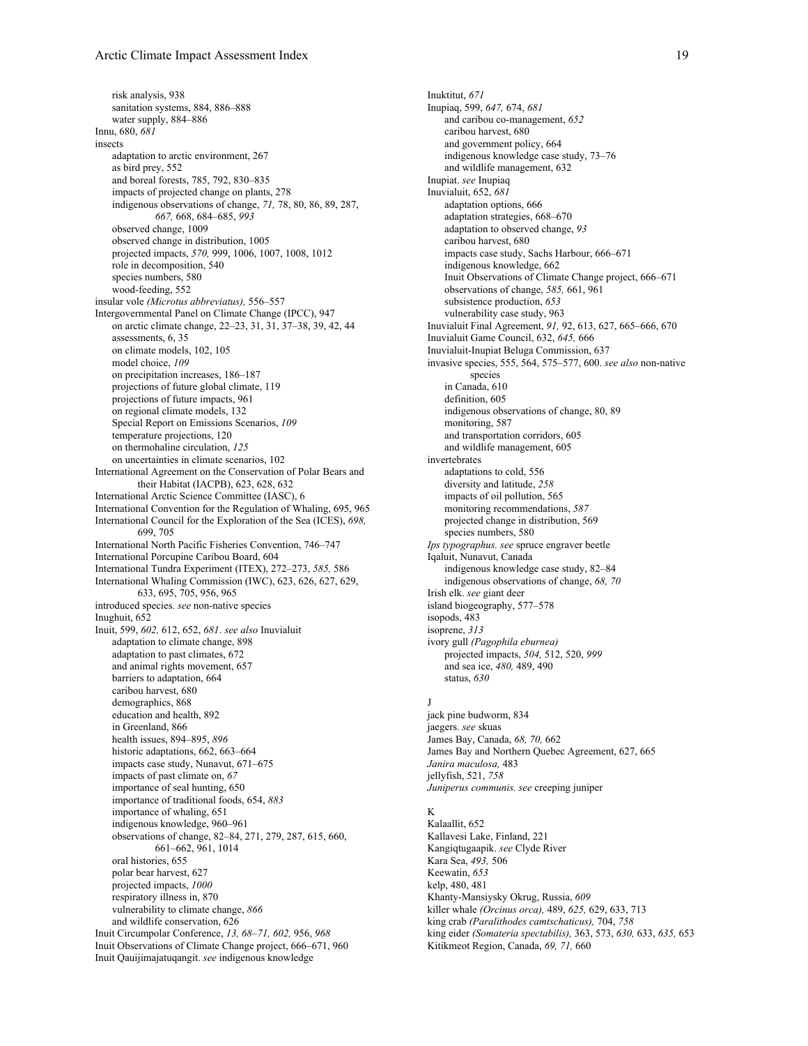risk analysis, 938
sanitation systems, 884, 886–888
water supply, 884–886

Innu, 680, *681*

insects
- adaptation to arctic environment, 267
- as bird prey, 552
- and boreal forests, 785, 792, 830–835
- impacts of projected change on plants, 278
- indigenous observations of change, *71,* 78, 80, 86, 89, 287, *667,* 668, 684–685, *993*
- observed change, 1009
- observed change in distribution, 1005
- projected impacts, *570,* 999, 1006, 1007, 1008, 1012
- role in decomposition, 540
- species numbers, 580
- wood-feeding, 552

insular vole *(Microtus abbreviatus),* 556–557

Intergovernmental Panel on Climate Change (IPCC), 947
- on arctic climate change, 22–23, 31, 31, 37–38, 39, 42, 44
- assessments, 6, 35
- on climate models, 102, 105
- model choice, *109*
- on precipitation increases, 186–187
- projections of future global climate, 119
- projections of future impacts, 961
- on regional climate models, 132
- Special Report on Emissions Scenarios, *109*
- temperature projections, 120
- on thermohaline circulation, *125*
- on uncertainties in climate scenarios, 102

International Agreement on the Conservation of Polar Bears and their Habitat (IACPB), 623, 628, 632

International Arctic Science Committee (IASC), 6

International Convention for the Regulation of Whaling, 695, 965

International Council for the Exploration of the Sea (ICES), *698,* 699, 705

International North Pacific Fisheries Convention, 746–747

International Porcupine Caribou Board, 604

International Tundra Experiment (ITEX), 272–273, *585,* 586

International Whaling Commission (IWC), 623, 626, 627, 629, 633, 695, 705, 956, 965

introduced species. *see* non-native species

Inughuit, 652

Inuit, 599, *602,* 612, 652, *681*. *see also* Inuvialuit
- adaptation to climate change, 898
- adaptation to past climates, 672
- and animal rights movement, 657
- barriers to adaptation, 664
- caribou harvest, 680
- demographics, 868
- education and health, 892
- in Greenland, 866
- health issues, 894–895, *896*
- historic adaptations, 662, 663–664
- impacts case study, Nunavut, 671–675
- impacts of past climate on, *67*
- importance of seal hunting, 650
- importance of traditional foods, 654, *883*
- importance of whaling, 651
- indigenous knowledge, 960–961
- observations of change, 82–84, 271, 279, 287, 615, 660, 661–662, 961, 1014
- oral histories, 655
- polar bear harvest, 627
- projected impacts, *1000*
- respiratory illness in, 870
- vulnerability to climate change, *866*
- and wildlife conservation, 626

Inuit Circumpolar Conference, *13, 68–71, 602,* 956, *968*

Inuit Observations of Climate Change project, 666–671, 960

Inuit Qauijimajatuqangit. *see* indigenous knowledge

Inuktitut, *671*

Inupiaq, 599, *647,* 674, *681*
- and caribou co-management, *652*
- caribou harvest, 680
- and government policy, 664
- indigenous knowledge case study, 73–76
- and wildlife management, 632

Inupiat. *see* Inupiaq

Inuvialuit, 652, *681*
- adaptation options, 666
- adaptation strategies, 668–670
- adaptation to observed change, *93*
- caribou harvest, 680
- impacts case study, Sachs Harbour, 666–671
- indigenous knowledge, 662
- Inuit Observations of Climate Change project, 666–671
- observations of change, *585,* 661, 961
- subsistence production, *653*
- vulnerability case study, 963

Inuvialuit Final Agreement, *91,* 92, 613, 627, 665–666, 670

Inuvialuit Game Council, 632, *645,* 666

Inuvialuit-Inupiat Beluga Commission, 637

invasive species, 555, 564, 575–577, 600. *see also* non-native species
- in Canada, 610
- definition, 605
- indigenous observations of change, 80, 89
- monitoring, 587
- and transportation corridors, 605
- and wildlife management, 605

invertebrates
- adaptations to cold, 556
- diversity and latitude, *258*
- impacts of oil pollution, 565
- monitoring recommendations, *587*
- projected change in distribution, 569
- species numbers, 580

*Ips typographus. see* spruce engraver beetle

Iqaluit, Nunavut, Canada
- indigenous knowledge case study, 82–84
- indigenous observations of change, *68, 70*

Irish elk. *see* giant deer

island biogeography, 577–578

isopods, 483

isoprene, *313*

ivory gull *(Pagophila eburnea)*
- projected impacts, *504,* 512, 520, *999*
- and sea ice, *480,* 489, 490
- status, *630*

J

jack pine budworm, 834

jaegers. *see* skuas

James Bay, Canada, *68, 70,* 662

James Bay and Northern Quebec Agreement, 627, 665

*Janira maculosa,* 483

jellyfish, 521, *758*

*Juniperus communis. see* creeping juniper

K

Kalaallit, 652

Kallavesi Lake, Finland, 221

Kangiqtugaapik. *see* Clyde River

Kara Sea, *493,* 506

Keewatin, *653*

kelp, 480, 481

Khanty-Mansiysky Okrug, Russia, *609*

killer whale *(Orcinus orca),* 489, *625,* 629, 633, 713

king crab *(Paralithodes camtschaticus),* 704, *758*

king eider *(Somateria spectabilis),* 363, 573, *630,* 633, *635,* 653

Kitikmeot Region, Canada, *69, 71,* 660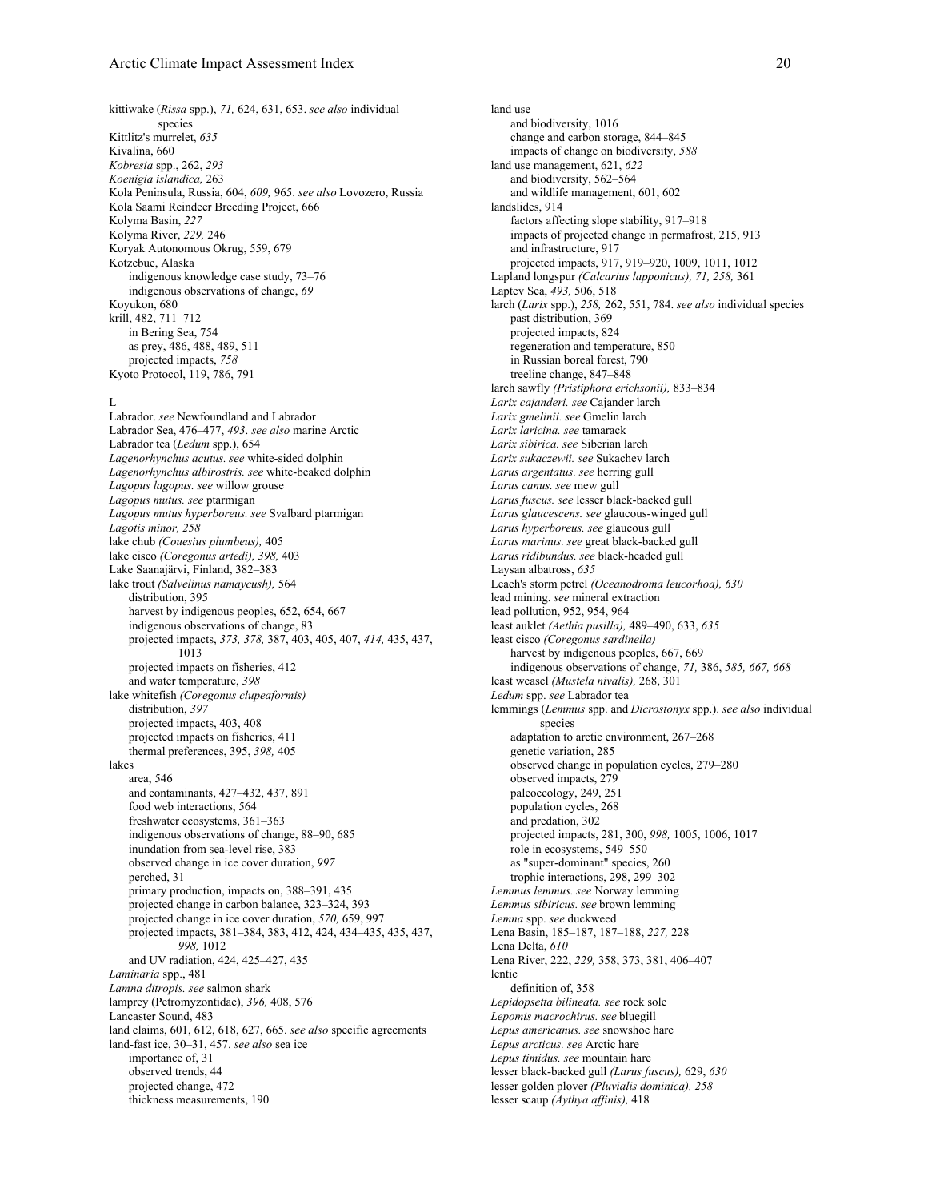kittiwake (*Rissa* spp.), *71,* 624, 631, 653. *see also* individual species
Kittlitz's murrelet, *635*
Kivalina, 660
*Kobresia* spp., 262, *293*
*Koenigia islandica,* 263
Kola Peninsula, Russia, 604, *609,* 965. *see also* Lovozero, Russia
Kola Saami Reindeer Breeding Project, 666
Kolyma Basin, *227*
Kolyma River, *229,* 246
Koryak Autonomous Okrug, 559, 679
Kotzebue, Alaska
  indigenous knowledge case study, 73–76
  indigenous observations of change, *69*
Koyukon, 680
krill, 482, 711–712
  in Bering Sea, 754
  as prey, 486, 488, 489, 511
  projected impacts, *758*
Kyoto Protocol, 119, 786, 791

L

Labrador. *see* Newfoundland and Labrador
Labrador Sea, 476–477, *493*. *see also* marine Arctic
Labrador tea (*Ledum* spp.), 654
*Lagenorhynchus acutus. see* white-sided dolphin
*Lagenorhynchus albirostris. see* white-beaked dolphin
*Lagopus lagopus. see* willow grouse
*Lagopus mutus. see* ptarmigan
*Lagopus mutus hyperboreus. see* Svalbard ptarmigan
*Lagotis minor, 258*
lake chub *(Couesius plumbeus),* 405
lake cisco *(Coregonus artedi), 398,* 403
Lake Saanajärvi, Finland, 382–383
lake trout *(Salvelinus namaycush),* 564
  distribution, 395
  harvest by indigenous peoples, 652, 654, 667
  indigenous observations of change, 83
  projected impacts, *373, 378,* 387, 403, 405, 407, *414,* 435, 437, 1013
  projected impacts on fisheries, 412
  and water temperature, *398*
lake whitefish *(Coregonus clupeaformis)*
  distribution, *397*
  projected impacts, 403, 408
  projected impacts on fisheries, 411
  thermal preferences, 395, *398,* 405
lakes
  area, 546
  and contaminants, 427–432, 437, 891
  food web interactions, 564
  freshwater ecosystems, 361–363
  indigenous observations of change, 88–90, 685
  inundation from sea-level rise, 383
  observed change in ice cover duration, *997*
  perched, 31
  primary production, impacts on, 388–391, 435
  projected change in carbon balance, 323–324, 393
  projected change in ice cover duration, *570,* 659, 997
  projected impacts, 381–384, 383, 412, 424, 434–435, 435, 437, *998,* 1012
  and UV radiation, 424, 425–427, 435
*Laminaria* spp., 481
*Lamna ditropis. see* salmon shark
lamprey (Petromyzontidae), *396,* 408, 576
Lancaster Sound, 483
land claims, 601, 612, 618, 627, 665. *see also* specific agreements
land-fast ice, 30–31, 457. *see also* sea ice
  importance of, 31
  observed trends, 44
  projected change, 472
  thickness measurements, 190
land use
  and biodiversity, 1016
  change and carbon storage, 844–845
  impacts of change on biodiversity, *588*
land use management, 621, *622*
  and biodiversity, 562–564
  and wildlife management, 601, 602
landslides, 914
  factors affecting slope stability, 917–918
  impacts of projected change in permafrost, 215, 913
  and infrastructure, 917
  projected impacts, 917, 919–920, 1009, 1011, 1012
Lapland longspur *(Calcarius lapponicus), 71, 258,* 361
Laptev Sea, *493,* 506, 518
larch (*Larix* spp.), *258,* 262, 551, 784. *see also* individual species
  past distribution, 369
  projected impacts, 824
  regeneration and temperature, 850
  in Russian boreal forest, 790
  treeline change, 847–848
larch sawfly *(Pristiphora erichsonii),* 833–834
*Larix cajanderi. see* Cajander larch
*Larix gmelinii. see* Gmelin larch
*Larix laricina. see* tamarack
*Larix sibirica. see* Siberian larch
*Larix sukaczewii. see* Sukachev larch
*Larus argentatus. see* herring gull
*Larus canus. see* mew gull
*Larus fuscus. see* lesser black-backed gull
*Larus glaucescens. see* glaucous-winged gull
*Larus hyperboreus. see* glaucous gull
*Larus marinus. see* great black-backed gull
*Larus ridibundus. see* black-headed gull
Laysan albatross, *635*
Leach's storm petrel *(Oceanodroma leucorhoa), 630*
lead mining. *see* mineral extraction
lead pollution, 952, 954, 964
least auklet *(Aethia pusilla),* 489–490, 633, *635*
least cisco *(Coregonus sardinella)*
  harvest by indigenous peoples, 667, 669
  indigenous observations of change, *71,* 386, *585, 667, 668*
least weasel *(Mustela nivalis),* 268, 301
*Ledum* spp. *see* Labrador tea
lemmings (*Lemmus* spp. and *Dicrostonyx* spp.). *see also* individual species
  adaptation to arctic environment, 267–268
  genetic variation, 285
  observed change in population cycles, 279–280
  observed impacts, 279
  paleoecology, 249, 251
  population cycles, 268
  and predation, 302
  projected impacts, 281, 300, *998,* 1005, 1006, 1017
  role in ecosystems, 549–550
  as "super-dominant" species, 260
  trophic interactions, 298, 299–302
*Lemmus lemmus. see* Norway lemming
*Lemmus sibiricus. see* brown lemming
*Lemna* spp. *see* duckweed
Lena Basin, 185–187, 187–188, *227,* 228
Lena Delta, *610*
Lena River, 222, *229,* 358, 373, 381, 406–407
lentic
  definition of, 358
*Lepidopsetta bilineata. see* rock sole
*Lepomis macrochirus. see* bluegill
*Lepus americanus. see* snowshoe hare
*Lepus arcticus. see* Arctic hare
*Lepus timidus. see* mountain hare
lesser black-backed gull *(Larus fuscus),* 629, *630*
lesser golden plover *(Pluvialis dominica), 258*
lesser scaup *(Aythya affinis),* 418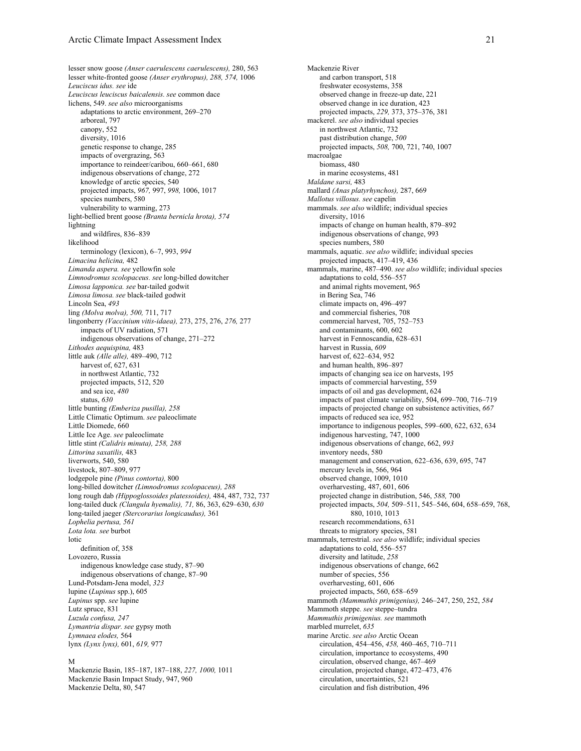lesser snow goose *(Anser caerulescens caerulescens),* 280, 563
lesser white-fronted goose *(Anser erythropus), 288, 574,* 1006
*Leuciscus idus. see* ide
*Leuciscus leuciscus baicalensis. see* common dace
lichens, 549. *see also* microorganisms
- adaptations to arctic environment, 269–270
- arboreal, 797
- canopy, 552
- diversity, 1016
- genetic response to change, 285
- impacts of overgrazing, 563
- importance to reindeer/caribou, 660–661, 680
- indigenous observations of change, 272
- knowledge of arctic species, 540
- projected impacts, *967,* 997, *998,* 1006, 1017
- species numbers, 580
- vulnerability to warming, 273

light-bellied brent goose *(Branta bernicla hrota), 574*
lightning
- and wildfires, 836–839

likelihood
- terminology (lexicon), 6–7, 993, *994*

*Limacina helicina,* 482
*Limanda aspera. see* yellowfin sole
*Limnodromus scolopaceus. see* long-billed dowitcher
*Limosa lapponica. see* bar-tailed godwit
*Limosa limosa. see* black-tailed godwit
Lincoln Sea, *493*
ling *(Molva molva), 500,* 711, 717
lingonberry *(Vaccinium vitis-idaea),* 273, 275, 276, *276,* 277
- impacts of UV radiation, 571
- indigenous observations of change, 271–272

*Lithodes aequispina,* 483
little auk *(Alle alle),* 489–490, 712
- harvest of, 627, 631
- in northwest Atlantic, 732
- projected impacts, 512, 520
- and sea ice, *480*
- status, *630*

little bunting *(Emberiza pusilla), 258*
Little Climatic Optimum. *see* paleoclimate
Little Diomede, 660
Little Ice Age. *see* paleoclimate
little stint *(Calidris minuta), 258, 288*
*Littorina saxatilis,* 483
liverworts, 540, 580
livestock, 807–809, 977
lodgepole pine *(Pinus contorta),* 800
long-billed dowitcher *(Limnodromus scolopaceus), 288*
long rough dab *(Hippoglossoides platessoides),* 484, 487, 732, 737
long-tailed duck *(Clangula hyemalis), 71,* 86, 363, 629–630, *630*
long-tailed jaeger *(Stercorarius longicaudus),* 361
*Lophelia pertusa, 561*
*Lota lota. see* burbot
lotic
- definition of, 358

Lovozero, Russia
- indigenous knowledge case study, 87–90
- indigenous observations of change, 87–90

Lund-Potsdam-Jena model, *323*
lupine (*Lupinus* spp.), 605
*Lupinus* spp. *see* lupine
Lutz spruce, 831
*Luzula confusa, 247*
*Lymantria dispar. see* gypsy moth
*Lymnaea elodes,* 564
lynx *(Lynx lynx),* 601, *619,* 977

M

Mackenzie Basin, 185–187, 187–188, *227, 1000,* 1011
Mackenzie Basin Impact Study, 947, 960
Mackenzie Delta, 80, 547
Mackenzie River
- and carbon transport, 518
- freshwater ecosystems, 358
- observed change in freeze-up date, 221
- observed change in ice duration, 423
- projected impacts, *229,* 373, 375–376, 381

mackerel. *see also* individual species
- in northwest Atlantic, 732
- past distribution change, *500*
- projected impacts, *508,* 700, 721, 740, 1007

macroalgae
- biomass, 480
- in marine ecosystems, 481

*Maldane sarsi,* 483
mallard *(Anas platyrhynchos),* 287, 669
*Mallotus villosus. see* capelin
mammals. *see also* wildlife; individual species
- diversity, 1016
- impacts of change on human health, 879–892
- indigenous observations of change, 993
- species numbers, 580

mammals, aquatic. *see also* wildlife; individual species
- projected impacts, 417–419, 436

mammals, marine, 487–490. *see also* wildlife; individual species
- adaptations to cold, 556–557
- and animal rights movement, 965
- in Bering Sea, 746
- climate impacts on, 496–497
- and commercial fisheries, 708
- commercial harvest, 705, 752–753
- and contaminants, 600, 602
- harvest in Fennoscandia, 628–631
- harvest in Russia, *609*
- harvest of, 622–634, 952
- and human health, 896–897
- impacts of changing sea ice on harvests, 195
- impacts of commercial harvesting, 559
- impacts of oil and gas development, 624
- impacts of past climate variability, 504, 699–700, 716–719
- impacts of projected change on subsistence activities, *667*
- impacts of reduced sea ice, 952
- importance to indigenous peoples, 599–600, 622, 632, 634
- indigenous harvesting, 747, 1000
- indigenous observations of change, 662, *993*
- inventory needs, 580
- management and conservation, 622–636, 639, 695, 747
- mercury levels in, 566, 964
- observed change, 1009, 1010
- overharvesting, 487, 601, 606
- projected change in distribution, 546, *588,* 700
- projected impacts, *504,* 509–511, 545–546, 604, 658–659, 768, 880, 1010, 1013
- research recommendations, 631
- threats to migratory species, 581

mammals, terrestrial. *see also* wildlife; individual species
- adaptations to cold, 556–557
- diversity and latitude, *258*
- indigenous observations of change, 662
- number of species, 556
- overharvesting, 601, 606
- projected impacts, 560, 658–659

mammoth *(Mammuthis primigenius),* 246–247, 250, 252, *584*
Mammoth steppe. *see* steppe–tundra
*Mammuthis primigenius. see* mammoth
marbled murrelet, *635*
marine Arctic. *see also* Arctic Ocean
- circulation, 454–456, *458,* 460–465, 710–711
- circulation, importance to ecosystems, 490
- circulation, observed change, 467–469
- circulation, projected change, 472–473, 476
- circulation, uncertainties, 521
- circulation and fish distribution, 496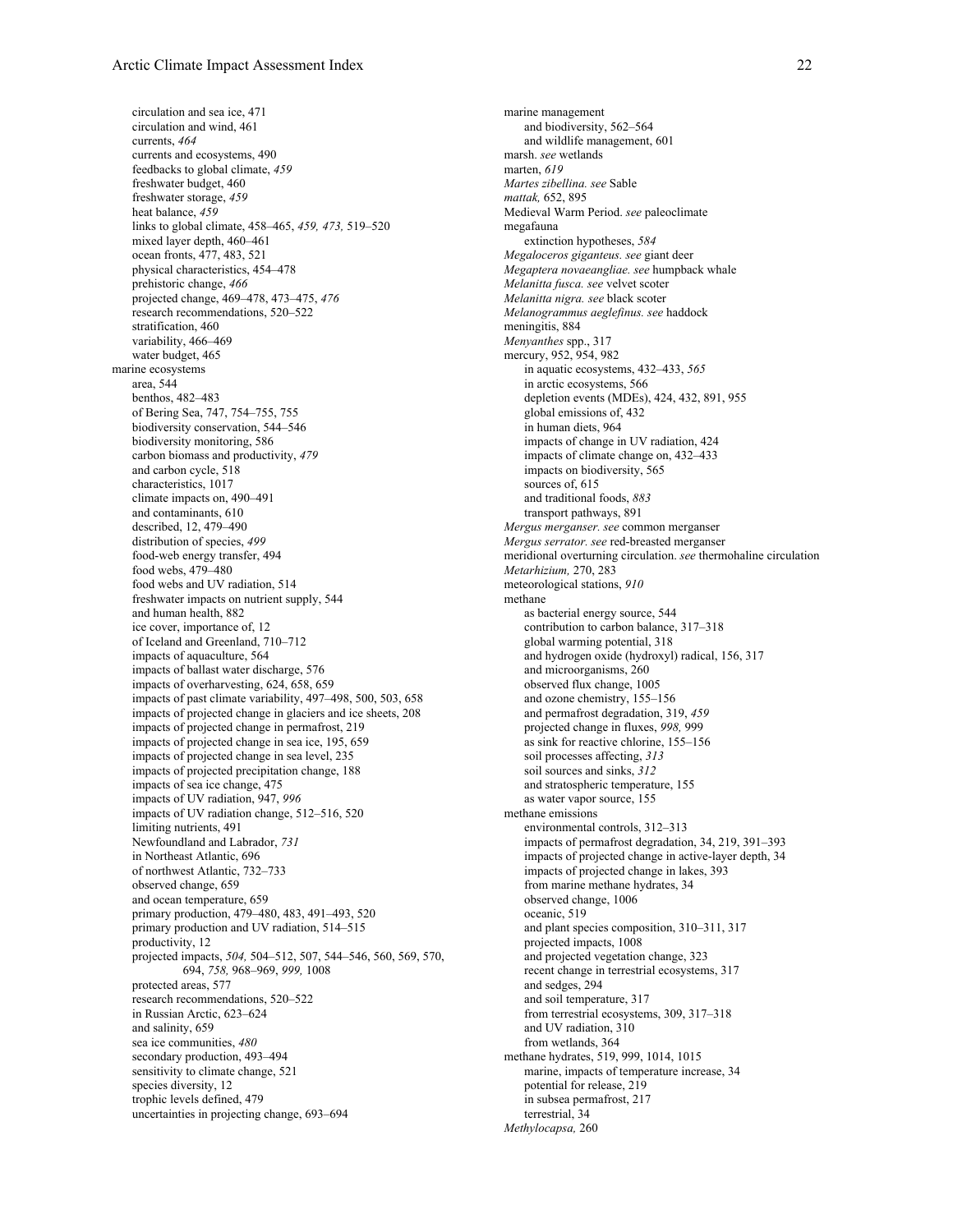circulation and sea ice, 471
circulation and wind, 461
currents, *464*
currents and ecosystems, 490
feedbacks to global climate, *459*
freshwater budget, 460
freshwater storage, *459*
heat balance, *459*
links to global climate, 458–465, *459, 473,* 519–520
mixed layer depth, 460–461
ocean fronts, 477, 483, 521
physical characteristics, 454–478
prehistoric change, *466*
projected change, 469–478, 473–475, *476*
research recommendations, 520–522
stratification, 460
variability, 466–469
water budget, 465

marine ecosystems
area, 544
benthos, 482–483
of Bering Sea, 747, 754–755, 755
biodiversity conservation, 544–546
biodiversity monitoring, 586
carbon biomass and productivity, *479*
and carbon cycle, 518
characteristics, 1017
climate impacts on, 490–491
and contaminants, 610
described, 12, 479–490
distribution of species, *499*
food-web energy transfer, 494
food webs, 479–480
food webs and UV radiation, 514
freshwater impacts on nutrient supply, 544
and human health, 882
ice cover, importance of, 12
of Iceland and Greenland, 710–712
impacts of aquaculture, 564
impacts of ballast water discharge, 576
impacts of overharvesting, 624, 658, 659
impacts of past climate variability, 497–498, 500, 503, 658
impacts of projected change in glaciers and ice sheets, 208
impacts of projected change in permafrost, 219
impacts of projected change in sea ice, 195, 659
impacts of projected change in sea level, 235
impacts of projected precipitation change, 188
impacts of sea ice change, 475
impacts of UV radiation, 947, *996*
impacts of UV radiation change, 512–516, 520
limiting nutrients, 491
Newfoundland and Labrador, *731*
in Northeast Atlantic, 696
of northwest Atlantic, 732–733
observed change, 659
and ocean temperature, 659
primary production, 479–480, 483, 491–493, 520
primary production and UV radiation, 514–515
productivity, 12
projected impacts, *504,* 504–512, 507, 544–546, 560, 569, 570, 694, *758,* 968–969, *999,* 1008
protected areas, 577
research recommendations, 520–522
in Russian Arctic, 623–624
and salinity, 659
sea ice communities, *480*
secondary production, 493–494
sensitivity to climate change, 521
species diversity, 12
trophic levels defined, 479
uncertainties in projecting change, 693–694

marine management
and biodiversity, 562–564
and wildlife management, 601

marsh. *see* wetlands
marten, *619*
*Martes zibellina. see* Sable
*mattak,* 652, 895
Medieval Warm Period. *see* paleoclimate
megafauna
extinction hypotheses, *584*
*Megaloceros giganteus. see* giant deer
*Megaptera novaeangliae. see* humpback whale
*Melanitta fusca. see* velvet scoter
*Melanitta nigra. see* black scoter
*Melanogrammus aeglefinus. see* haddock
meningitis, 884
*Menyanthes* spp., 317
mercury, 952, 954, 982
in aquatic ecosystems, 432–433, *565*
in arctic ecosystems, 566
depletion events (MDEs), 424, 432, 891, 955
global emissions of, 432
in human diets, 964
impacts of change in UV radiation, 424
impacts of climate change on, 432–433
impacts on biodiversity, 565
sources of, 615
and traditional foods, *883*
transport pathways, 891

*Mergus merganser. see* common merganser
*Mergus serrator. see* red-breasted merganser
meridional overturning circulation. *see* thermohaline circulation
*Metarhizium,* 270, 283
meteorological stations, *910*
methane
as bacterial energy source, 544
contribution to carbon balance, 317–318
global warming potential, 318
and hydrogen oxide (hydroxyl) radical, 156, 317
and microorganisms, 260
observed flux change, 1005
and ozone chemistry, 155–156
and permafrost degradation, 319, *459*
projected change in fluxes, *998,* 999
as sink for reactive chlorine, 155–156
soil processes affecting, *313*
soil sources and sinks, *312*
and stratospheric temperature, 155
as water vapor source, 155

methane emissions
environmental controls, 312–313
impacts of permafrost degradation, 34, 219, 391–393
impacts of projected change in active-layer depth, 34
impacts of projected change in lakes, 393
from marine methane hydrates, 34
observed change, 1006
oceanic, 519
and plant species composition, 310–311, 317
projected impacts, 1008
and projected vegetation change, 323
recent change in terrestrial ecosystems, 317
and sedges, 294
and soil temperature, 317
from terrestrial ecosystems, 309, 317–318
and UV radiation, 310
from wetlands, 364

methane hydrates, 519, 999, 1014, 1015
marine, impacts of temperature increase, 34
potential for release, 219
in subsea permafrost, 217
terrestrial, 34

*Methylocapsa,* 260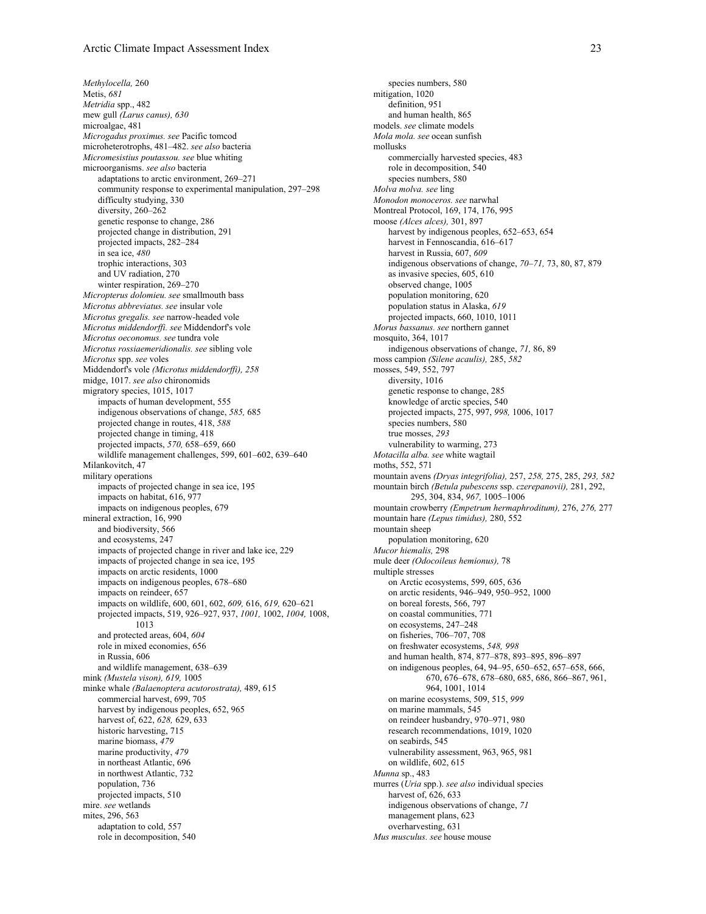*Methylocella,* 260
Metis, *681*
*Metridia* spp., 482
mew gull *(Larus canus), 630*
microalgae, 481
*Microgadus proximus. see* Pacific tomcod
microheterotrophs, 481–482. *see also* bacteria
*Micromesistius poutassou. see* blue whiting
microorganisms. *see also* bacteria
  adaptations to arctic environment, 269–271
  community response to experimental manipulation, 297–298
  difficulty studying, 330
  diversity, 260–262
  genetic response to change, 286
  projected change in distribution, 291
  projected impacts, 282–284
  in sea ice, *480*
  trophic interactions, 303
  and UV radiation, 270
  winter respiration, 269–270
*Micropterus dolomieu. see* smallmouth bass
*Microtus abbreviatus. see* insular vole
*Microtus gregalis. see* narrow-headed vole
*Microtus middendorffi. see* Middendorf's vole
*Microtus oeconomus. see* tundra vole
*Microtus rossiaemeridionalis. see* sibling vole
*Microtus* spp. *see* voles
Middendorf's vole *(Microtus middendorffi), 258*
midge, 1017. *see also* chironomids
migratory species, 1015, 1017
  impacts of human development, 555
  indigenous observations of change, *585,* 685
  projected change in routes, 418, *588*
  projected change in timing, 418
  projected impacts, *570,* 658–659, 660
  wildlife management challenges, 599, 601–602, 639–640
Milankovitch, 47
military operations
  impacts of projected change in sea ice, 195
  impacts on habitat, 616, 977
  impacts on indigenous peoples, 679
mineral extraction, 16, 990
  and biodiversity, 566
  and ecosystems, 247
  impacts of projected change in river and lake ice, 229
  impacts of projected change in sea ice, 195
  impacts on arctic residents, 1000
  impacts on indigenous peoples, 678–680
  impacts on reindeer, 657
  impacts on wildlife, 600, 601, 602, *609,* 616, *619,* 620–621
  projected impacts, 519, 926–927, 937, *1001,* 1002, *1004,* 1008, 1013
  and protected areas, 604, *604*
  role in mixed economies, 656
  in Russia, 606
  and wildlife management, 638–639
mink *(Mustela vison), 619,* 1005
minke whale *(Balaenoptera acutorostrata),* 489, 615
  commercial harvest, 699, 705
  harvest by indigenous peoples, 652, 965
  harvest of, 622, *628,* 629, 633
  historic harvesting, 715
  marine biomass, *479*
  marine productivity, *479*
  in northeast Atlantic, 696
  in northwest Atlantic, 732
  population, 736
  projected impacts, 510
mire. *see* wetlands
mites, 296, 563
  adaptation to cold, 557
  role in decomposition, 540
  species numbers, 580
mitigation, 1020
  definition, 951
  and human health, 865
models. *see* climate models
*Mola mola. see* ocean sunfish
mollusks
  commercially harvested species, 483
  role in decomposition, 540
  species numbers, 580
*Molva molva. see* ling
*Monodon monoceros. see* narwhal
Montreal Protocol, 169, 174, 176, 995
moose *(Alces alces),* 301, 897
  harvest by indigenous peoples, 652–653, 654
  harvest in Fennoscandia, 616–617
  harvest in Russia, 607, *609*
  indigenous observations of change, *70–71,* 73, 80, 87, 879
  as invasive species, 605, 610
  observed change, 1005
  population monitoring, 620
  population status in Alaska, *619*
  projected impacts, 660, 1010, 1011
*Morus bassanus. see* northern gannet
mosquito, 364, 1017
  indigenous observations of change, *71,* 86, 89
moss campion *(Silene acaulis),* 285, *582*
mosses, 549, 552, 797
  diversity, 1016
  genetic response to change, 285
  knowledge of arctic species, 540
  projected impacts, 275, 997, *998,* 1006, 1017
  species numbers, 580
  true mosses, *293*
  vulnerability to warming, 273
*Motacilla alba. see* white wagtail
moths, 552, 571
mountain avens *(Dryas integrifolia),* 257, *258,* 275, 285, *293, 582*
mountain birch *(Betula pubescens* ssp. *czerepanovii),* 281, 292, 295, 304, 834, *967,* 1005–1006
mountain crowberry *(Empetrum hermaphroditum),* 276, *276,* 277
mountain hare *(Lepus timidus),* 280, 552
mountain sheep
  population monitoring, 620
*Mucor hiemalis,* 298
mule deer *(Odocoileus hemionus),* 78
multiple stresses
  on Arctic ecosystems, 599, 605, 636
  on arctic residents, 946–949, 950–952, 1000
  on boreal forests, 566, 797
  on coastal communities, 771
  on ecosystems, 247–248
  on fisheries, 706–707, 708
  on freshwater ecosystems, *548, 998*
  and human health, 874, 877–878, 893–895, 896–897
  on indigenous peoples, 64, 94–95, 650–652, 657–658, 666, 670, 676–678, 678–680, 685, 686, 866–867, 961, 964, 1001, 1014
  on marine ecosystems, 509, 515, *999*
  on marine mammals, 545
  on reindeer husbandry, 970–971, 980
  research recommendations, 1019, 1020
  on seabirds, 545
  vulnerability assessment, 963, 965, 981
  on wildlife, 602, 615
*Munna* sp., 483
murres (*Uria* spp.). *see also* individual species
  harvest of, 626, 633
  indigenous observations of change, *71*
  management plans, 623
  overharvesting, 631
*Mus musculus. see* house mouse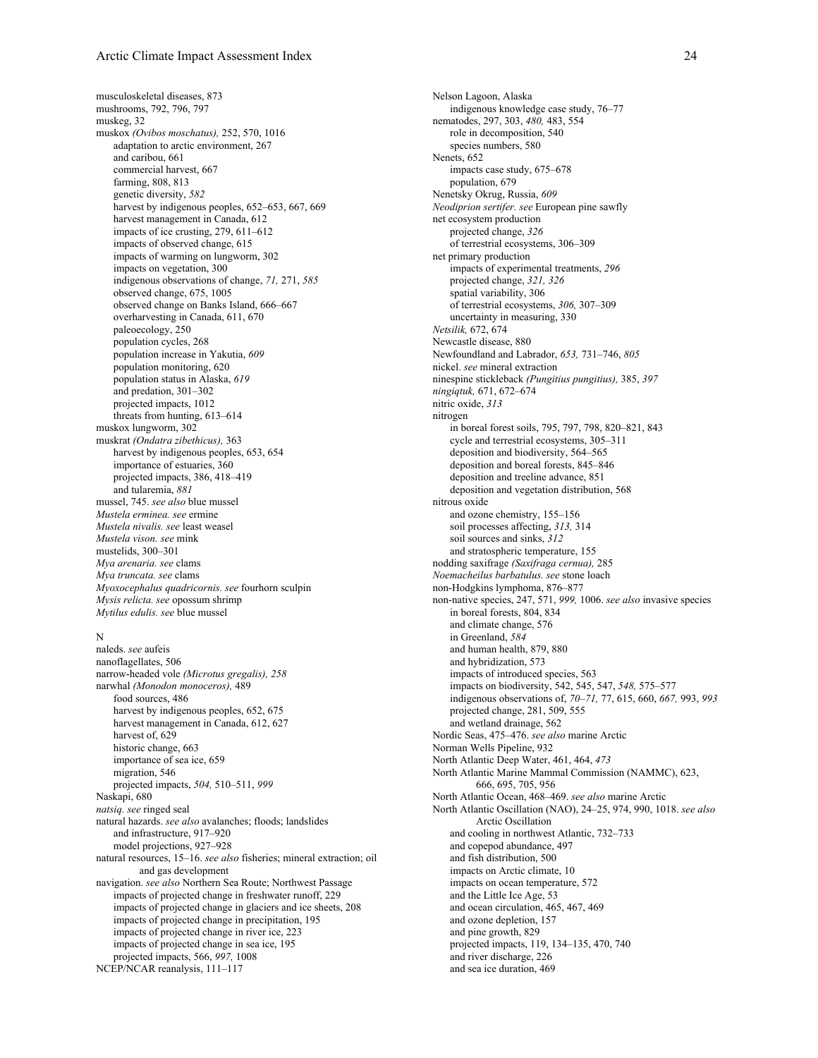musculoskeletal diseases, 873
mushrooms, 792, 796, 797
muskeg, 32
muskox *(Ovibos moschatus),* 252, 570, 1016
  adaptation to arctic environment, 267
  and caribou, 661
  commercial harvest, 667
  farming, 808, 813
  genetic diversity, *582*
  harvest by indigenous peoples, 652–653, 667, 669
  harvest management in Canada, 612
  impacts of ice crusting, 279, 611–612
  impacts of observed change, 615
  impacts of warming on lungworm, 302
  impacts on vegetation, 300
  indigenous observations of change, *71,* 271, *585*
  observed change, 675, 1005
  observed change on Banks Island, 666–667
  overharvesting in Canada, 611, 670
  paleoecology, 250
  population cycles, 268
  population increase in Yakutia, *609*
  population monitoring, 620
  population status in Alaska, *619*
  and predation, 301–302
  projected impacts, 1012
  threats from hunting, 613–614
muskox lungworm, 302
muskrat *(Ondatra zibethicus),* 363
  harvest by indigenous peoples, 653, 654
  importance of estuaries, 360
  projected impacts, 386, 418–419
  and tularemia, *881*
mussel, 745. *see also* blue mussel
*Mustela erminea. see* ermine
*Mustela nivalis. see* least weasel
*Mustela vison. see* mink
mustelids, 300–301
*Mya arenaria. see* clams
*Mya truncata. see* clams
*Myoxocephalus quadricornis. see* fourhorn sculpin
*Mysis relicta. see* opossum shrimp
*Mytilus edulis. see* blue mussel

N

naleds. *see* aufeis
nanoflagellates, 506
narrow-headed vole *(Microtus gregalis), 258*
narwhal *(Monodon monoceros),* 489
  food sources, 486
  harvest by indigenous peoples, 652, 675
  harvest management in Canada, 612, 627
  harvest of, 629
  historic change, 663
  importance of sea ice, 659
  migration, 546
  projected impacts, *504,* 510–511, *999*
Naskapi, 680
*natsiq. see* ringed seal
natural hazards. *see also* avalanches; floods; landslides
  and infrastructure, 917–920
  model projections, 927–928
natural resources, 15–16. *see also* fisheries; mineral extraction; oil and gas development
navigation. *see also* Northern Sea Route; Northwest Passage
  impacts of projected change in freshwater runoff, 229
  impacts of projected change in glaciers and ice sheets, 208
  impacts of projected change in precipitation, 195
  impacts of projected change in river ice, 223
  impacts of projected change in sea ice, 195
  projected impacts, 566, *997,* 1008
NCEP/NCAR reanalysis, 111–117
Nelson Lagoon, Alaska
  indigenous knowledge case study, 76–77
nematodes, 297, 303, *480,* 483, 554
  role in decomposition, 540
  species numbers, 580
Nenets, 652
  impacts case study, 675–678
  population, 679
Nenetsky Okrug, Russia, *609*
*Neodiprion sertifer. see* European pine sawfly
net ecosystem production
  projected change, *326*
  of terrestrial ecosystems, 306–309
net primary production
  impacts of experimental treatments, *296*
  projected change, *321, 326*
  spatial variability, 306
  of terrestrial ecosystems, *306,* 307–309
  uncertainty in measuring, 330
*Netsilik,* 672, 674
Newcastle disease, 880
Newfoundland and Labrador, *653,* 731–746, *805*
nickel. *see* mineral extraction
ninespine stickleback *(Pungitius pungitius),* 385, *397*
*ningiqtuk,* 671, 672–674
nitric oxide, *313*
nitrogen
  in boreal forest soils, 795, 797, 798, 820–821, 843
  cycle and terrestrial ecosystems, 305–311
  deposition and biodiversity, 564–565
  deposition and boreal forests, 845–846
  deposition and treeline advance, 851
  deposition and vegetation distribution, 568
nitrous oxide
  and ozone chemistry, 155–156
  soil processes affecting, *313,* 314
  soil sources and sinks, *312*
  and stratospheric temperature, 155
nodding saxifrage *(Saxifraga cernua),* 285
*Noemacheilus barbatulus. see* stone loach
non-Hodgkins lymphoma, 876–877
non-native species, 247, 571, *999,* 1006. *see also* invasive species
  in boreal forests, 804, 834
  and climate change, 576
  in Greenland, *584*
  and human health, 879, 880
  and hybridization, 573
  impacts of introduced species, 563
  impacts on biodiversity, 542, 545, 547, *548,* 575–577
  indigenous observations of, *70–71,* 77, 615, 660, *667,* 993, *993*
  projected change, 281, 509, 555
  and wetland drainage, 562
Nordic Seas, 475–476. *see also* marine Arctic
Norman Wells Pipeline, 932
North Atlantic Deep Water, 461, 464, *473*
North Atlantic Marine Mammal Commission (NAMMC), 623, 666, 695, 705, 956
North Atlantic Ocean, 468–469. *see also* marine Arctic
North Atlantic Oscillation (NAO), 24–25, 974, 990, 1018. *see also* Arctic Oscillation
  and cooling in northwest Atlantic, 732–733
  and copepod abundance, 497
  and fish distribution, 500
  impacts on Arctic climate, 10
  impacts on ocean temperature, 572
  and the Little Ice Age, 53
  and ocean circulation, 465, 467, 469
  and ozone depletion, 157
  and pine growth, 829
  projected impacts, 119, 134–135, 470, 740
  and river discharge, 226
  and sea ice duration, 469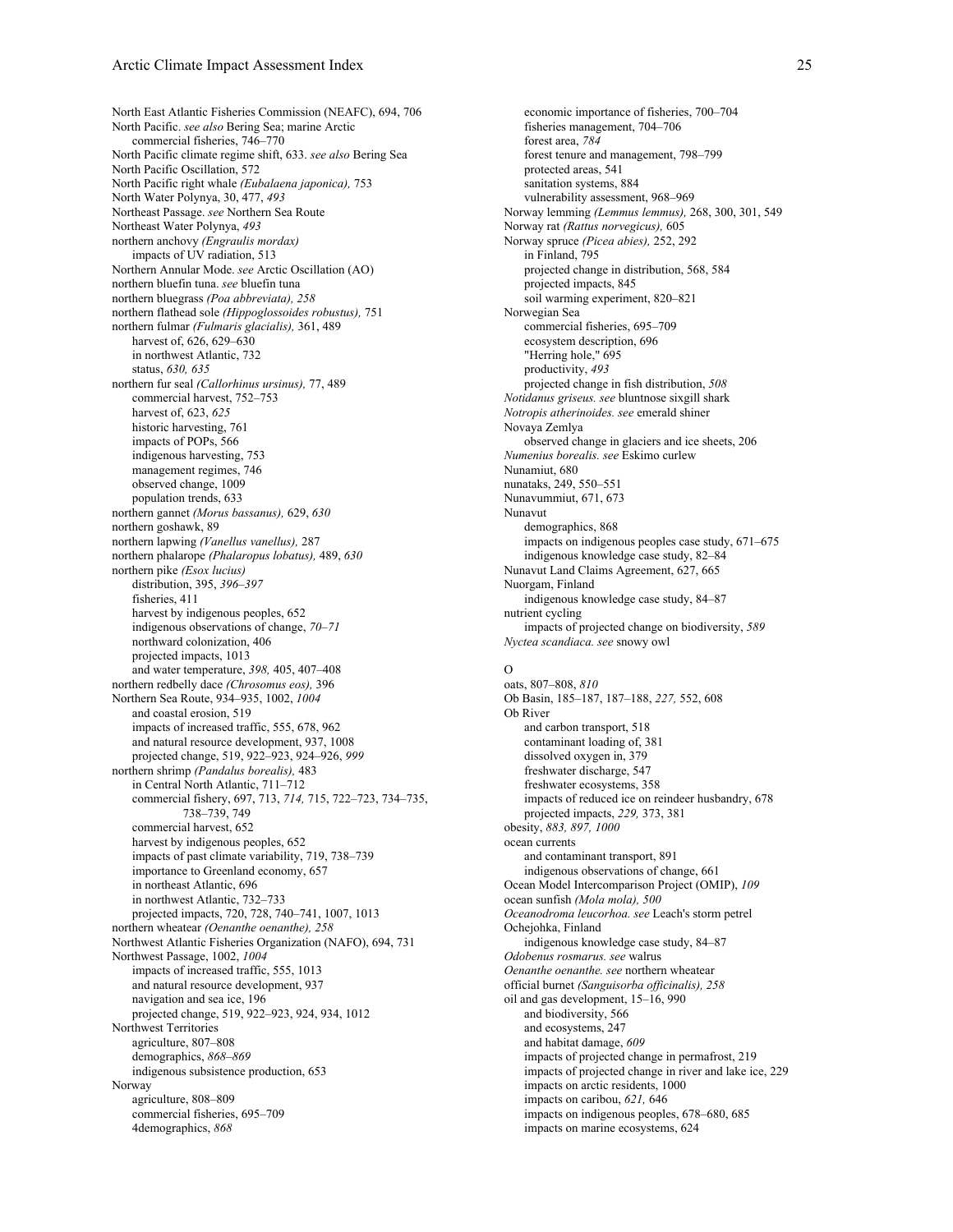North East Atlantic Fisheries Commission (NEAFC), 694, 706
North Pacific. *see also* Bering Sea; marine Arctic
  commercial fisheries, 746–770
North Pacific climate regime shift, 633. *see also* Bering Sea
North Pacific Oscillation, 572
North Pacific right whale *(Eubalaena japonica),* 753
North Water Polynya, 30, 477, *493*
Northeast Passage. *see* Northern Sea Route
Northeast Water Polynya, *493*
northern anchovy *(Engraulis mordax)*
  impacts of UV radiation, 513
Northern Annular Mode. *see* Arctic Oscillation (AO)
northern bluefin tuna. *see* bluefin tuna
northern bluegrass *(Poa abbreviata), 258*
northern flathead sole *(Hippoglossoides robustus),* 751
northern fulmar *(Fulmaris glacialis),* 361, 489
  harvest of, 626, 629–630
  in northwest Atlantic, 732
  status, *630, 635*
northern fur seal *(Callorhinus ursinus),* 77, 489
  commercial harvest, 752–753
  harvest of, 623, *625*
  historic harvesting, 761
  impacts of POPs, 566
  indigenous harvesting, 753
  management regimes, 746
  observed change, 1009
  population trends, 633
northern gannet *(Morus bassanus),* 629, *630*
northern goshawk, 89
northern lapwing *(Vanellus vanellus),* 287
northern phalarope *(Phalaropus lobatus),* 489, *630*
northern pike *(Esox lucius)*
  distribution, 395, *396–397*
  fisheries, 411
  harvest by indigenous peoples, 652
  indigenous observations of change, *70–71*
  northward colonization, 406
  projected impacts, 1013
  and water temperature, *398,* 405, 407–408
northern redbelly dace *(Chrosomus eos),* 396
Northern Sea Route, 934–935, 1002, *1004*
  and coastal erosion, 519
  impacts of increased traffic, 555, 678, 962
  and natural resource development, 937, 1008
  projected change, 519, 922–923, 924–926, *999*
northern shrimp *(Pandalus borealis),* 483
  in Central North Atlantic, 711–712
  commercial fishery, 697, 713, *714,* 715, 722–723, 734–735, 738–739, 749
  commercial harvest, 652
  harvest by indigenous peoples, 652
  impacts of past climate variability, 719, 738–739
  importance to Greenland economy, 657
  in northeast Atlantic, 696
  in northwest Atlantic, 732–733
  projected impacts, 720, 728, 740–741, 1007, 1013
northern wheatear *(Oenanthe oenanthe), 258*
Northwest Atlantic Fisheries Organization (NAFO), 694, 731
Northwest Passage, 1002, *1004*
  impacts of increased traffic, 555, 1013
  and natural resource development, 937
  navigation and sea ice, 196
  projected change, 519, 922–923, 924, 934, 1012
Northwest Territories
  agriculture, 807–808
  demographics, *868–869*
  indigenous subsistence production, 653
Norway
  agriculture, 808–809
  commercial fisheries, 695–709
  4demographics, *868*
  economic importance of fisheries, 700–704
  fisheries management, 704–706
  forest area, *784*
  forest tenure and management, 798–799
  protected areas, 541
  sanitation systems, 884
  vulnerability assessment, 968–969
Norway lemming *(Lemmus lemmus),* 268, 300, 301, 549
Norway rat *(Rattus norvegicus),* 605
Norway spruce *(Picea abies),* 252, 292
  in Finland, 795
  projected change in distribution, 568, 584
  projected impacts, 845
  soil warming experiment, 820–821
Norwegian Sea
  commercial fisheries, 695–709
  ecosystem description, 696
  "Herring hole," 695
  productivity, *493*
  projected change in fish distribution, *508*
*Notidanus griseus. see* bluntnose sixgill shark
*Notropis atherinoides. see* emerald shiner
Novaya Zemlya
  observed change in glaciers and ice sheets, 206
*Numenius borealis. see* Eskimo curlew
Nunamiut, 680
nunataks, 249, 550–551
Nunavummiut, 671, 673
Nunavut
  demographics, 868
  impacts on indigenous peoples case study, 671–675
  indigenous knowledge case study, 82–84
Nunavut Land Claims Agreement, 627, 665
Nuorgam, Finland
  indigenous knowledge case study, 84–87
nutrient cycling
  impacts of projected change on biodiversity, *589*
*Nyctea scandiaca. see* snowy owl

## O

oats, 807–808, *810*
Ob Basin, 185–187, 187–188, *227,* 552, 608
Ob River
  and carbon transport, 518
  contaminant loading of, 381
  dissolved oxygen in, 379
  freshwater discharge, 547
  freshwater ecosystems, 358
  impacts of reduced ice on reindeer husbandry, 678
  projected impacts, *229,* 373, 381
obesity, *883, 897, 1000*
ocean currents
  and contaminant transport, 891
  indigenous observations of change, 661
Ocean Model Intercomparison Project (OMIP), *109*
ocean sunfish *(Mola mola), 500*
*Oceanodroma leucorhoa. see* Leach's storm petrel
Ochejohka, Finland
  indigenous knowledge case study, 84–87
*Odobenus rosmarus. see* walrus
*Oenanthe oenanthe. see* northern wheatear
official burnet *(Sanguisorba officinalis), 258*
oil and gas development, 15–16, 990
  and biodiversity, 566
  and ecosystems, 247
  and habitat damage, *609*
  impacts of projected change in permafrost, 219
  impacts of projected change in river and lake ice, 229
  impacts on arctic residents, 1000
  impacts on caribou, *621,* 646
  impacts on indigenous peoples, 678–680, 685
  impacts on marine ecosystems, 624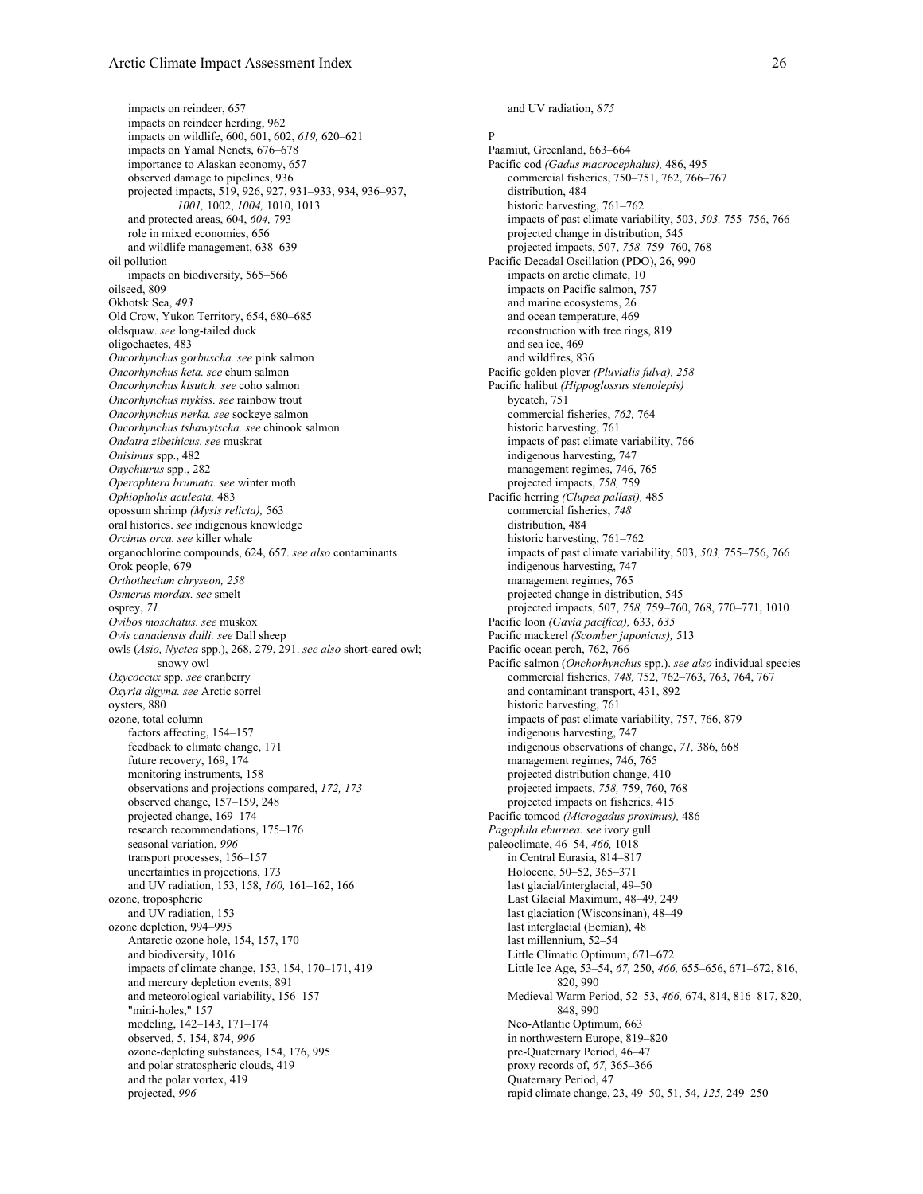impacts on reindeer, 657
impacts on reindeer herding, 962
impacts on wildlife, 600, 601, 602, *619,* 620–621
impacts on Yamal Nenets, 676–678
importance to Alaskan economy, 657
observed damage to pipelines, 936
projected impacts, 519, 926, 927, 931–933, 934, 936–937, *1001,* 1002, *1004,* 1010, 1013
and protected areas, 604, *604,* 793
role in mixed economies, 656
and wildlife management, 638–639

oil pollution
impacts on biodiversity, 565–566

oilseed, 809
Okhotsk Sea, *493*
Old Crow, Yukon Territory, 654, 680–685
oldsquaw. *see* long-tailed duck
oligochaetes, 483
*Oncorhynchus gorbuscha. see* pink salmon
*Oncorhynchus keta. see* chum salmon
*Oncorhynchus kisutch. see* coho salmon
*Oncorhynchus mykiss. see* rainbow trout
*Oncorhynchus nerka. see* sockeye salmon
*Oncorhynchus tshawytscha. see* chinook salmon
*Ondatra zibethicus. see* muskrat
*Onisimus* spp., 482
*Onychiurus* spp., 282
*Operophtera brumata. see* winter moth
*Ophiopholis aculeata,* 483
opossum shrimp *(Mysis relicta),* 563
oral histories. *see* indigenous knowledge
*Orcinus orca. see* killer whale
organochlorine compounds, 624, 657. *see also* contaminants
Orok people, 679
*Orthothecium chryseon, 258*
*Osmerus mordax. see* smelt
osprey, *71*
*Ovibos moschatus. see* muskox
*Ovis canadensis dalli. see* Dall sheep
owls (*Asio, Nyctea* spp.), 268, 279, 291. *see also* short-eared owl; snowy owl
*Oxycoccux* spp. *see* cranberry
*Oxyria digyna. see* Arctic sorrel
oysters, 880

ozone, total column
factors affecting, 154–157
feedback to climate change, 171
future recovery, 169, 174
monitoring instruments, 158
observations and projections compared, *172, 173*
observed change, 157–159, 248
projected change, 169–174
research recommendations, 175–176
seasonal variation, *996*
transport processes, 156–157
uncertainties in projections, 173
and UV radiation, 153, 158, *160,* 161–162, 166

ozone, tropospheric
and UV radiation, 153

ozone depletion, 994–995
Antarctic ozone hole, 154, 157, 170
and biodiversity, 1016
impacts of climate change, 153, 154, 170–171, 419
and mercury depletion events, 891
and meteorological variability, 156–157
"mini-holes," 157
modeling, 142–143, 171–174
observed, 5, 154, 874, *996*
ozone-depleting substances, 154, 176, 995
and polar stratospheric clouds, 419
and the polar vortex, 419
projected, *996*
and UV radiation, *875*

## P

Paamiut, Greenland, 663–664

Pacific cod *(Gadus macrocephalus),* 486, 495
commercial fisheries, 750–751, 762, 766–767
distribution, 484
historic harvesting, 761–762
impacts of past climate variability, 503, *503,* 755–756, 766
projected change in distribution, 545
projected impacts, 507, *758,* 759–760, 768

Pacific Decadal Oscillation (PDO), 26, 990
impacts on arctic climate, 10
impacts on Pacific salmon, 757
and marine ecosystems, 26
and ocean temperature, 469
reconstruction with tree rings, 819
and sea ice, 469
and wildfires, 836

Pacific golden plover *(Pluvialis fulva), 258*

Pacific halibut *(Hippoglossus stenolepis)*
bycatch, 751
commercial fisheries, *762,* 764
historic harvesting, 761
impacts of past climate variability, 766
indigenous harvesting, 747
management regimes, 746, 765
projected impacts, *758,* 759

Pacific herring *(Clupea pallasi),* 485
commercial fisheries, *748*
distribution, 484
historic harvesting, 761–762
impacts of past climate variability, 503, *503,* 755–756, 766
indigenous harvesting, 747
management regimes, 765
projected change in distribution, 545
projected impacts, 507, *758,* 759–760, 768, 770–771, 1010

Pacific loon *(Gavia pacifica),* 633, *635*
Pacific mackerel *(Scomber japonicus),* 513
Pacific ocean perch, 762, 766

Pacific salmon (*Onchorhynchus* spp.). *see also* individual species
commercial fisheries, *748,* 752, 762–763, 763, 764, 767
and contaminant transport, 431, 892
historic harvesting, 761
impacts of past climate variability, 757, 766, 879
indigenous harvesting, 747
indigenous observations of change, *71,* 386, 668
management regimes, 746, 765
projected distribution change, 410
projected impacts, *758,* 759, 760, 768
projected impacts on fisheries, 415

Pacific tomcod *(Microgadus proximus),* 486
*Pagophila eburnea. see* ivory gull

paleoclimate, 46–54, *466,* 1018
in Central Eurasia, 814–817
Holocene, 50–52, 365–371
last glacial/interglacial, 49–50
Last Glacial Maximum, 48–49, 249
last glaciation (Wisconsinan), 48–49
last interglacial (Eemian), 48
last millennium, 52–54
Little Climatic Optimum, 671–672
Little Ice Age, 53–54, *67,* 250, *466,* 655–656, 671–672, 816, 820, 990
Medieval Warm Period, 52–53, *466,* 674, 814, 816–817, 820, 848, 990
Neo-Atlantic Optimum, 663
in northwestern Europe, 819–820
pre-Quaternary Period, 46–47
proxy records of, *67,* 365–366
Quaternary Period, 47
rapid climate change, 23, 49–50, 51, 54, *125,* 249–250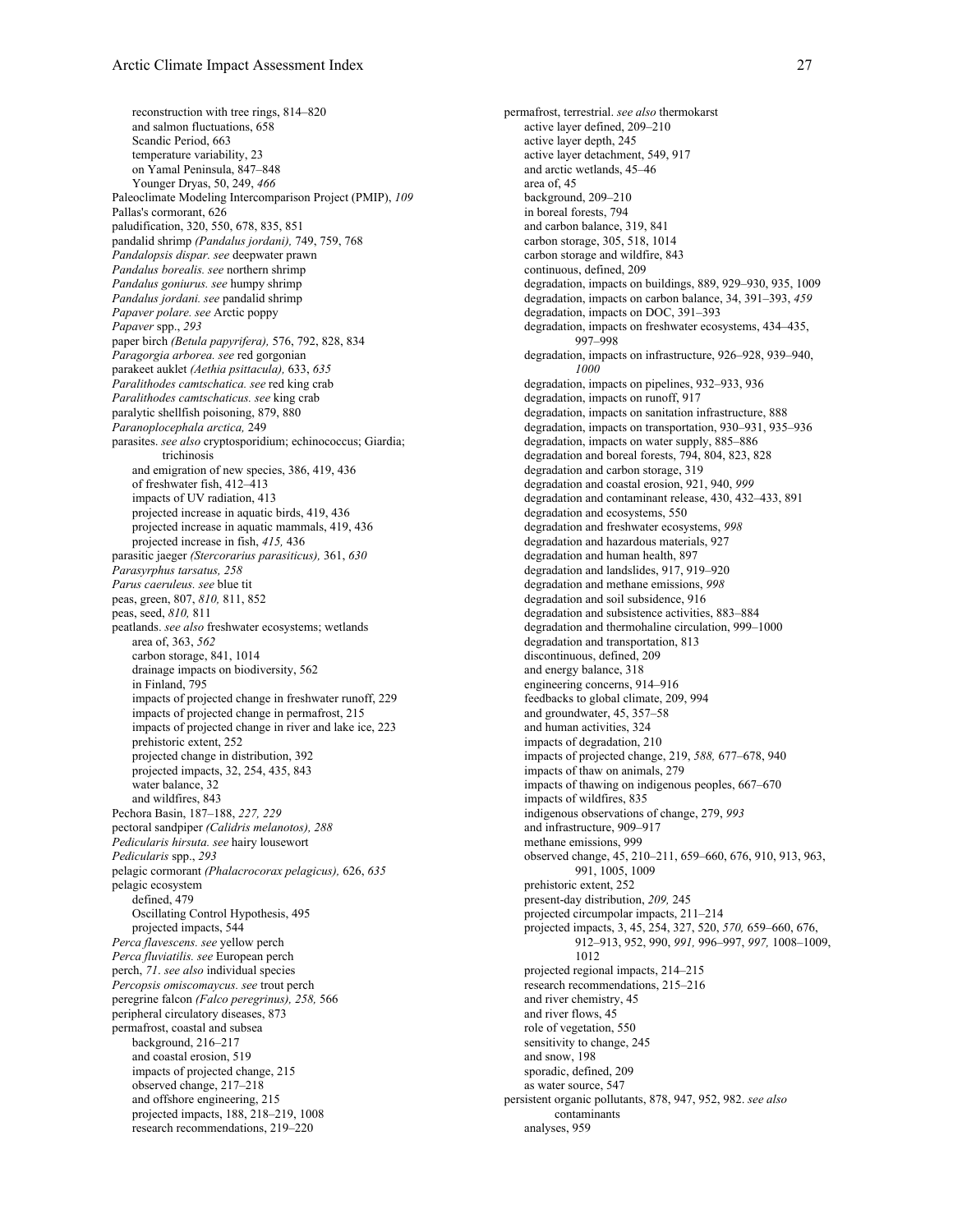reconstruction with tree rings, 814–820
and salmon fluctuations, 658
Scandic Period, 663
temperature variability, 23
on Yamal Peninsula, 847–848
Younger Dryas, 50, 249, *466*

Paleoclimate Modeling Intercomparison Project (PMIP), *109*
Pallas's cormorant, 626
paludification, 320, 550, 678, 835, 851
pandalid shrimp *(Pandalus jordani),* 749, 759, 768
*Pandalopsis dispar. see* deepwater prawn
*Pandalus borealis. see* northern shrimp
*Pandalus goniurus. see* humpy shrimp
*Pandalus jordani. see* pandalid shrimp
*Papaver polare. see* Arctic poppy
*Papaver* spp., *293*
paper birch *(Betula papyrifera),* 576, 792, 828, 834
*Paragorgia arborea. see* red gorgonian
parakeet auklet *(Aethia psittacula),* 633, *635*
*Paralithodes camtschatica. see* red king crab
*Paralithodes camtschaticus. see* king crab
paralytic shellfish poisoning, 879, 880
*Paranoplocephala arctica,* 249
parasites. *see also* cryptosporidium; echinococcus; Giardia; trichinosis
and emigration of new species, 386, 419, 436
of freshwater fish, 412–413
impacts of UV radiation, 413
projected increase in aquatic birds, 419, 436
projected increase in aquatic mammals, 419, 436
projected increase in fish, *415,* 436

parasitic jaeger *(Stercorarius parasiticus),* 361, *630*
*Parasyrphus tarsatus, 258*
*Parus caeruleus. see* blue tit
peas, green, 807, *810,* 811, 852
peas, seed, *810,* 811
peatlands. *see also* freshwater ecosystems; wetlands
area of, 363, *562*
carbon storage, 841, 1014
drainage impacts on biodiversity, 562
in Finland, 795
impacts of projected change in freshwater runoff, 229
impacts of projected change in permafrost, 215
impacts of projected change in river and lake ice, 223
prehistoric extent, 252
projected change in distribution, 392
projected impacts, 32, 254, 435, 843
water balance, 32
and wildfires, 843

Pechora Basin, 187–188, *227, 229*
pectoral sandpiper *(Calidris melanotos), 288*
*Pedicularis hirsuta. see* hairy lousewort
*Pedicularis* spp., *293*
pelagic cormorant *(Phalacrocorax pelagicus),* 626, *635*
pelagic ecosystem
defined, 479
Oscillating Control Hypothesis, 495
projected impacts, 544

*Perca flavescens. see* yellow perch
*Perca fluviatilis. see* European perch
perch, *71. see also* individual species
*Percopsis omiscomaycus. see* trout perch
peregrine falcon *(Falco peregrinus), 258,* 566
peripheral circulatory diseases, 873
permafrost, coastal and subsea
background, 216–217
and coastal erosion, 519
impacts of projected change, 215
observed change, 217–218
and offshore engineering, 215
projected impacts, 188, 218–219, 1008
research recommendations, 219–220

permafrost, terrestrial. *see also* thermokarst
active layer defined, 209–210
active layer depth, 245
active layer detachment, 549, 917
and arctic wetlands, 45–46
area of, 45
background, 209–210
in boreal forests, 794
and carbon balance, 319, 841
carbon storage, 305, 518, 1014
carbon storage and wildfire, 843
continuous, defined, 209
degradation, impacts on buildings, 889, 929–930, 935, 1009
degradation, impacts on carbon balance, 34, 391–393, *459*
degradation, impacts on DOC, 391–393
degradation, impacts on freshwater ecosystems, 434–435, 997–998
degradation, impacts on infrastructure, 926–928, 939–940, *1000*
degradation, impacts on pipelines, 932–933, 936
degradation, impacts on runoff, 917
degradation, impacts on sanitation infrastructure, 888
degradation, impacts on transportation, 930–931, 935–936
degradation, impacts on water supply, 885–886
degradation and boreal forests, 794, 804, 823, 828
degradation and carbon storage, 319
degradation and coastal erosion, 921, 940, *999*
degradation and contaminant release, 430, 432–433, 891
degradation and ecosystems, 550
degradation and freshwater ecosystems, *998*
degradation and hazardous materials, 927
degradation and human health, 897
degradation and landslides, 917, 919–920
degradation and methane emissions, *998*
degradation and soil subsidence, 916
degradation and subsistence activities, 883–884
degradation and thermohaline circulation, 999–1000
degradation and transportation, 813
discontinuous, defined, 209
and energy balance, 318
engineering concerns, 914–916
feedbacks to global climate, 209, 994
and groundwater, 45, 357–58
and human activities, 324
impacts of degradation, 210
impacts of projected change, 219, *588,* 677–678, 940
impacts of thaw on animals, 279
impacts of thawing on indigenous peoples, 667–670
impacts of wildfires, 835
indigenous observations of change, 279, *993*
and infrastructure, 909–917
methane emissions, 999
observed change, 45, 210–211, 659–660, 676, 910, 913, 963, 991, 1005, 1009
prehistoric extent, 252
present-day distribution, *209,* 245
projected circumpolar impacts, 211–214
projected impacts, 3, 45, 254, 327, 520, *570,* 659–660, 676, 912–913, 952, 990, *991,* 996–997, *997,* 1008–1009, 1012
projected regional impacts, 214–215
research recommendations, 215–216
and river chemistry, 45
and river flows, 45
role of vegetation, 550
sensitivity to change, 245
and snow, 198
sporadic, defined, 209
as water source, 547

persistent organic pollutants, 878, 947, 952, 982. *see also* contaminants
analyses, 959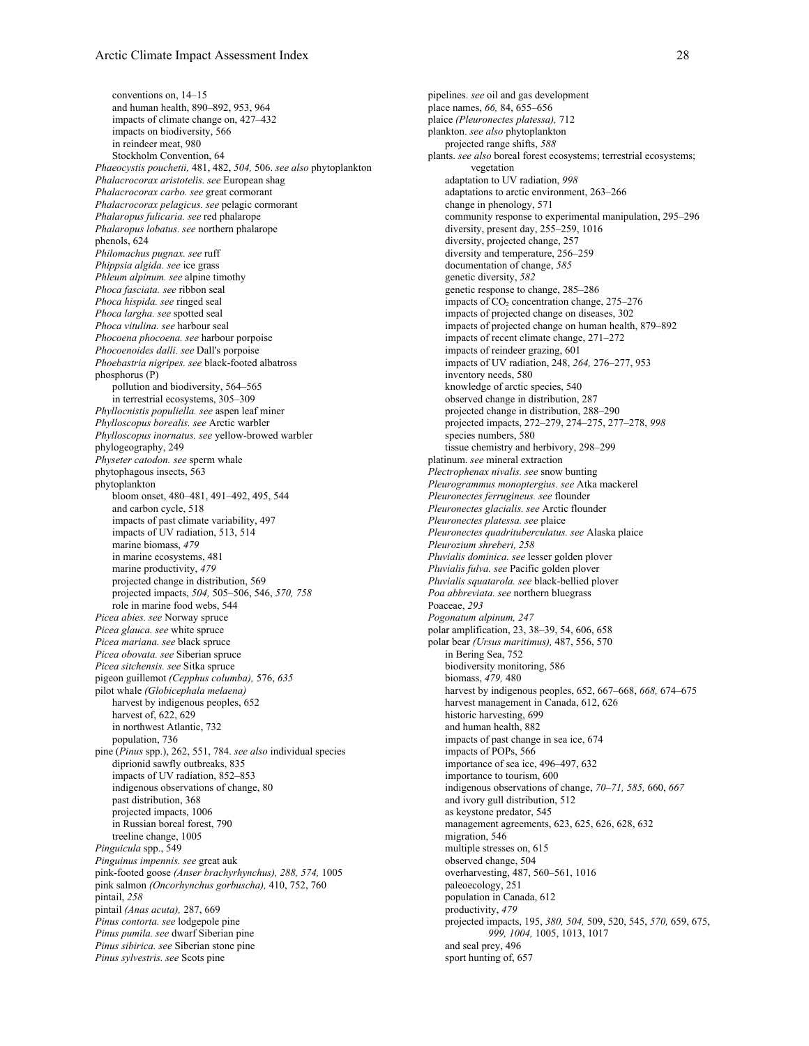conventions on, 14–15
and human health, 890–892, 953, 964
impacts of climate change on, 427–432
impacts on biodiversity, 566
in reindeer meat, 980
Stockholm Convention, 64

*Phaeocystis pouchetii,* 481, 482, *504,* 506. *see also* phytoplankton
*Phalacrocorax aristotelis. see* European shag
*Phalacrocorax carbo. see* great cormorant
*Phalacrocorax pelagicus. see* pelagic cormorant
*Phalaropus fulicaria. see* red phalarope
*Phalaropus lobatus. see* northern phalarope
phenols, 624
*Philomachus pugnax. see* ruff
*Phippsia algida. see* ice grass
*Phleum alpinum. see* alpine timothy
*Phoca fasciata. see* ribbon seal
*Phoca hispida. see* ringed seal
*Phoca largha. see* spotted seal
*Phoca vitulina. see* harbour seal
*Phocoena phocoena. see* harbour porpoise
*Phocoenoides dalli. see* Dall's porpoise
*Phoebastria nigripes. see* black-footed albatross
phosphorus (P)
pollution and biodiversity, 564–565
in terrestrial ecosystems, 305–309
*Phyllocnistis populiella. see* aspen leaf miner
*Phylloscopus borealis. see* Arctic warbler
*Phylloscopus inornatus. see* yellow-browed warbler
phylogeography, 249
*Physeter catodon. see* sperm whale
phytophagous insects, 563
phytoplankton
bloom onset, 480–481, 491–492, 495, 544
and carbon cycle, 518
impacts of past climate variability, 497
impacts of UV radiation, 513, 514
marine biomass, *479*
in marine ecosystems, 481
marine productivity, *479*
projected change in distribution, 569
projected impacts, *504,* 505–506, 546, *570, 758*
role in marine food webs, 544

*Picea abies. see* Norway spruce
*Picea glauca. see* white spruce
*Picea mariana. see* black spruce
*Picea obovata. see* Siberian spruce
*Picea sitchensis. see* Sitka spruce
pigeon guillemot *(Cepphus columba),* 576, *635*
pilot whale *(Globicephala melaena)*
harvest by indigenous peoples, 652
harvest of, 622, 629
in northwest Atlantic, 732
population, 736
pine (*Pinus* spp.), 262, 551, 784. *see also* individual species
diprionid sawfly outbreaks, 835
impacts of UV radiation, 852–853
indigenous observations of change, 80
past distribution, 368
projected impacts, 1006
in Russian boreal forest, 790
treeline change, 1005

*Pinguicula* spp., 549
*Pinguinus impennis. see* great auk
pink-footed goose *(Anser brachyrhynchus), 288, 574,* 1005
pink salmon *(Oncorhynchus gorbuscha),* 410, 752, 760
pintail, *258*
pintail *(Anas acuta),* 287, 669
*Pinus contorta. see* lodgepole pine
*Pinus pumila. see* dwarf Siberian pine
*Pinus sibirica. see* Siberian stone pine
*Pinus sylvestris. see* Scots pine
pipelines. *see* oil and gas development
place names, *66,* 84, 655–656
plaice *(Pleuronectes platessa),* 712
plankton. *see also* phytoplankton
projected range shifts, *588*
plants. *see also* boreal forest ecosystems; terrestrial ecosystems; vegetation
adaptation to UV radiation, *998*
adaptations to arctic environment, 263–266
change in phenology, 571
community response to experimental manipulation, 295–296
diversity, present day, 255–259, 1016
diversity, projected change, 257
diversity and temperature, 256–259
documentation of change, *585*
genetic diversity, *582*
genetic response to change, 285–286
impacts of $CO_2$ concentration change, 275–276
impacts of projected change on diseases, 302
impacts of projected change on human health, 879–892
impacts of recent climate change, 271–272
impacts of reindeer grazing, 601
impacts of UV radiation, 248, *264,* 276–277, 953
inventory needs, 580
knowledge of arctic species, 540
observed change in distribution, 287
projected change in distribution, 288–290
projected impacts, 272–279, 274–275, 277–278, *998*
species numbers, 580
tissue chemistry and herbivory, 298–299

platinum. *see* mineral extraction
*Plectrophenax nivalis. see* snow bunting
*Pleurogrammus monopterygius. see* Atka mackerel
*Pleuronectes ferrugineus. see* flounder
*Pleuronectes glacialis. see* Arctic flounder
*Pleuronectes platessa. see* plaice
*Pleuronectes quadrituberculatus. see* Alaska plaice
*Pleurozium shreberi, 258*
*Pluvialis dominica. see* lesser golden plover
*Pluvialis fulva. see* Pacific golden plover
*Pluvialis squatarola. see* black-bellied plover
*Poa abbreviata. see* northern bluegrass
Poaceae, *293*
*Pogonatum alpinum, 247*
polar amplification, 23, 38–39, 54, 606, 658
polar bear *(Ursus maritimus),* 487, 556, 570
in Bering Sea, 752
biodiversity monitoring, 586
biomass, *479,* 480
harvest by indigenous peoples, 652, 667–668, *668,* 674–675
harvest management in Canada, 612, 626
historic harvesting, 699
and human health, 882
impacts of past change in sea ice, 674
impacts of POPs, 566
importance of sea ice, 496–497, 632
importance to tourism, 600
indigenous observations of change, *70–71, 585,* 660, *667*
and ivory gull distribution, 512
as keystone predator, 545
management agreements, 623, 625, 626, 628, 632
migration, 546
multiple stresses on, 615
observed change, 504
overharvesting, 487, 560–561, 1016
paleoecology, 251
population in Canada, 612
productivity, *479*
projected impacts, 195, *380, 504,* 509, 520, 545, *570,* 659, 675, *999, 1004,* 1005, 1013, 1017
and seal prey, 496
sport hunting of, 657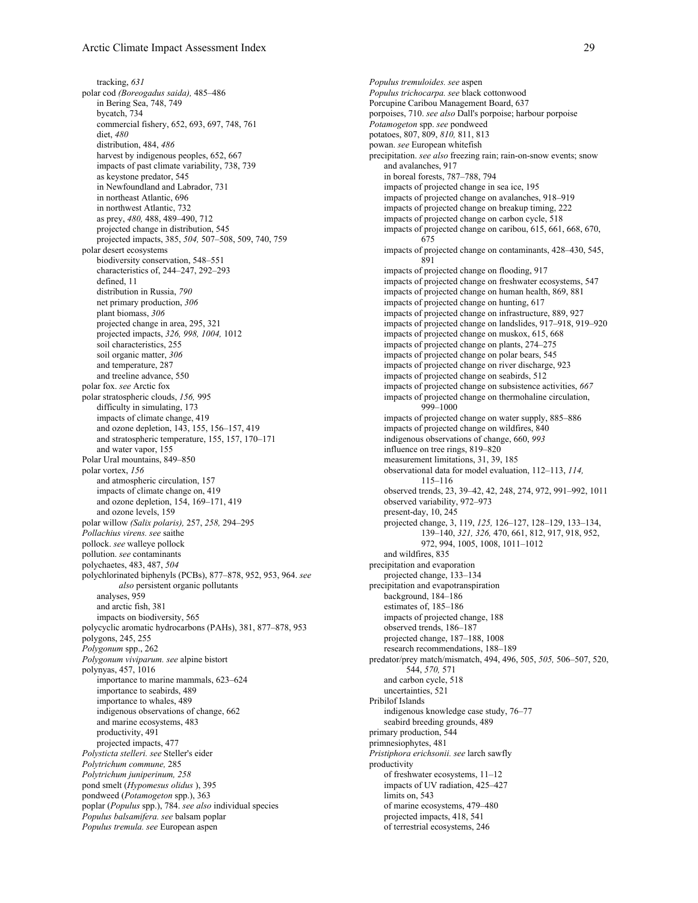tracking, *631*

polar cod *(Boreogadus saida),* 485–486
- in Bering Sea, 748, 749
- bycatch, 734
- commercial fishery, 652, 693, 697, 748, 761
- diet, *480*
- distribution, 484, *486*
- harvest by indigenous peoples, 652, 667
- impacts of past climate variability, 738, 739
- as keystone predator, 545
- in Newfoundland and Labrador, 731
- in northeast Atlantic, 696
- in northwest Atlantic, 732
- as prey, *480,* 488, 489–490, 712
- projected change in distribution, 545
- projected impacts, 385, *504,* 507–508, 509, 740, 759

polar desert ecosystems
- biodiversity conservation, 548–551
- characteristics of, 244–247, 292–293
- defined, 11
- distribution in Russia, *790*
- net primary production, *306*
- plant biomass, *306*
- projected change in area, 295, 321
- projected impacts, *326, 998, 1004,* 1012
- soil characteristics, 255
- soil organic matter, *306*
- and temperature, 287
- and treeline advance, 550

polar fox. *see* Arctic fox

polar stratospheric clouds, *156,* 995
- difficulty in simulating, 173
- impacts of climate change, 419
- and ozone depletion, 143, 155, 156–157, 419
- and stratospheric temperature, 155, 157, 170–171
- and water vapor, 155

Polar Ural mountains, 849–850

polar vortex, *156*
- and atmospheric circulation, 157
- impacts of climate change on, 419
- and ozone depletion, 154, 169–171, 419
- and ozone levels, 159

polar willow *(Salix polaris),* 257, *258,* 294–295

*Pollachius virens. see* saithe

pollock. *see* walleye pollock

pollution. *see* contaminants

polychaetes, 483, 487, *504*

polychlorinated biphenyls (PCBs), 877–878, 952, 953, 964. *see also* persistent organic pollutants
- analyses, 959
- and arctic fish, 381
- impacts on biodiversity, 565

polycyclic aromatic hydrocarbons (PAHs), 381, 877–878, 953

polygons, 245, 255

*Polygonum* spp., 262

*Polygonum viviparum. see* alpine bistort

polynyas, 457, 1016
- importance to marine mammals, 623–624
- importance to seabirds, 489
- importance to whales, 489
- indigenous observations of change, 662
- and marine ecosystems, 483
- productivity, 491
- projected impacts, 477

*Polysticta stelleri. see* Steller's eider

*Polytrichum commune,* 285

*Polytrichum juniperinum, 258*

pond smelt (*Hypomesus olidus* ), 395

pondweed (*Potamogeton* spp.), 363

poplar (*Populus* spp.), 784. *see also* individual species

*Populus balsamifera. see* balsam poplar

*Populus tremula. see* European aspen

*Populus tremuloides. see* aspen

*Populus trichocarpa. see* black cottonwood

Porcupine Caribou Management Board, 637

porpoises, 710. *see also* Dall's porpoise; harbour porpoise

*Potamogeton* spp. *see* pondweed

potatoes, 807, 809, *810,* 811, 813

powan. *see* European whitefish

precipitation. *see also* freezing rain; rain-on-snow events; snow
- and avalanches, 917
- in boreal forests, 787–788, 794
- impacts of projected change in sea ice, 195
- impacts of projected change on avalanches, 918–919
- impacts of projected change on breakup timing, 222
- impacts of projected change on carbon cycle, 518
- impacts of projected change on caribou, 615, 661, 668, 670, 675
- impacts of projected change on contaminants, 428–430, 545, 891
- impacts of projected change on flooding, 917
- impacts of projected change on freshwater ecosystems, 547
- impacts of projected change on human health, 869, 881
- impacts of projected change on hunting, 617
- impacts of projected change on infrastructure, 889, 927
- impacts of projected change on landslides, 917–918, 919–920
- impacts of projected change on muskox, 615, 668
- impacts of projected change on plants, 274–275
- impacts of projected change on polar bears, 545
- impacts of projected change on river discharge, 923
- impacts of projected change on seabirds, 512
- impacts of projected change on subsistence activities, *667*
- impacts of projected change on thermohaline circulation, 999–1000
- impacts of projected change on water supply, 885–886
- impacts of projected change on wildfires, 840
- indigenous observations of change, 660, *993*
- influence on tree rings, 819–820
- measurement limitations, 31, 39, 185
- observational data for model evaluation, 112–113, *114,* 115–116
- observed trends, 23, 39–42, 42, 248, 274, 972, 991–992, 1011
- observed variability, 972–973
- present-day, 10, 245
- projected change, 3, 119, *125,* 126–127, 128–129, 133–134, 139–140, *321, 326,* 470, 661, 812, 917, 918, 952, 972, 994, 1005, 1008, 1011–1012
- and wildfires, 835

precipitation and evaporation
- projected change, 133–134

precipitation and evapotranspiration
- background, 184–186
- estimates of, 185–186
- impacts of projected change, 188
- observed trends, 186–187
- projected change, 187–188, 1008
- research recommendations, 188–189

predator/prey match/mismatch, 494, 496, 505, *505,* 506–507, 520, 544, *570,* 571
- and carbon cycle, 518
- uncertainties, 521

Pribilof Islands
- indigenous knowledge case study, 76–77
- seabird breeding grounds, 489

primary production, 544

primnesiophytes, 481

*Pristiphora erichsonii. see* larch sawfly

productivity
- of freshwater ecosystems, 11–12
- impacts of UV radiation, 425–427
- limits on, 543
- of marine ecosystems, 479–480
- projected impacts, 418, 541
- of terrestrial ecosystems, 246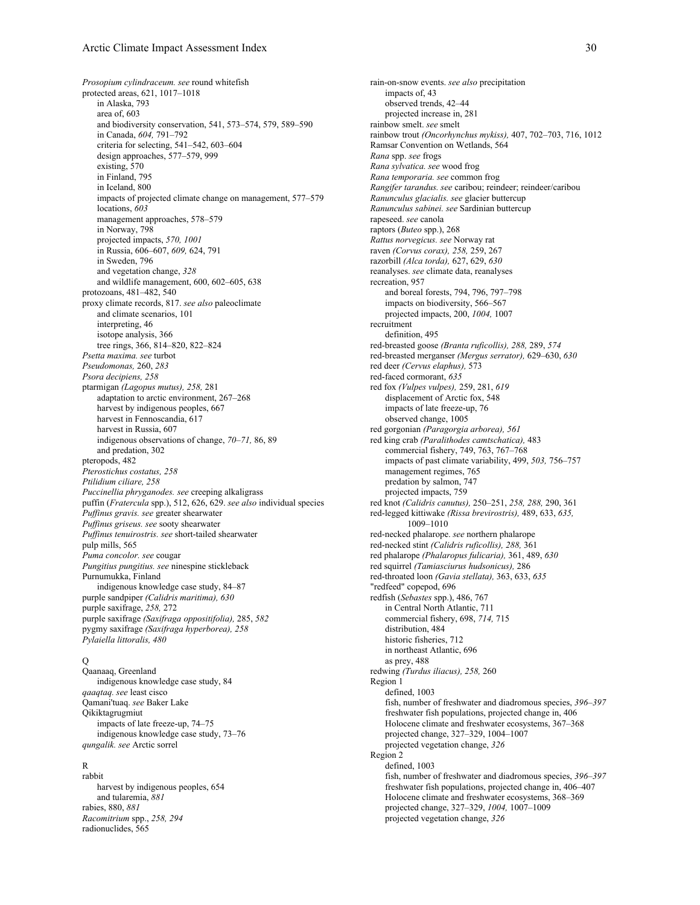*Prosopium cylindraceum. see* round whitefish
protected areas, 621, 1017–1018
- in Alaska, 793
- area of, 603
- and biodiversity conservation, 541, 573–574, 579, 589–590
- in Canada, *604,* 791–792
- criteria for selecting, 541–542, 603–604
- design approaches, 577–579, 999
- existing, 570
- in Finland, 795
- in Iceland, 800
- impacts of projected climate change on management, 577–579
- locations, *603*
- management approaches, 578–579
- in Norway, 798
- projected impacts, *570, 1001*
- in Russia, 606–607, *609,* 624, 791
- in Sweden, 796
- and vegetation change, *328*
- and wildlife management, 600, 602–605, 638

protozoans, 481–482, 540
proxy climate records, 817. *see also* paleoclimate
- and climate scenarios, 101
- interpreting, 46
- isotope analysis, 366
- tree rings, 366, 814–820, 822–824

*Psetta maxima. see* turbot
*Pseudomonas,* 260, *283*
*Psora decipiens, 258*
ptarmigan *(Lagopus mutus), 258,* 281
- adaptation to arctic environment, 267–268
- harvest by indigenous peoples, 667
- harvest in Fennoscandia, 617
- harvest in Russia, 607
- indigenous observations of change, *70–71,* 86, 89
- and predation, 302

pteropods, 482
*Pterostichus costatus, 258*
*Ptilidium ciliare, 258*
*Puccinellia phryganodes. see* creeping alkaligrass
puffin (*Fratercula* spp.), 512, 626, 629. *see also* individual species
*Puffinus gravis. see* greater shearwater
*Puffinus griseus. see* sooty shearwater
*Puffinus tenuirostris. see* short-tailed shearwater
pulp mills, 565
*Puma concolor. see* cougar
*Pungitius pungitius. see* ninespine stickleback
Purnumukka, Finland
- indigenous knowledge case study, 84–87

purple sandpiper *(Calidris maritima), 630*
purple saxifrage, *258,* 272
purple saxifrage *(Saxifraga oppositifolia),* 285, *582*
pygmy saxifrage *(Saxifraga hyperborea), 258*
*Pylaiella littoralis, 480*

## Q

Qaanaaq, Greenland
- indigenous knowledge case study, 84

*qaaqtaq. see* least cisco
Qamani'tuaq. *see* Baker Lake
Qikiktagrugmiut
- impacts of late freeze-up, 74–75
- indigenous knowledge case study, 73–76

*qungalik. see* Arctic sorrel

## R

rabbit
- harvest by indigenous peoples, 654
- and tularemia, *881*

rabies, 880, *881*
*Racomitrium* spp., *258, 294*
radionuclides, 565
rain-on-snow events. *see also* precipitation
- impacts of, 43
- observed trends, 42–44
- projected increase in, 281

rainbow smelt. *see* smelt
rainbow trout *(Oncorhynchus mykiss),* 407, 702–703, 716, 1012
Ramsar Convention on Wetlands, 564
*Rana* spp. *see* frogs
*Rana sylvatica. see* wood frog
*Rana temporaria. see* common frog
*Rangifer tarandus. see* caribou; reindeer; reindeer/caribou
*Ranunculus glacialis. see* glacier buttercup
*Ranunculus sabinei. see* Sardinian buttercup
rapeseed. *see* canola
raptors (*Buteo* spp.), 268
*Rattus norvegicus. see* Norway rat
raven *(Corvus corax), 258,* 259, 267
razorbill *(Alca torda),* 627, 629, *630*
reanalyses. *see* climate data, reanalyses
recreation, 957
- and boreal forests, 794, 796, 797–798
- impacts on biodiversity, 566–567
- projected impacts, 200, *1004,* 1007

recruitment
- definition, 495

red-breasted goose *(Branta ruficollis), 288,* 289, *574*
red-breasted merganser *(Mergus serrator),* 629–630, *630*
red deer *(Cervus elaphus),* 573
red-faced cormorant, *635*
red fox *(Vulpes vulpes),* 259, 281, *619*
- displacement of Arctic fox, 548
- impacts of late freeze-up, 76
- observed change, 1005

red gorgonian *(Paragorgia arborea), 561*
red king crab *(Paralithodes camtschatica),* 483
- commercial fishery, 749, 763, 767–768
- impacts of past climate variability, 499, *503,* 756–757
- management regimes, 765
- predation by salmon, 747
- projected impacts, 759

red knot *(Calidris canutus),* 250–251, *258, 288,* 290, 361
red-legged kittiwake *(Rissa brevirostris),* 489, 633, *635,* 1009–1010
red-necked phalarope. *see* northern phalarope
red-necked stint *(Calidris ruficollis), 288,* 361
red phalarope *(Phalaropus fulicaria),* 361, 489, *630*
red squirrel *(Tamiasciurus hudsonicus),* 286
red-throated loon *(Gavia stellata),* 363, 633, *635*
"redfeed" copepod, 696
redfish (*Sebastes* spp.), 486, 767
- in Central North Atlantic, 711
- commercial fishery, 698, *714,* 715
- distribution, 484
- historic fisheries, 712
- in northeast Atlantic, 696
- as prey, 488

redwing *(Turdus iliacus), 258,* 260
Region 1
- defined, 1003
- fish, number of freshwater and diadromous species, *396–397*
- freshwater fish populations, projected change in, 406
- Holocene climate and freshwater ecosystems, 367–368
- projected change, 327–329, 1004–1007
- projected vegetation change, *326*

Region 2
- defined, 1003
- fish, number of freshwater and diadromous species, *396–397*
- freshwater fish populations, projected change in, 406–407
- Holocene climate and freshwater ecosystems, 368–369
- projected change, 327–329, *1004,* 1007–1009
- projected vegetation change, *326*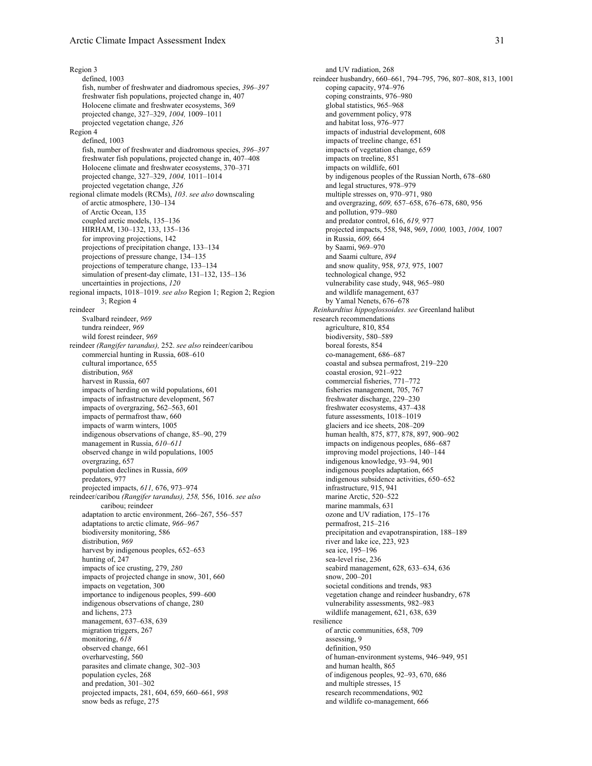Region 3
- defined, 1003
- fish, number of freshwater and diadromous species, *396–397*
- freshwater fish populations, projected change in, 407
- Holocene climate and freshwater ecosystems, 369
- projected change, 327–329, *1004,* 1009–1011
- projected vegetation change, *326*

Region 4
- defined, 1003
- fish, number of freshwater and diadromous species, *396–397*
- freshwater fish populations, projected change in, 407–408
- Holocene climate and freshwater ecosystems, 370–371
- projected change, 327–329, *1004,* 1011–1014
- projected vegetation change, *326*

regional climate models (RCMs), *103*. *see also* downscaling
- of arctic atmosphere, 130–134
- of Arctic Ocean, 135
- coupled arctic models, 135–136
- HIRHAM, 130–132, 133, 135–136
- for improving projections, 142
- projections of precipitation change, 133–134
- projections of pressure change, 134–135
- projections of temperature change, 133–134
- simulation of present-day climate, 131–132, 135–136
- uncertainties in projections, *120*

regional impacts, 1018–1019. *see also* Region 1; Region 2; Region 3; Region 4

reindeer
- Svalbard reindeer, *969*
- tundra reindeer, *969*
- wild forest reindeer, *969*

reindeer *(Rangifer tarandus),* 252. *see also* reindeer/caribou
- commercial hunting in Russia, 608–610
- cultural importance, 655
- distribution, *968*
- harvest in Russia, 607
- impacts of herding on wild populations, 601
- impacts of infrastructure development, 567
- impacts of overgrazing, 562–563, 601
- impacts of permafrost thaw, 660
- impacts of warm winters, 1005
- indigenous observations of change, 85–90, 279
- management in Russia, *610–611*
- observed change in wild populations, 1005
- overgrazing, 657
- population declines in Russia, *609*
- predators, 977
- projected impacts, *611,* 676, 973–974

reindeer/caribou *(Rangifer tarandus), 258,* 556, 1016. *see also* caribou; reindeer
- adaptation to arctic environment, 266–267, 556–557
- adaptations to arctic climate, *966–967*
- biodiversity monitoring, 586
- distribution, *969*
- harvest by indigenous peoples, 652–653
- hunting of, 247
- impacts of ice crusting, 279, *280*
- impacts of projected change in snow, 301, 660
- impacts on vegetation, 300
- importance to indigenous peoples, 599–600
- indigenous observations of change, 280
- and lichens, 273
- management, 637–638, 639
- migration triggers, 267
- monitoring, *618*
- observed change, 661
- overharvesting, 560
- parasites and climate change, 302–303
- population cycles, 268
- and predation, 301–302
- projected impacts, 281, 604, 659, 660–661, *998*
- snow beds as refuge, 275
- and UV radiation, 268

reindeer husbandry, 660–661, 794–795, 796, 807–808, 813, 1001
- coping capacity, 974–976
- coping constraints, 976–980
- global statistics, 965–968
- and government policy, 978
- and habitat loss, 976–977
- impacts of industrial development, 608
- impacts of treeline change, 651
- impacts of vegetation change, 659
- impacts on treeline, 851
- impacts on wildlife, 601
- by indigenous peoples of the Russian North, 678–680
- and legal structures, 978–979
- multiple stresses on, 970–971, 980
- and overgrazing, *609,* 657–658, 676–678, 680, 956
- and pollution, 979–980
- and predator control, 616, *619,* 977
- projected impacts, 558, 948, 969, *1000,* 1003, *1004,* 1007
- in Russia, *609,* 664
- by Saami, 969–970
- and Saami culture, *894*
- and snow quality, 958, *973,* 975, 1007
- technological change, 952
- vulnerability case study, 948, 965–980
- and wildlife management, 637
- by Yamal Nenets, 676–678

*Reinhardtius hippoglossoides. see* Greenland halibut

research recommendations
- agriculture, 810, 854
- biodiversity, 580–589
- boreal forests, 854
- co-management, 686–687
- coastal and subsea permafrost, 219–220
- coastal erosion, 921–922
- commercial fisheries, 771–772
- fisheries management, 705, 767
- freshwater discharge, 229–230
- freshwater ecosystems, 437–438
- future assessments, 1018–1019
- glaciers and ice sheets, 208–209
- human health, 875, 877, 878, 897, 900–902
- impacts on indigenous peoples, 686–687
- improving model projections, 140–144
- indigenous knowledge, 93–94, 901
- indigenous peoples adaptation, 665
- indigenous subsidence activities, 650–652
- infrastructure, 915, 941
- marine Arctic, 520–522
- marine mammals, 631
- ozone and UV radiation, 175–176
- permafrost, 215–216
- precipitation and evapotranspiration, 188–189
- river and lake ice, 223, 923
- sea ice, 195–196
- sea-level rise, 236
- seabird management, 628, 633–634, 636
- snow, 200–201
- societal conditions and trends, 983
- vegetation change and reindeer husbandry, 678
- vulnerability assessments, 982–983
- wildlife management, 621, 638, 639

resilience
- of arctic communities, 658, 709
- assessing, 9
- definition, 950
- of human-environment systems, 946–949, 951
- and human health, 865
- of indigenous peoples, 92–93, 670, 686
- and multiple stresses, 15
- research recommendations, 902
- and wildlife co-management, 666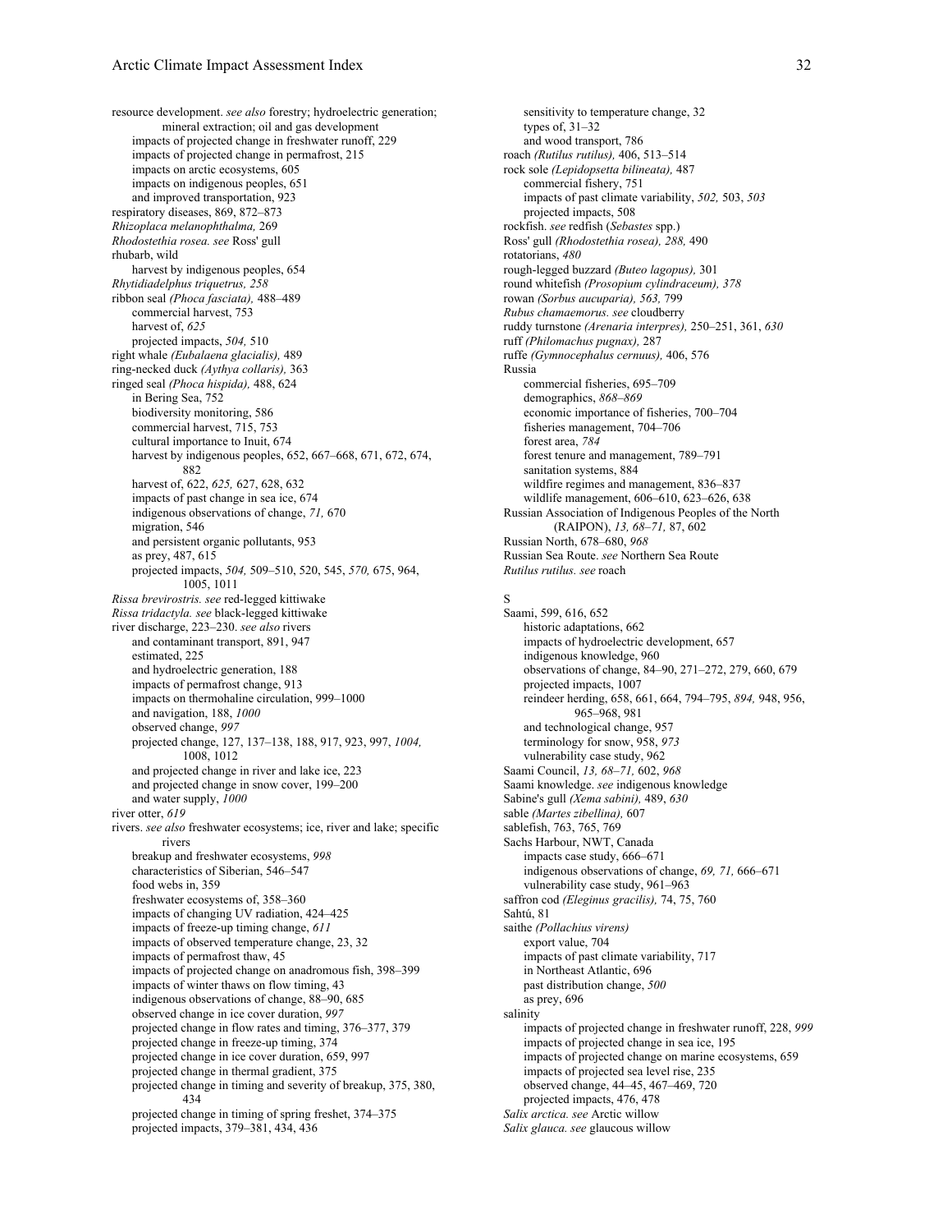resource development. *see also* forestry; hydroelectric generation; mineral extraction; oil and gas development
  impacts of projected change in freshwater runoff, 229
  impacts of projected change in permafrost, 215
  impacts on arctic ecosystems, 605
  impacts on indigenous peoples, 651
  and improved transportation, 923
respiratory diseases, 869, 872–873
*Rhizoplaca melanophthalma,* 269
*Rhodostethia rosea. see* Ross' gull
rhubarb, wild
  harvest by indigenous peoples, 654
*Rhytidiadelphus triquetrus, 258*
ribbon seal *(Phoca fasciata),* 488–489
  commercial harvest, 753
  harvest of, *625*
  projected impacts, *504,* 510
right whale *(Eubalaena glacialis),* 489
ring-necked duck *(Aythya collaris),* 363
ringed seal *(Phoca hispida),* 488, 624
  in Bering Sea, 752
  biodiversity monitoring, 586
  commercial harvest, 715, 753
  cultural importance to Inuit, 674
  harvest by indigenous peoples, 652, 667–668, 671, 672, 674, 882
  harvest of, 622, *625,* 627, 628, 632
  impacts of past change in sea ice, 674
  indigenous observations of change, *71,* 670
  migration, 546
  and persistent organic pollutants, 953
  as prey, 487, 615
  projected impacts, *504,* 509–510, 520, 545, *570,* 675, 964, 1005, 1011
*Rissa brevirostris. see* red-legged kittiwake
*Rissa tridactyla. see* black-legged kittiwake
river discharge, 223–230. *see also* rivers
  and contaminant transport, 891, 947
  estimated, 225
  and hydroelectric generation, 188
  impacts of permafrost change, 913
  impacts on thermohaline circulation, 999–1000
  and navigation, 188, *1000*
  observed change, *997*
  projected change, 127, 137–138, 188, 917, 923, 997, *1004,* 1008, 1012
  and projected change in river and lake ice, 223
  and projected change in snow cover, 199–200
  and water supply, *1000*
river otter, *619*
rivers. *see also* freshwater ecosystems; ice, river and lake; specific rivers
  breakup and freshwater ecosystems, *998*
  characteristics of Siberian, 546–547
  food webs in, 359
  freshwater ecosystems of, 358–360
  impacts of changing UV radiation, 424–425
  impacts of freeze-up timing change, *611*
  impacts of observed temperature change, 23, 32
  impacts of permafrost thaw, 45
  impacts of projected change on anadromous fish, 398–399
  impacts of winter thaws on flow timing, 43
  indigenous observations of change, 88–90, 685
  observed change in ice cover duration, *997*
  projected change in flow rates and timing, 376–377, 379
  projected change in freeze-up timing, 374
  projected change in ice cover duration, 659, 997
  projected change in thermal gradient, 375
  projected change in timing and severity of breakup, 375, 380, 434
  projected change in timing of spring freshet, 374–375
  projected impacts, 379–381, 434, 436
  sensitivity to temperature change, 32
  types of, 31–32
  and wood transport, 786
roach *(Rutilus rutilus),* 406, 513–514
rock sole *(Lepidopsetta bilineata),* 487
  commercial fishery, 751
  impacts of past climate variability, *502,* 503, *503*
  projected impacts, 508
rockfish. *see* redfish (*Sebastes* spp.)
Ross' gull *(Rhodostethia rosea), 288,* 490
rotatorians, *480*
rough-legged buzzard *(Buteo lagopus),* 301
round whitefish *(Prosopium cylindraceum), 378*
rowan *(Sorbus aucuparia), 563,* 799
*Rubus chamaemorus. see* cloudberry
ruddy turnstone *(Arenaria interpres),* 250–251, 361, *630*
ruff *(Philomachus pugnax),* 287
ruffe *(Gymnocephalus cernuus),* 406, 576
Russia
  commercial fisheries, 695–709
  demographics, *868–869*
  economic importance of fisheries, 700–704
  fisheries management, 704–706
  forest area, *784*
  forest tenure and management, 789–791
  sanitation systems, 884
  wildfire regimes and management, 836–837
  wildlife management, 606–610, 623–626, 638
Russian Association of Indigenous Peoples of the North (RAIPON), *13, 68–71,* 87, 602
Russian North, 678–680, *968*
Russian Sea Route. *see* Northern Sea Route
*Rutilus rutilus. see* roach

S

Saami, 599, 616, 652
  historic adaptations, 662
  impacts of hydroelectric development, 657
  indigenous knowledge, 960
  observations of change, 84–90, 271–272, 279, 660, 679
  projected impacts, 1007
  reindeer herding, 658, 661, 664, 794–795, *894,* 948, 956, 965–968, 981
  and technological change, 957
  terminology for snow, 958, *973*
  vulnerability case study, 962
Saami Council, *13, 68–71,* 602, *968*
Saami knowledge. *see* indigenous knowledge
Sabine's gull *(Xema sabini),* 489, *630*
sable *(Martes zibellina),* 607
sablefish, 763, 765, 769
Sachs Harbour, NWT, Canada
  impacts case study, 666–671
  indigenous observations of change, *69, 71,* 666–671
  vulnerability case study, 961–963
saffron cod *(Eleginus gracilis),* 74, 75, 760
Sahtú, 81
saithe *(Pollachius virens)*
  export value, 704
  impacts of past climate variability, 717
  in Northeast Atlantic, 696
  past distribution change, *500*
  as prey, 696
salinity
  impacts of projected change in freshwater runoff, 228, *999*
  impacts of projected change in sea ice, 195
  impacts of projected change on marine ecosystems, 659
  impacts of projected sea level rise, 235
  observed change, 44–45, 467–469, 720
  projected impacts, 476, 478
*Salix arctica. see* Arctic willow
*Salix glauca. see* glaucous willow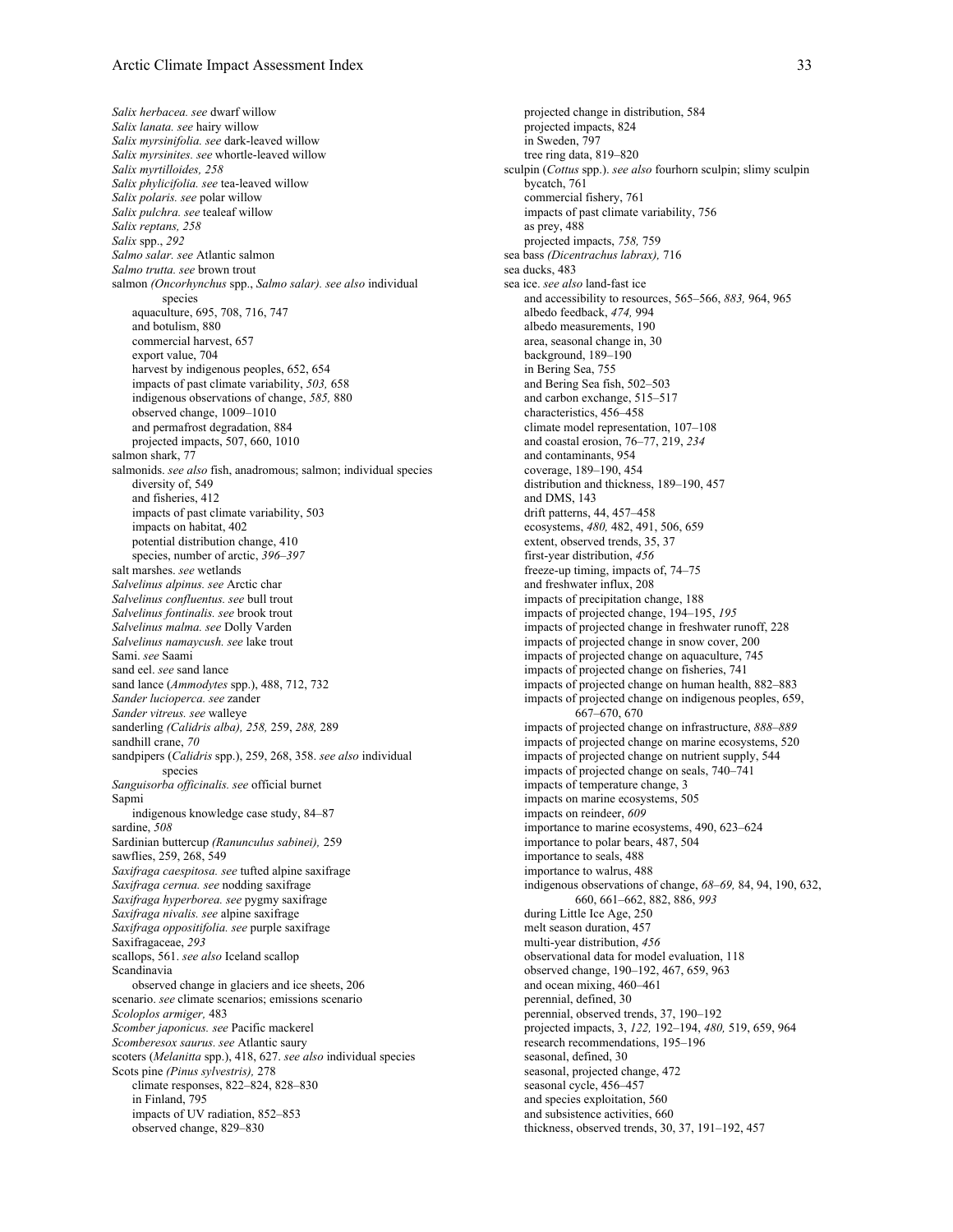*Salix herbacea. see* dwarf willow
*Salix lanata. see* hairy willow
*Salix myrsinifolia. see* dark-leaved willow
*Salix myrsinites. see* whortle-leaved willow
*Salix myrtilloides, 258*
*Salix phylicifolia. see* tea-leaved willow
*Salix polaris. see* polar willow
*Salix pulchra. see* tealeaf willow
*Salix reptans, 258*
*Salix* spp., *292*
*Salmo salar. see* Atlantic salmon
*Salmo trutta. see* brown trout
salmon *(Oncorhynchus* spp., *Salmo salar). see also* individual species
- aquaculture, 695, 708, 716, 747
- and botulism, 880
- commercial harvest, 657
- export value, 704
- harvest by indigenous peoples, 652, 654
- impacts of past climate variability, *503,* 658
- indigenous observations of change, *585,* 880
- observed change, 1009–1010
- and permafrost degradation, 884
- projected impacts, 507, 660, 1010

salmon shark, 77
salmonids. *see also* fish, anadromous; salmon; individual species
- diversity of, 549
- and fisheries, 412
- impacts of past climate variability, 503
- impacts on habitat, 402
- potential distribution change, 410
- species, number of arctic, *396–397*

salt marshes. *see* wetlands
*Salvelinus alpinus. see* Arctic char
*Salvelinus confluentus. see* bull trout
*Salvelinus fontinalis. see* brook trout
*Salvelinus malma. see* Dolly Varden
*Salvelinus namaycush. see* lake trout
Sami. *see* Saami
sand eel. *see* sand lance
sand lance (*Ammodytes* spp.), 488, 712, 732
*Sander lucioperca. see* zander
*Sander vitreus. see* walleye
sanderling *(Calidris alba), 258,* 259, *288,* 289
sandhill crane, *70*
sandpipers (*Calidris* spp.), 259, 268, 358. *see also* individual species
*Sanguisorba officinalis. see* official burnet
Sapmi
- indigenous knowledge case study, 84–87

sardine, *508*
Sardinian buttercup *(Ranunculus sabinei),* 259
sawflies, 259, 268, 549
*Saxifraga caespitosa. see* tufted alpine saxifrage
*Saxifraga cernua. see* nodding saxifrage
*Saxifraga hyperborea. see* pygmy saxifrage
*Saxifraga nivalis. see* alpine saxifrage
*Saxifraga oppositifolia. see* purple saxifrage
Saxifragaceae, *293*
scallops, 561. *see also* Iceland scallop
Scandinavia
- observed change in glaciers and ice sheets, 206

scenario. *see* climate scenarios; emissions scenario
*Scoloplos armiger,* 483
*Scomber japonicus. see* Pacific mackerel
*Scomberesox saurus. see* Atlantic saury
scoters (*Melanitta* spp.), 418, 627. *see also* individual species
Scots pine *(Pinus sylvestris),* 278
- climate responses, 822–824, 828–830
- in Finland, 795
- impacts of UV radiation, 852–853
- observed change, 829–830
- projected change in distribution, 584
- projected impacts, 824
- in Sweden, 797
- tree ring data, 819–820

sculpin (*Cottus* spp.). *see also* fourhorn sculpin; slimy sculpin
- bycatch, 761
- commercial fishery, 761
- impacts of past climate variability, 756
- as prey, 488
- projected impacts, *758,* 759

sea bass *(Dicentrachus labrax),* 716
sea ducks, 483
sea ice. *see also* land-fast ice
- and accessibility to resources, 565–566, *883,* 964, 965
- albedo feedback, *474,* 994
- albedo measurements, 190
- area, seasonal change in, 30
- background, 189–190
- in Bering Sea, 755
- and Bering Sea fish, 502–503
- and carbon exchange, 515–517
- characteristics, 456–458
- climate model representation, 107–108
- and coastal erosion, 76–77, 219, *234*
- and contaminants, 954
- coverage, 189–190, 454
- distribution and thickness, 189–190, 457
- and DMS, 143
- drift patterns, 44, 457–458
- ecosystems, *480,* 482, 491, 506, 659
- extent, observed trends, 35, 37
- first-year distribution, *456*
- freeze-up timing, impacts of, 74–75
- and freshwater influx, 208
- impacts of precipitation change, 188
- impacts of projected change, 194–195, *195*
- impacts of projected change in freshwater runoff, 228
- impacts of projected change in snow cover, 200
- impacts of projected change on aquaculture, 745
- impacts of projected change on fisheries, 741
- impacts of projected change on human health, 882–883
- impacts of projected change on indigenous peoples, 659, 667–670, 670
- impacts of projected change on infrastructure, *888–889*
- impacts of projected change on marine ecosystems, 520
- impacts of projected change on nutrient supply, 544
- impacts of projected change on seals, 740–741
- impacts of temperature change, 3
- impacts on marine ecosystems, 505
- impacts on reindeer, *609*
- importance to marine ecosystems, 490, 623–624
- importance to polar bears, 487, 504
- importance to seals, 488
- importance to walrus, 488
- indigenous observations of change, *68–69,* 84, 94, 190, 632, 660, 661–662, 882, 886, *993*
- during Little Ice Age, 250
- melt season duration, 457
- multi-year distribution, *456*
- observational data for model evaluation, 118
- observed change, 190–192, 467, 659, 963
- and ocean mixing, 460–461
- perennial, defined, 30
- perennial, observed trends, 37, 190–192
- projected impacts, 3, *122,* 192–194, *480,* 519, 659, 964
- research recommendations, 195–196
- seasonal, defined, 30
- seasonal, projected change, 472
- seasonal cycle, 456–457
- and species exploitation, 560
- and subsistence activities, 660
- thickness, observed trends, 30, 37, 191–192, 457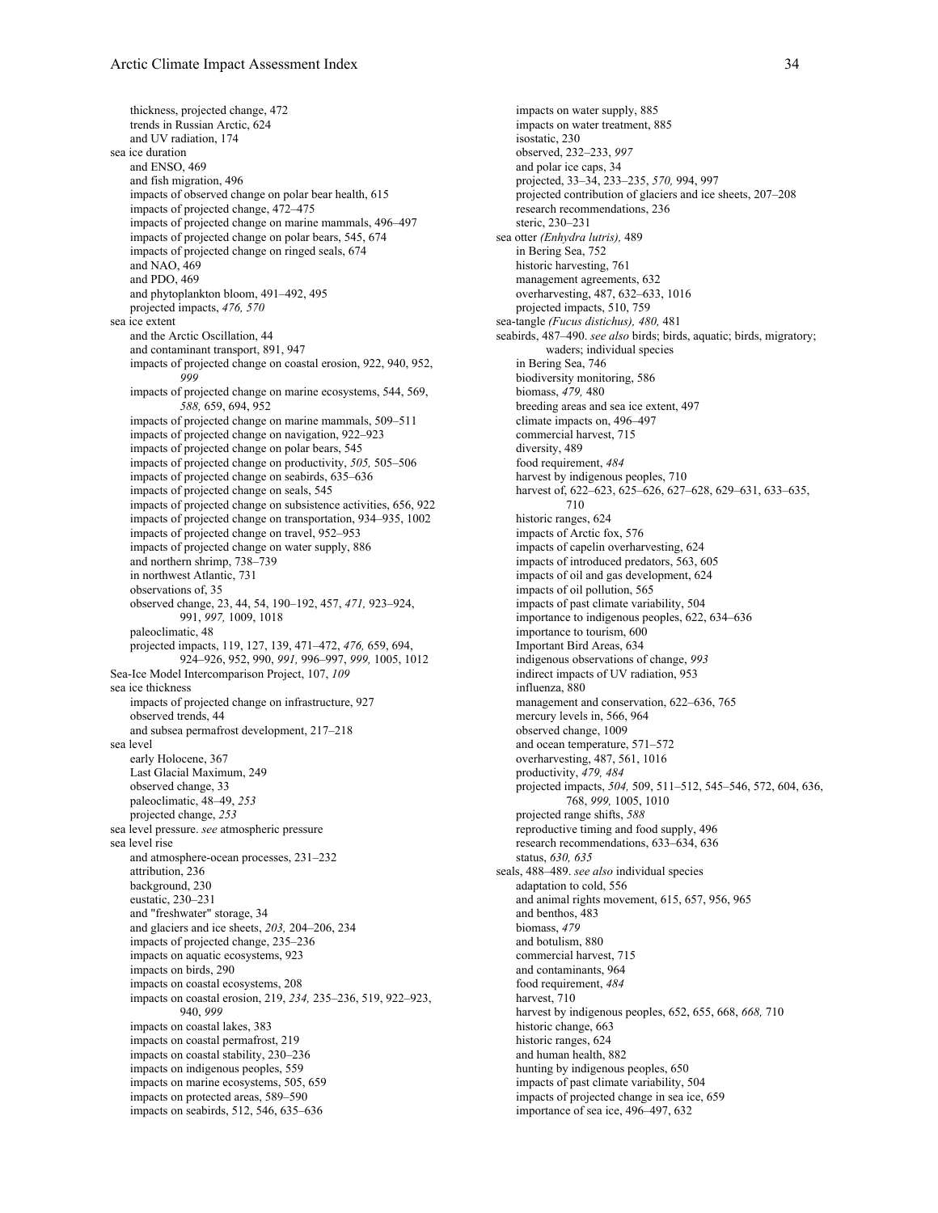thickness, projected change, 472
trends in Russian Arctic, 624
and UV radiation, 174

sea ice duration
and ENSO, 469
and fish migration, 496
impacts of observed change on polar bear health, 615
impacts of projected change, 472–475
impacts of projected change on marine mammals, 496–497
impacts of projected change on polar bears, 545, 674
impacts of projected change on ringed seals, 674
and NAO, 469
and PDO, 469
and phytoplankton bloom, 491–492, 495
projected impacts, *476, 570*

sea ice extent
and the Arctic Oscillation, 44
and contaminant transport, 891, 947
impacts of projected change on coastal erosion, 922, 940, 952, *999*
impacts of projected change on marine ecosystems, 544, 569, *588,* 659, 694, 952
impacts of projected change on marine mammals, 509–511
impacts of projected change on navigation, 922–923
impacts of projected change on polar bears, 545
impacts of projected change on productivity, *505,* 505–506
impacts of projected change on seabirds, 635–636
impacts of projected change on seals, 545
impacts of projected change on subsistence activities, 656, 922
impacts of projected change on transportation, 934–935, 1002
impacts of projected change on travel, 952–953
impacts of projected change on water supply, 886
and northern shrimp, 738–739
in northwest Atlantic, 731
observations of, 35
observed change, 23, 44, 54, 190–192, 457, *471,* 923–924, 991, *997,* 1009, 1018
paleoclimatic, 48
projected impacts, 119, 127, 139, 471–472, *476,* 659, 694, 924–926, 952, 990, *991,* 996–997, *999,* 1005, 1012

Sea-Ice Model Intercomparison Project, 107, *109*

sea ice thickness
impacts of projected change on infrastructure, 927
observed trends, 44
and subsea permafrost development, 217–218

sea level
early Holocene, 367
Last Glacial Maximum, 249
observed change, 33
paleoclimatic, 48–49, *253*
projected change, *253*

sea level pressure. *see* atmospheric pressure

sea level rise
and atmosphere-ocean processes, 231–232
attribution, 236
background, 230
eustatic, 230–231
and "freshwater" storage, 34
and glaciers and ice sheets, *203,* 204–206, 234
impacts of projected change, 235–236
impacts on aquatic ecosystems, 923
impacts on birds, 290
impacts on coastal ecosystems, 208
impacts on coastal erosion, 219, *234,* 235–236, 519, 922–923, 940, *999*
impacts on coastal lakes, 383
impacts on coastal permafrost, 219
impacts on coastal stability, 230–236
impacts on indigenous peoples, 559
impacts on marine ecosystems, 505, 659
impacts on protected areas, 589–590
impacts on seabirds, 512, 546, 635–636
impacts on water supply, 885
impacts on water treatment, 885
isostatic, 230
observed, 232–233, *997*
and polar ice caps, 34
projected, 33–34, 233–235, *570,* 994, 997
projected contribution of glaciers and ice sheets, 207–208
research recommendations, 236
steric, 230–231

sea otter *(Enhydra lutris),* 489
in Bering Sea, 752
historic harvesting, 761
management agreements, 632
overharvesting, 487, 632–633, 1016
projected impacts, 510, 759

sea-tangle *(Fucus distichus), 480,* 481

seabirds, 487–490. *see also* birds; birds, aquatic; birds, migratory; waders; individual species
in Bering Sea, 746
biodiversity monitoring, 586
biomass, *479,* 480
breeding areas and sea ice extent, 497
climate impacts on, 496–497
commercial harvest, 715
diversity, 489
food requirement, *484*
harvest by indigenous peoples, 710
harvest of, 622–623, 625–626, 627–628, 629–631, 633–635, 710
historic ranges, 624
impacts of Arctic fox, 576
impacts of capelin overharvesting, 624
impacts of introduced predators, 563, 605
impacts of oil and gas development, 624
impacts of oil pollution, 565
impacts of past climate variability, 504
importance to indigenous peoples, 622, 634–636
importance to tourism, 600
Important Bird Areas, 634
indigenous observations of change, *993*
indirect impacts of UV radiation, 953
influenza, 880
management and conservation, 622–636, 765
mercury levels in, 566, 964
observed change, 1009
and ocean temperature, 571–572
overharvesting, 487, 561, 1016
productivity, *479, 484*
projected impacts, *504,* 509, 511–512, 545–546, 572, 604, 636, 768, *999,* 1005, 1010
projected range shifts, *588*
reproductive timing and food supply, 496
research recommendations, 633–634, 636
status, *630, 635*

seals, 488–489. *see also* individual species
adaptation to cold, 556
and animal rights movement, 615, 657, 956, 965
and benthos, 483
biomass, *479*
and botulism, 880
commercial harvest, 715
and contaminants, 964
food requirement, *484*
harvest, 710
harvest by indigenous peoples, 652, 655, 668, *668,* 710
historic change, 663
historic ranges, 624
and human health, 882
hunting by indigenous peoples, 650
impacts of past climate variability, 504
impacts of projected change in sea ice, 659
importance of sea ice, 496–497, 632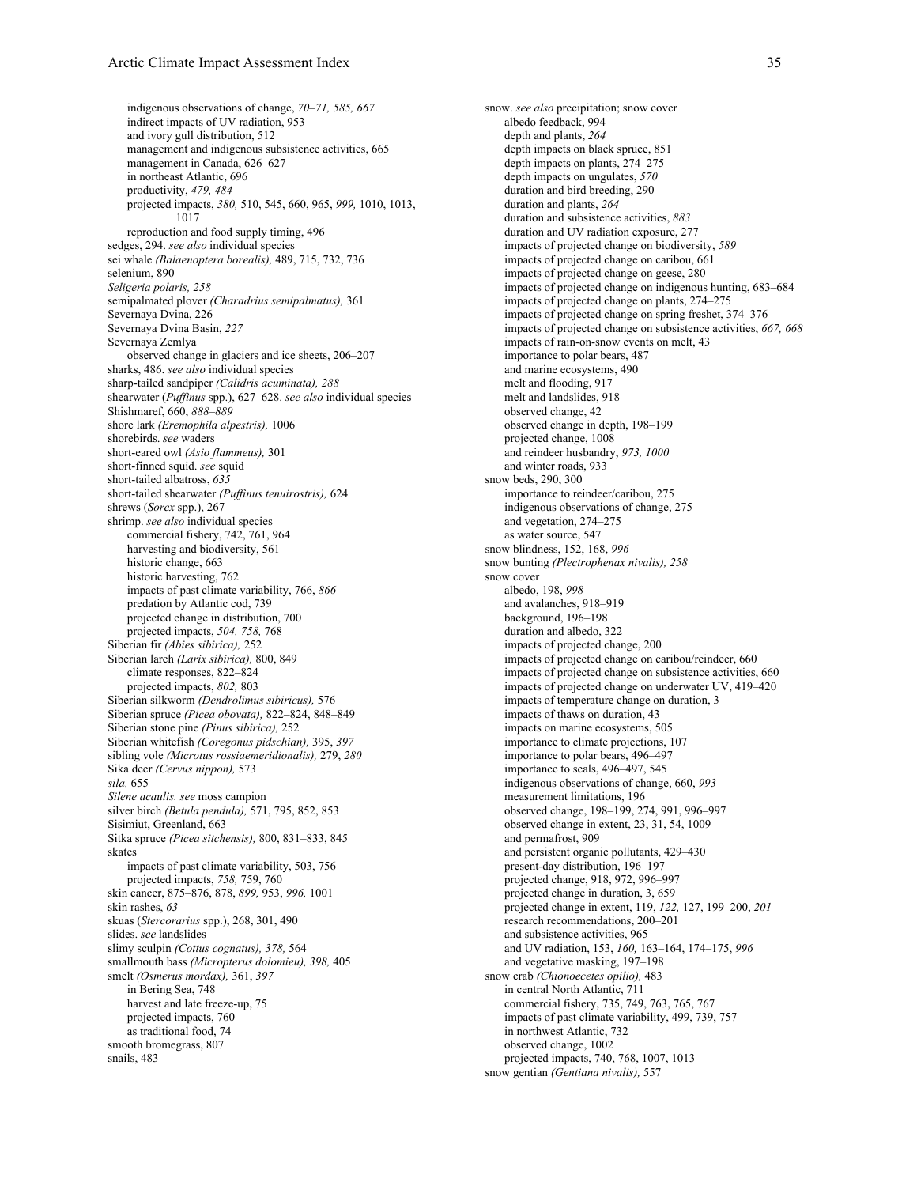indigenous observations of change, *70–71, 585, 667*
indirect impacts of UV radiation, 953
and ivory gull distribution, 512
management and indigenous subsistence activities, 665
management in Canada, 626–627
in northeast Atlantic, 696
productivity, *479, 484*
projected impacts, *380,* 510, 545, 660, 965, *999,* 1010, 1013, 1017
reproduction and food supply timing, 496

sedges, 294. *see also* individual species
sei whale *(Balaenoptera borealis),* 489, 715, 732, 736
selenium, 890
*Seligeria polaris, 258*
semipalmated plover *(Charadrius semipalmatus),* 361
Severnaya Dvina, 226
Severnaya Dvina Basin, *227*
Severnaya Zemlya
    observed change in glaciers and ice sheets, 206–207
sharks, 486. *see also* individual species
sharp-tailed sandpiper *(Calidris acuminata), 288*
shearwater (*Puffinus* spp.), 627–628. *see also* individual species
Shishmaref, 660, *888–889*
shore lark *(Eremophila alpestris),* 1006
shorebirds. *see* waders
short-eared owl *(Asio flammeus),* 301
short-finned squid. *see* squid
short-tailed albatross, *635*
short-tailed shearwater *(Puffinus tenuirostris),* 624
shrews (*Sorex* spp.), 267
shrimp. *see also* individual species
    commercial fishery, 742, 761, 964
    harvesting and biodiversity, 561
    historic change, 663
    historic harvesting, 762
    impacts of past climate variability, 766, *866*
    predation by Atlantic cod, 739
    projected change in distribution, 700
    projected impacts, *504, 758,* 768
Siberian fir *(Abies sibirica),* 252
Siberian larch *(Larix sibirica),* 800, 849
    climate responses, 822–824
    projected impacts, *802,* 803
Siberian silkworm *(Dendrolimus sibiricus),* 576
Siberian spruce *(Picea obovata),* 822–824, 848–849
Siberian stone pine *(Pinus sibirica),* 252
Siberian whitefish *(Coregonus pidschian),* 395, *397*
sibling vole *(Microtus rossiaemeridionalis),* 279, *280*
Sika deer *(Cervus nippon),* 573
*sila,* 655
*Silene acaulis. see* moss campion
silver birch *(Betula pendula),* 571, 795, 852, 853
Sisimiut, Greenland, 663
Sitka spruce *(Picea sitchensis),* 800, 831–833, 845
skates
    impacts of past climate variability, 503, 756
    projected impacts, *758,* 759, 760
skin cancer, 875–876, 878, *899,* 953, *996,* 1001
skin rashes, *63*
skuas (*Stercorarius* spp.), 268, 301, 490
slides. *see* landslides
slimy sculpin *(Cottus cognatus), 378,* 564
smallmouth bass *(Micropterus dolomieu), 398,* 405
smelt *(Osmerus mordax),* 361, *397*
    in Bering Sea, 748
    harvest and late freeze-up, 75
    projected impacts, 760
    as traditional food, 74
smooth bromegrass, 807
snails, 483

snow. *see also* precipitation; snow cover
    albedo feedback, 994
    depth and plants, *264*
    depth impacts on black spruce, 851
    depth impacts on plants, 274–275
    depth impacts on ungulates, *570*
    duration and bird breeding, 290
    duration and plants, *264*
    duration and subsistence activities, *883*
    duration and UV radiation exposure, 277
    impacts of projected change on biodiversity, *589*
    impacts of projected change on caribou, 661
    impacts of projected change on geese, 280
    impacts of projected change on indigenous hunting, 683–684
    impacts of projected change on plants, 274–275
    impacts of projected change on spring freshet, 374–376
    impacts of projected change on subsistence activities, *667, 668*
    impacts of rain-on-snow events on melt, 43
    importance to polar bears, 487
    and marine ecosystems, 490
    melt and flooding, 917
    melt and landslides, 918
    observed change, 42
    observed change in depth, 198–199
    projected change, 1008
    and reindeer husbandry, *973, 1000*
    and winter roads, 933
snow beds, 290, 300
    importance to reindeer/caribou, 275
    indigenous observations of change, 275
    and vegetation, 274–275
    as water source, 547
snow blindness, 152, 168, *996*
snow bunting *(Plectrophenax nivalis), 258*
snow cover
    albedo, 198, *998*
    and avalanches, 918–919
    background, 196–198
    duration and albedo, 322
    impacts of projected change, 200
    impacts of projected change on caribou/reindeer, 660
    impacts of projected change on subsistence activities, 660
    impacts of projected change on underwater UV, 419–420
    impacts of temperature change on duration, 3
    impacts of thaws on duration, 43
    impacts on marine ecosystems, 505
    importance to climate projections, 107
    importance to polar bears, 496–497
    importance to seals, 496–497, 545
    indigenous observations of change, 660, *993*
    measurement limitations, 196
    observed change, 198–199, 274, 991, 996–997
    observed change in extent, 23, 31, 54, 1009
    and permafrost, 909
    and persistent organic pollutants, 429–430
    present-day distribution, 196–197
    projected change, 918, 972, 996–997
    projected change in duration, 3, 659
    projected change in extent, 119, *122,* 127, 199–200, *201*
    research recommendations, 200–201
    and subsistence activities, 965
    and UV radiation, 153, *160,* 163–164, 174–175, *996*
    and vegetative masking, 197–198
snow crab *(Chionoecetes opilio),* 483
    in central North Atlantic, 711
    commercial fishery, 735, 749, 763, 765, 767
    impacts of past climate variability, 499, 739, 757
    in northwest Atlantic, 732
    observed change, 1002
    projected impacts, 740, 768, 1007, 1013
snow gentian *(Gentiana nivalis),* 557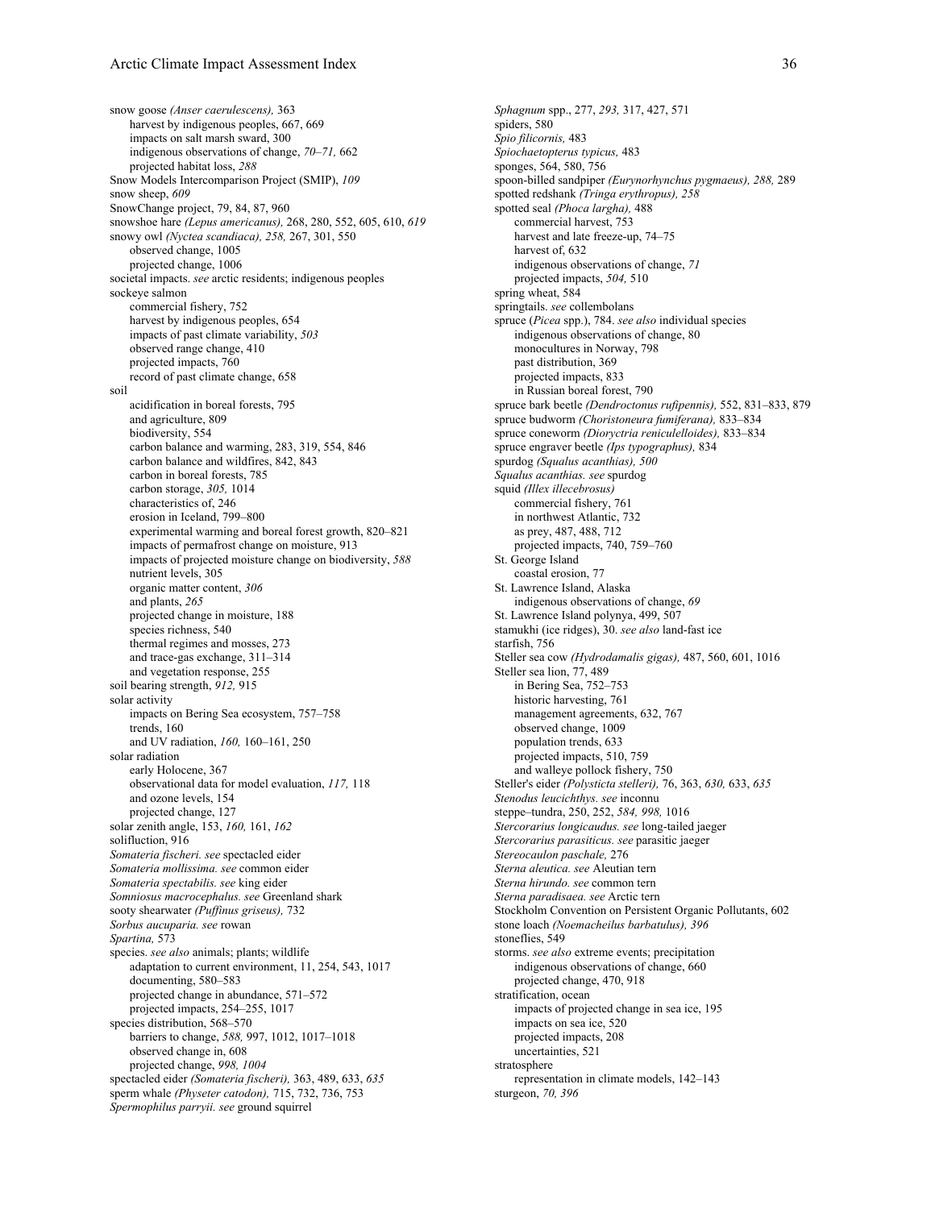snow goose *(Anser caerulescens),* 363
- harvest by indigenous peoples, 667, 669
- impacts on salt marsh sward, 300
- indigenous observations of change, *70–71,* 662
- projected habitat loss, *288*

Snow Models Intercomparison Project (SMIP), *109*
snow sheep, *609*
SnowChange project, 79, 84, 87, 960
snowshoe hare *(Lepus americanus),* 268, 280, 552, 605, 610, *619*
snowy owl *(Nyctea scandiaca), 258,* 267, 301, 550
- observed change, 1005
- projected change, 1006

societal impacts. *see* arctic residents; indigenous peoples
sockeye salmon
- commercial fishery, 752
- harvest by indigenous peoples, 654
- impacts of past climate variability, *503*
- observed range change, 410
- projected impacts, 760
- record of past climate change, 658

soil
- acidification in boreal forests, 795
- and agriculture, 809
- biodiversity, 554
- carbon balance and warming, 283, 319, 554, 846
- carbon balance and wildfires, 842, 843
- carbon in boreal forests, 785
- carbon storage, *305,* 1014
- characteristics of, 246
- erosion in Iceland, 799–800
- experimental warming and boreal forest growth, 820–821
- impacts of permafrost change on moisture, 913
- impacts of projected moisture change on biodiversity, *588*
- nutrient levels, 305
- organic matter content, *306*
- and plants, *265*
- projected change in moisture, 188
- species richness, 540
- thermal regimes and mosses, 273
- and trace-gas exchange, 311–314
- and vegetation response, 255

soil bearing strength, *912,* 915
solar activity
- impacts on Bering Sea ecosystem, 757–758
- trends, 160
- and UV radiation, *160,* 160–161, 250

solar radiation
- early Holocene, 367
- observational data for model evaluation, *117,* 118
- and ozone levels, 154
- projected change, 127

solar zenith angle, 153, *160,* 161, *162*
solifluction, 916
*Somateria fischeri. see* spectacled eider
*Somateria mollissima. see* common eider
*Somateria spectabilis. see* king eider
*Somniosus macrocephalus. see* Greenland shark
sooty shearwater *(Puffinus griseus),* 732
*Sorbus aucuparia. see* rowan
*Spartina,* 573
species. *see also* animals; plants; wildlife
- adaptation to current environment, 11, 254, 543, 1017
- documenting, 580–583
- projected change in abundance, 571–572
- projected impacts, 254–255, 1017

species distribution, 568–570
- barriers to change, *588,* 997, 1012, 1017–1018
- observed change in, 608
- projected change, *998, 1004*

spectacled eider *(Somateria fischeri),* 363, 489, 633, *635*
sperm whale *(Physeter catodon),* 715, 732, 736, 753
*Spermophilus parryii. see* ground squirrel
*Sphagnum* spp., 277, *293,* 317, 427, 571
spiders, 580
*Spio filicornis,* 483
*Spiochaetopterus typicus,* 483
sponges, 564, 580, 756
spoon-billed sandpiper *(Eurynorhynchus pygmaeus), 288,* 289
spotted redshank *(Tringa erythropus), 258*
spotted seal *(Phoca largha),* 488
- commercial harvest, 753
- harvest and late freeze-up, 74–75
- harvest of, 632
- indigenous observations of change, *71*
- projected impacts, *504,* 510

spring wheat, 584
springtails. *see* collembolans
spruce (*Picea* spp.), 784. *see also* individual species
- indigenous observations of change, 80
- monocultures in Norway, 798
- past distribution, 369
- projected impacts, 833
- in Russian boreal forest, 790

spruce bark beetle *(Dendroctonus rufipennis),* 552, 831–833, 879
spruce budworm *(Choristoneura fumiferana),* 833–834
spruce coneworm *(Dioryctria reniculelloides),* 833–834
spruce engraver beetle *(Ips typographus),* 834
spurdog *(Squalus acanthias), 500*
*Squalus acanthias. see* spurdog
squid *(Illex illecebrosus)*
- commercial fishery, 761
- in northwest Atlantic, 732
- as prey, 487, 488, 712
- projected impacts, 740, 759–760

St. George Island
- coastal erosion, 77

St. Lawrence Island, Alaska
- indigenous observations of change, *69*

St. Lawrence Island polynya, 499, 507
stamukhi (ice ridges), 30. *see also* land-fast ice
starfish, 756
Steller sea cow *(Hydrodamalis gigas),* 487, 560, 601, 1016
Steller sea lion, 77, 489
- in Bering Sea, 752–753
- historic harvesting, 761
- management agreements, 632, 767
- observed change, 1009
- population trends, 633
- projected impacts, 510, 759
- and walleye pollock fishery, 750

Steller's eider *(Polysticta stelleri),* 76, 363, *630,* 633, *635*
*Stenodus leucichthys. see* inconnu
steppe–tundra, 250, 252, *584, 998,* 1016
*Stercorarius longicaudus. see* long-tailed jaeger
*Stercorarius parasiticus. see* parasitic jaeger
*Stereocaulon paschale,* 276
*Sterna aleutica. see* Aleutian tern
*Sterna hirundo. see* common tern
*Sterna paradisaea. see* Arctic tern
Stockholm Convention on Persistent Organic Pollutants, 602
stone loach *(Noemacheilus barbatulus), 396*
stoneflies, 549
storms. *see also* extreme events; precipitation
- indigenous observations of change, 660
- projected change, 470, 918

stratification, ocean
- impacts of projected change in sea ice, 195
- impacts on sea ice, 520
- projected impacts, 208
- uncertainties, 521

stratosphere
- representation in climate models, 142–143

sturgeon, *70, 396*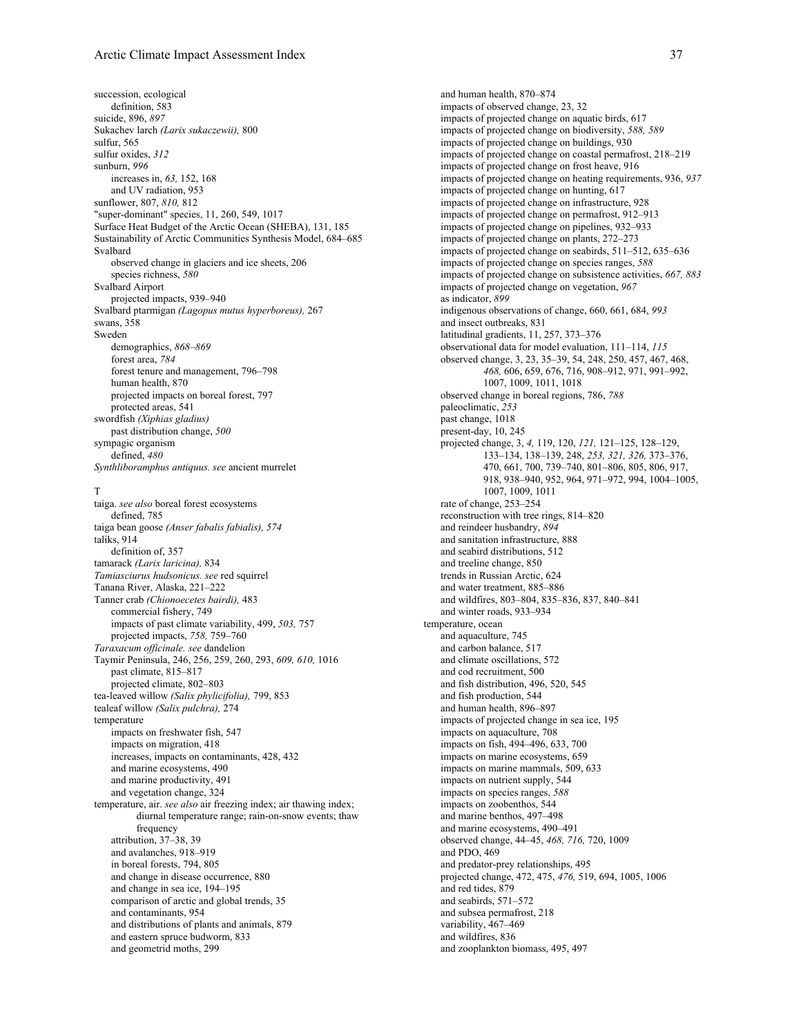succession, ecological
- definition, 583

suicide, 896, *897*

Sukachev larch *(Larix sukaczewii),* 800

sulfur, 565

sulfur oxides, *312*

sunburn, *996*
- increases in, *63,* 152, 168
- and UV radiation, 953

sunflower, 807, *810,* 812

"super-dominant" species, 11, 260, 549, 1017

Surface Heat Budget of the Arctic Ocean (SHEBA), 131, 185

Sustainability of Arctic Communities Synthesis Model, 684–685

Svalbard
- observed change in glaciers and ice sheets, 206
- species richness, *580*

Svalbard Airport
- projected impacts, 939–940

Svalbard ptarmigan *(Lagopus mutus hyperboreus),* 267

swans, 358

Sweden
- demographics, *868–869*
- forest area, *784*
- forest tenure and management, 796–798
- human health, 870
- projected impacts on boreal forest, 797
- protected areas, 541

swordfish *(Xiphias gladius)*
- past distribution change, *500*

sympagic organism
- defined, *480*

*Synthliboramphus antiquus. see* ancient murrelet

T

taiga. *see also* boreal forest ecosystems
- defined, 785

taiga bean goose *(Anser fabalis fabialis), 574*

taliks, 914
- definition of, 357

tamarack *(Larix laricina),* 834

*Tamiasciurus hudsonicus. see* red squirrel

Tanana River, Alaska, 221–222

Tanner crab *(Chionoecetes bairdi),* 483
- commercial fishery, 749
- impacts of past climate variability, 499, *503,* 757
- projected impacts, *758,* 759–760

*Taraxacum officinale. see* dandelion

Taymir Peninsula, 246, 256, 259, 260, 293, *609, 610,* 1016
- past climate, 815–817
- projected climate, 802–803

tea-leaved willow *(Salix phylicifolia),* 799, 853

tealeaf willow *(Salix pulchra),* 274

temperature
- impacts on freshwater fish, 547
- impacts on migration, 418
- increases, impacts on contaminants, 428, 432
- and marine ecosystems, 490
- and marine productivity, 491
- and vegetation change, 324

temperature, air. *see also* air freezing index; air thawing index; diurnal temperature range; rain-on-snow events; thaw frequency
- attribution, 37–38, 39
- and avalanches, 918–919
- in boreal forests, 794, 805
- and change in disease occurrence, 880
- and change in sea ice, 194–195
- comparison of arctic and global trends, 35
- and contaminants, 954
- and distributions of plants and animals, 879
- and eastern spruce budworm, 833
- and geometrid moths, 299
- and human health, 870–874
- impacts of observed change, 23, 32
- impacts of projected change on aquatic birds, 617
- impacts of projected change on biodiversity, *588, 589*
- impacts of projected change on buildings, 930
- impacts of projected change on coastal permafrost, 218–219
- impacts of projected change on frost heave, 916
- impacts of projected change on heating requirements, 936, *937*
- impacts of projected change on hunting, 617
- impacts of projected change on infrastructure, 928
- impacts of projected change on permafrost, 912–913
- impacts of projected change on pipelines, 932–933
- impacts of projected change on plants, 272–273
- impacts of projected change on seabirds, 511–512, 635–636
- impacts of projected change on species ranges, *588*
- impacts of projected change on subsistence activities, *667, 883*
- impacts of projected change on vegetation, *967*
- as indicator, *899*
- indigenous observations of change, 660, 661, 684, *993*
- and insect outbreaks, 831
- latitudinal gradients, 11, 257, 373–376
- observational data for model evaluation, 111–114, *115*
- observed change, 3, 23, 35–39, 54, 248, 250, 457, 467, 468, *468,* 606, 659, 676, 716, 908–912, 971, 991–992, 1007, 1009, 1011, 1018
- observed change in boreal regions, 786, *788*
- paleoclimatic, *253*
- past change, 1018
- present-day, 10, 245
- projected change, 3, *4,* 119, 120, *121,* 121–125, 128–129, 133–134, 138–139, 248, *253, 321, 326,* 373–376, 470, 661, 700, 739–740, 801–806, 805, 806, 917, 918, 938–940, 952, 964, 971–972, 994, 1004–1005, 1007, 1009, 1011
- rate of change, 253–254
- reconstruction with tree rings, 814–820
- and reindeer husbandry, *894*
- and sanitation infrastructure, 888
- and seabird distributions, 512
- and treeline change, 850
- trends in Russian Arctic, 624
- and water treatment, 885–886
- and wildfires, 803–804, 835–836, 837, 840–841
- and winter roads, 933–934

temperature, ocean
- and aquaculture, 745
- and carbon balance, 517
- and climate oscillations, 572
- and cod recruitment, 500
- and fish distribution, 496, 520, 545
- and fish production, 544
- and human health, 896–897
- impacts of projected change in sea ice, 195
- impacts on aquaculture, 708
- impacts on fish, 494–496, 633, 700
- impacts on marine ecosystems, 659
- impacts on marine mammals, 509, 633
- impacts on nutrient supply, 544
- impacts on species ranges, *588*
- impacts on zoobenthos, 544
- and marine benthos, 497–498
- and marine ecosystems, 490–491
- observed change, 44–45, *468, 716,* 720, 1009
- and PDO, 469
- and predator-prey relationships, 495
- projected change, 472, 475, *476,* 519, 694, 1005, 1006
- and red tides, 879
- and seabirds, 571–572
- and subsea permafrost, 218
- variability, 467–469
- and wildfires, 836
- and zooplankton biomass, 495, 497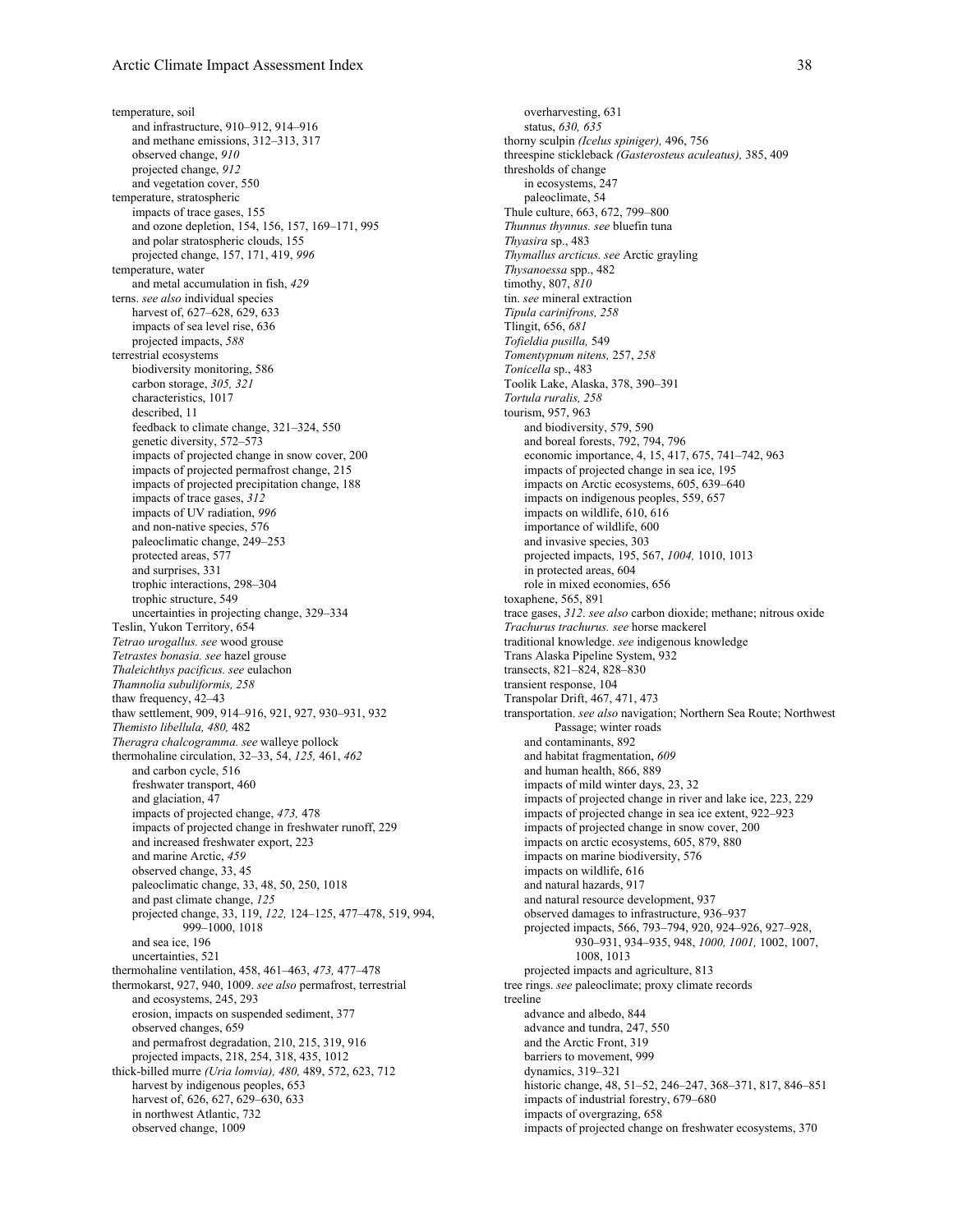temperature, soil
  and infrastructure, 910–912, 914–916
  and methane emissions, 312–313, 317
  observed change, *910*
  projected change, *912*
  and vegetation cover, 550
temperature, stratospheric
  impacts of trace gases, 155
  and ozone depletion, 154, 156, 157, 169–171, 995
  and polar stratospheric clouds, 155
  projected change, 157, 171, 419, *996*
temperature, water
  and metal accumulation in fish, *429*
terns. *see also* individual species
  harvest of, 627–628, 629, 633
  impacts of sea level rise, 636
  projected impacts, *588*
terrestrial ecosystems
  biodiversity monitoring, 586
  carbon storage, *305, 321*
  characteristics, 1017
  described, 11
  feedback to climate change, 321–324, 550
  genetic diversity, 572–573
  impacts of projected change in snow cover, 200
  impacts of projected permafrost change, 215
  impacts of projected precipitation change, 188
  impacts of trace gases, *312*
  impacts of UV radiation, *996*
  and non-native species, 576
  paleoclimatic change, 249–253
  protected areas, 577
  and surprises, 331
  trophic interactions, 298–304
  trophic structure, 549
  uncertainties in projecting change, 329–334
Teslin, Yukon Territory, 654
*Tetrao urogallus. see* wood grouse
*Tetrastes bonasia. see* hazel grouse
*Thaleichthys pacificus. see* eulachon
*Thamnolia subuliformis, 258*
thaw frequency, 42–43
thaw settlement, 909, 914–916, 921, 927, 930–931, 932
*Themisto libellula, 480,* 482
*Theragra chalcogramma. see* walleye pollock
thermohaline circulation, 32–33, 54, *125,* 461, *462*
  and carbon cycle, 516
  freshwater transport, 460
  and glaciation, 47
  impacts of projected change, *473,* 478
  impacts of projected change in freshwater runoff, 229
  and increased freshwater export, 223
  and marine Arctic, *459*
  observed change, 33, 45
  paleoclimatic change, 33, 48, 50, 250, 1018
  and past climate change, *125*
  projected change, 33, 119, *122,* 124–125, 477–478, 519, 994, 999–1000, 1018
  and sea ice, 196
  uncertainties, 521
thermohaline ventilation, 458, 461–463, *473,* 477–478
thermokarst, 927, 940, 1009. *see also* permafrost, terrestrial
  and ecosystems, 245, 293
  erosion, impacts on suspended sediment, 377
  observed changes, 659
  and permafrost degradation, 210, 215, 319, 916
  projected impacts, 218, 254, 318, 435, 1012
thick-billed murre *(Uria lomvia), 480,* 489, 572, 623, 712
  harvest by indigenous peoples, 653
  harvest of, 626, 627, 629–630, 633
  in northwest Atlantic, 732
  observed change, 1009
  overharvesting, 631
  status, *630, 635*
thorny sculpin *(Icelus spiniger),* 496, 756
threespine stickleback *(Gasterosteus aculeatus),* 385, 409
thresholds of change
  in ecosystems, 247
  paleoclimate, 54
Thule culture, 663, 672, 799–800
*Thunnus thynnus. see* bluefin tuna
*Thyasira* sp., 483
*Thymallus arcticus. see* Arctic grayling
*Thysanoessa* spp., 482
timothy, 807, *810*
tin. *see* mineral extraction
*Tipula carinifrons, 258*
Tlingit, 656, *681*
*Tofieldia pusilla,* 549
*Tomentypnum nitens,* 257, *258*
*Tonicella* sp., 483
Toolik Lake, Alaska, 378, 390–391
*Tortula ruralis, 258*
tourism, 957, 963
  and biodiversity, 579, 590
  and boreal forests, 792, 794, 796
  economic importance, 4, 15, 417, 675, 741–742, 963
  impacts of projected change in sea ice, 195
  impacts on Arctic ecosystems, 605, 639–640
  impacts on indigenous peoples, 559, 657
  impacts on wildlife, 610, 616
  importance of wildlife, 600
  and invasive species, 303
  projected impacts, 195, 567, *1004,* 1010, 1013
  in protected areas, 604
  role in mixed economies, 656
toxaphene, 565, 891
trace gases, *312. see also* carbon dioxide; methane; nitrous oxide
*Trachurus trachurus. see* horse mackerel
traditional knowledge. *see* indigenous knowledge
Trans Alaska Pipeline System, 932
transects, 821–824, 828–830
transient response, 104
Transpolar Drift, 467, 471, 473
transportation. *see also* navigation; Northern Sea Route; Northwest Passage; winter roads
  and contaminants, 892
  and habitat fragmentation, *609*
  and human health, 866, 889
  impacts of mild winter days, 23, 32
  impacts of projected change in river and lake ice, 223, 229
  impacts of projected change in sea ice extent, 922–923
  impacts of projected change in snow cover, 200
  impacts on arctic ecosystems, 605, 879, 880
  impacts on marine biodiversity, 576
  impacts on wildlife, 616
  and natural hazards, 917
  and natural resource development, 937
  observed damages to infrastructure, 936–937
  projected impacts, 566, 793–794, 920, 924–926, 927–928, 930–931, 934–935, 948, *1000, 1001,* 1002, 1007, 1008, 1013
  projected impacts and agriculture, 813
tree rings. *see* paleoclimate; proxy climate records
treeline
  advance and albedo, 844
  advance and tundra, 247, 550
  and the Arctic Front, 319
  barriers to movement, 999
  dynamics, 319–321
  historic change, 48, 51–52, 246–247, 368–371, 817, 846–851
  impacts of industrial forestry, 679–680
  impacts of overgrazing, 658
  impacts of projected change on freshwater ecosystems, 370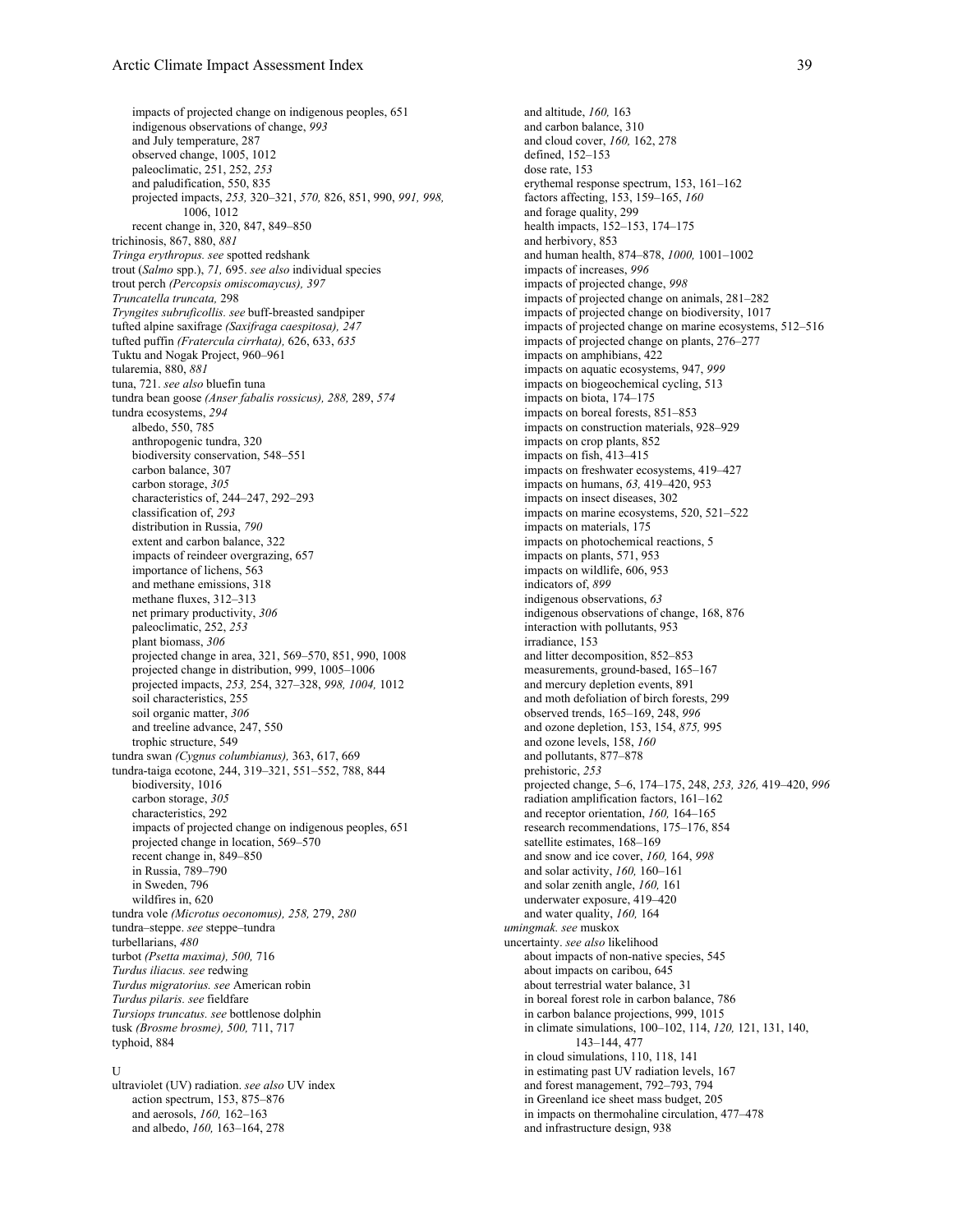impacts of projected change on indigenous peoples, 651
indigenous observations of change, *993*
and July temperature, 287
observed change, 1005, 1012
paleoclimatic, 251, 252, *253*
and paludification, 550, 835
projected impacts, *253,* 320–321, *570,* 826, 851, 990, *991, 998,* 1006, 1012
recent change in, 320, 847, 849–850

trichinosis, 867, 880, *881*
*Tringa erythropus. see* spotted redshank
trout (*Salmo* spp.), *71,* 695. *see also* individual species
trout perch *(Percopsis omiscomaycus), 397*
*Truncatella truncata,* 298
*Tryngites subruficollis. see* buff-breasted sandpiper
tufted alpine saxifrage *(Saxifraga caespitosa), 247*
tufted puffin *(Fratercula cirrhata),* 626, 633, *635*
Tuktu and Nogak Project, 960–961
tularemia, 880, *881*
tuna, 721. *see also* bluefin tuna
tundra bean goose *(Anser fabalis rossicus), 288,* 289, *574*
tundra ecosystems, *294*
albedo, 550, 785
anthropogenic tundra, 320
biodiversity conservation, 548–551
carbon balance, 307
carbon storage, *305*
characteristics of, 244–247, 292–293
classification of, *293*
distribution in Russia, *790*
extent and carbon balance, 322
impacts of reindeer overgrazing, 657
importance of lichens, 563
and methane emissions, 318
methane fluxes, 312–313
net primary productivity, *306*
paleoclimatic, 252, *253*
plant biomass, *306*
projected change in area, 321, 569–570, 851, 990, 1008
projected change in distribution, 999, 1005–1006
projected impacts, *253,* 254, 327–328, *998, 1004,* 1012
soil characteristics, 255
soil organic matter, *306*
and treeline advance, 247, 550
trophic structure, 549

tundra swan *(Cygnus columbianus),* 363, 617, 669
tundra-taiga ecotone, 244, 319–321, 551–552, 788, 844
biodiversity, 1016
carbon storage, *305*
characteristics, 292
impacts of projected change on indigenous peoples, 651
projected change in location, 569–570
recent change in, 849–850
in Russia, 789–790
in Sweden, 796
wildfires in, 620

tundra vole *(Microtus oeconomus), 258,* 279, *280*
tundra–steppe. *see* steppe–tundra
turbellarians, *480*
turbot *(Psetta maxima), 500,* 716
*Turdus iliacus. see* redwing
*Turdus migratorius. see* American robin
*Turdus pilaris. see* fieldfare
*Tursiops truncatus. see* bottlenose dolphin
tusk *(Brosme brosme), 500,* 711, 717
typhoid, 884

U

ultraviolet (UV) radiation. *see also* UV index
action spectrum, 153, 875–876
and aerosols, *160,* 162–163
and albedo, *160,* 163–164, 278
and altitude, *160,* 163
and carbon balance, 310
and cloud cover, *160,* 162, 278
defined, 152–153
dose rate, 153
erythemal response spectrum, 153, 161–162
factors affecting, 153, 159–165, *160*
and forage quality, 299
health impacts, 152–153, 174–175
and herbivory, 853
and human health, 874–878, *1000,* 1001–1002
impacts of increases, *996*
impacts of projected change, *998*
impacts of projected change on animals, 281–282
impacts of projected change on biodiversity, 1017
impacts of projected change on marine ecosystems, 512–516
impacts of projected change on plants, 276–277
impacts on amphibians, 422
impacts on aquatic ecosystems, 947, *999*
impacts on biogeochemical cycling, 513
impacts on biota, 174–175
impacts on boreal forests, 851–853
impacts on construction materials, 928–929
impacts on crop plants, 852
impacts on fish, 413–415
impacts on freshwater ecosystems, 419–427
impacts on humans, *63,* 419–420, 953
impacts on insect diseases, 302
impacts on marine ecosystems, 520, 521–522
impacts on materials, 175
impacts on photochemical reactions, 5
impacts on plants, 571, 953
impacts on wildlife, 606, 953
indicators of, *899*
indigenous observations, *63*
indigenous observations of change, 168, 876
interaction with pollutants, 953
irradiance, 153
and litter decomposition, 852–853
measurements, ground-based, 165–167
and mercury depletion events, 891
and moth defoliation of birch forests, 299
observed trends, 165–169, 248, *996*
and ozone depletion, 153, 154, *875,* 995
and ozone levels, 158, *160*
and pollutants, 877–878
prehistoric, *253*
projected change, 5–6, 174–175, 248, *253, 326,* 419–420, *996*
radiation amplification factors, 161–162
and receptor orientation, *160,* 164–165
research recommendations, 175–176, 854
satellite estimates, 168–169
and snow and ice cover, *160,* 164, *998*
and solar activity, *160,* 160–161
and solar zenith angle, *160,* 161
underwater exposure, 419–420
and water quality, *160,* 164

*umingmak. see* muskox
uncertainty. *see also* likelihood
about impacts of non-native species, 545
about impacts on caribou, 645
about terrestrial water balance, 31
in boreal forest role in carbon balance, 786
in carbon balance projections, 999, 1015
in climate simulations, 100–102, 114, *120,* 121, 131, 140, 143–144, 477
in cloud simulations, 110, 118, 141
in estimating past UV radiation levels, 167
and forest management, 792–793, 794
in Greenland ice sheet mass budget, 205
in impacts on thermohaline circulation, 477–478
and infrastructure design, 938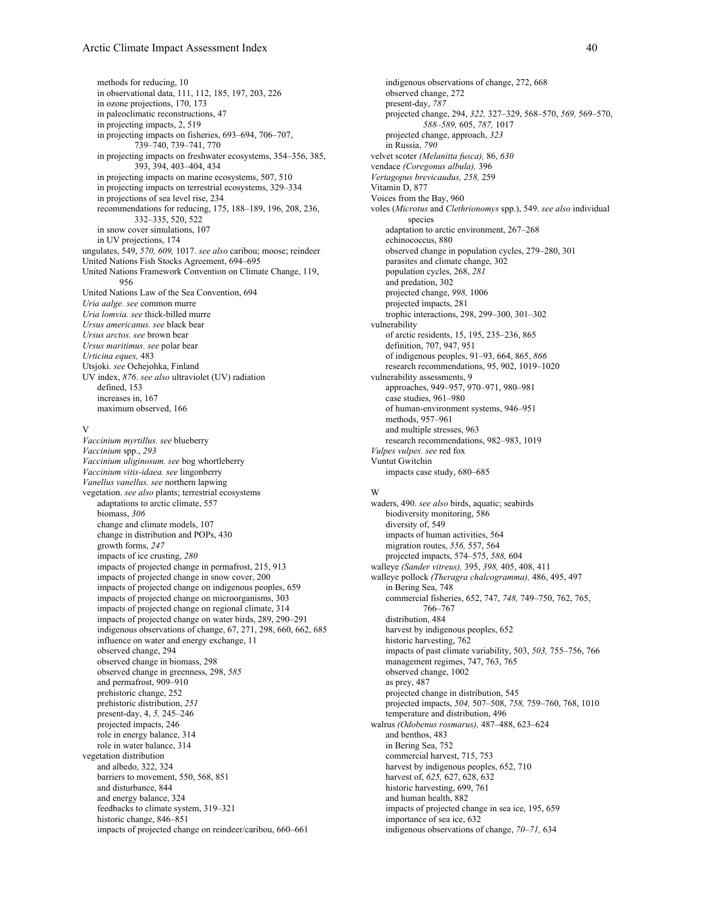methods for reducing, 10
in observational data, 111, 112, 185, 197, 203, 226
in ozone projections, 170, 173
in paleoclimatic reconstructions, 47
in projecting impacts, 2, 519
in projecting impacts on fisheries, 693–694, 706–707, 739–740, 739–741, 770
in projecting impacts on freshwater ecosystems, 354–356, 385, 393, 394, 403–404, 434
in projecting impacts on marine ecosystems, 507, 510
in projecting impacts on terrestrial ecosystems, 329–334
in projections of sea level rise, 234
recommendations for reducing, 175, 188–189, 196, 208, 236, 332–335, 520, 522
in snow cover simulations, 107
in UV projections, 174

ungulates, 549, *570, 609,* 1017. *see also* caribou; moose; reindeer
United Nations Fish Stocks Agreement, 694–695
United Nations Framework Convention on Climate Change, 119, 956
United Nations Law of the Sea Convention, 694
*Uria aalge. see* common murre
*Uria lomvia. see* thick-billed murre
*Ursus americanus. see* black bear
*Ursus arctos. see* brown bear
*Ursus maritimus. see* polar bear
*Urticina eques,* 483
Utsjoki. *see* Ochejohka, Finland
UV index, *876*. *see also* ultraviolet (UV) radiation
defined, 153
increases in, 167
maximum observed, 166

V

*Vaccinium myrtillus. see* blueberry
*Vaccinium* spp., *293*
*Vaccinium uliginosum. see* bog whortleberry
*Vaccinium vitis-idaea. see* lingonberry
*Vanellus vanellus. see* northern lapwing
vegetation. *see also* plants; terrestrial ecosystems
adaptations to arctic climate, 557
biomass, *306*
change and climate models, 107
change in distribution and POPs, 430
growth forms, *247*
impacts of ice crusting, *280*
impacts of projected change in permafrost, 215, 913
impacts of projected change in snow cover, 200
impacts of projected change on indigenous peoples, 659
impacts of projected change on microorganisms, 303
impacts of projected change on regional climate, 314
impacts of projected change on water birds, 289, 290–291
indigenous observations of change, 67, 271, 298, 660, 662, 685
influence on water and energy exchange, 11
observed change, 294
observed change in biomass, 298
observed change in greenness, 298, *585*
and permafrost, 909–910
prehistoric change, 252
prehistoric distribution, *251*
present-day, 4, *5,* 245–246
projected impacts, 246
role in energy balance, 314
role in water balance, 314

vegetation distribution
and albedo, 322, 324
barriers to movement, 550, 568, 851
and disturbance, 844
and energy balance, 324
feedbacks to climate system, 319–321
historic change, 846–851
impacts of projected change on reindeer/caribou, 660–661
indigenous observations of change, 272, 668
observed change, 272
present-day, *787*
projected change, 294, *322,* 327–329, 568–570, *569,* 569–570, *588–589,* 605, *787,* 1017
projected change, approach, *323*
in Russia, *790*

velvet scoter *(Melanitta fusca),* 86, *630*
vendace *(Coregonus albula),* 396
*Vertagopus brevicaudus, 258,* 259
Vitamin D, 877
Voices from the Bay, 960
voles (*Microtus* and *Clethrionomys* spp.), 549. *see also* individual species
adaptation to arctic environment, 267–268
echinococcus, 880
observed change in population cycles, 279–280, 301
parasites and climate change, 302
population cycles, 268, *281*
and predation, 302
projected change, *998,* 1006
projected impacts, 281
trophic interactions, 298, 299–300, 301–302

vulnerability
of arctic residents, 15, 195, 235–236, 865
definition, 707, 947, 951
of indigenous peoples, 91–93, 664, 865, *866*
research recommendations, 95, 902, 1019–1020

vulnerability assessments, 9
approaches, 949–957, 970–971, 980–981
case studies, 961–980
of human-environment systems, 946–951
methods, 957–961
and multiple stresses, 963
research recommendations, 982–983, 1019

*Vulpes vulpes. see* red fox
Vuntut Gwitchin
impacts case study, 680–685

W

waders, 490. *see also* birds, aquatic; seabirds
biodiversity monitoring, 586
diversity of, 549
impacts of human activities, 564
migration routes, *556,* 557, 564
projected impacts, 574–575, *588,* 604

walleye *(Sander vitreus),* 395, *398,* 405, 408, 411
walleye pollock *(Theragra chalcogramma),* 486, 495, 497
in Bering Sea, 748
commercial fisheries, 652, 747, *748,* 749–750, 762, 765, 766–767
distribution, 484
harvest by indigenous peoples, 652
historic harvesting, 762
impacts of past climate variability, 503, *503,* 755–756, 766
management regimes, 747, 763, 765
observed change, 1002
as prey, 487
projected change in distribution, 545
projected impacts, *504,* 507–508, *758,* 759–760, 768, 1010
temperature and distribution, 496

walrus *(Odobenus rosmarus),* 487–488, 623–624
and benthos, 483
in Bering Sea, 752
commercial harvest, 715, 753
harvest by indigenous peoples, 652, 710
harvest of, *625,* 627, 628, 632
historic harvesting, 699, 761
and human health, 882
impacts of projected change in sea ice, 195, 659
importance of sea ice, 632
indigenous observations of change, *70–71,* 634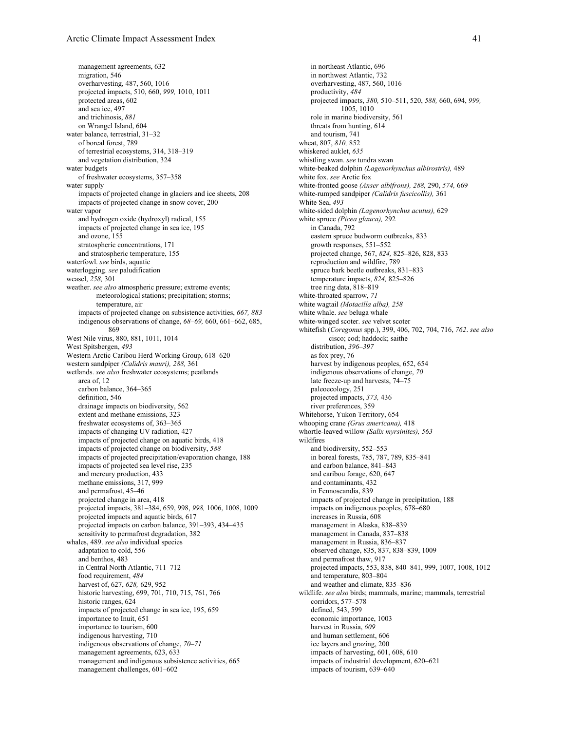management agreements, 632
migration, 546
overharvesting, 487, 560, 1016
projected impacts, 510, 660, *999,* 1010, 1011
protected areas, 602
and sea ice, 497
and trichinosis, *881*
on Wrangel Island, 604

water balance, terrestrial, 31–32
of boreal forest, 789
of terrestrial ecosystems, 314, 318–319
and vegetation distribution, 324

water budgets
of freshwater ecosystems, 357–358

water supply
impacts of projected change in glaciers and ice sheets, 208
impacts of projected change in snow cover, 200

water vapor
and hydrogen oxide (hydroxyl) radical, 155
impacts of projected change in sea ice, 195
and ozone, 155
stratospheric concentrations, 171
and stratospheric temperature, 155

waterfowl. *see* birds, aquatic

waterlogging. *see* paludification

weasel, *258,* 301

weather. *see also* atmospheric pressure; extreme events; meteorological stations; precipitation; storms; temperature, air
impacts of projected change on subsistence activities, *667, 883*
indigenous observations of change, *68–69,* 660, 661–662, 685, 869

West Nile virus, 880, 881, 1011, 1014

West Spitsbergen, *493*

Western Arctic Caribou Herd Working Group, 618–620

western sandpiper *(Calidris mauri), 288,* 361

wetlands. *see also* freshwater ecosystems; peatlands
area of, 12
carbon balance, 364–365
definition, 546
drainage impacts on biodiversity, 562
extent and methane emissions, 323
freshwater ecosystems of, 363–365
impacts of changing UV radiation, 427
impacts of projected change on aquatic birds, 418
impacts of projected change on biodiversity, *588*
impacts of projected precipitation/evaporation change, 188
impacts of projected sea level rise, 235
and mercury production, 433
methane emissions, 317, 999
and permafrost, 45–46
projected change in area, 418
projected impacts, 381–384, 659, 998, *998,* 1006, 1008, 1009
projected impacts and aquatic birds, 617
projected impacts on carbon balance, 391–393, 434–435
sensitivity to permafrost degradation, 382

whales, 489. *see also* individual species
adaptation to cold, 556
and benthos, 483
in Central North Atlantic, 711–712
food requirement, *484*
harvest of, 627, *628,* 629, 952
historic harvesting, 699, 701, 710, 715, 761, 766
historic ranges, 624
impacts of projected change in sea ice, 195, 659
importance to Inuit, 651
importance to tourism, 600
indigenous harvesting, 710
indigenous observations of change, *70–71*
management agreements, 623, 633
management and indigenous subsistence activities, 665
management challenges, 601–602
in northeast Atlantic, 696
in northwest Atlantic, 732
overharvesting, 487, 560, 1016
productivity, *484*
projected impacts, *380,* 510–511, 520, *588,* 660, 694, *999,* 1005, 1010
role in marine biodiversity, 561
threats from hunting, 614
and tourism, 741

wheat, 807, *810,* 852

whiskered auklet, *635*

whistling swan. *see* tundra swan

white-beaked dolphin *(Lagenorhynchus albirostris),* 489

white fox. *see* Arctic fox

white-fronted goose *(Anser albifrons), 288,* 290, *574,* 669

white-rumped sandpiper *(Calidris fuscicollis),* 361

White Sea, *493*

white-sided dolphin *(Lagenorhynchus acutus),* 629

white spruce *(Picea glauca),* 292
in Canada, 792
eastern spruce budworm outbreaks, 833
growth responses, 551–552
projected change, 567, *824,* 825–826, 828, 833
reproduction and wildfire, 789
spruce bark beetle outbreaks, 831–833
temperature impacts, *824,* 825–826
tree ring data, 818–819

white-throated sparrow, *71*

white wagtail *(Motacilla alba), 258*

white whale. *see* beluga whale

white-winged scoter. *see* velvet scoter

whitefish (*Coregonus* spp.), 399, 406, 702, 704, 716, *762*. *see also* cisco; cod; haddock; saithe
distribution, *396–397*
as fox prey, 76
harvest by indigenous peoples, 652, 654
indigenous observations of change, *70*
late freeze-up and harvests, 74–75
paleoecology, 251
projected impacts, *373,* 436
river preferences, 359

Whitehorse, Yukon Territory, 654

whooping crane *(Grus americana),* 418

whortle-leaved willow *(Salix myrsinites), 563*

wildfires
and biodiversity, 552–553
in boreal forests, 785, 787, 789, 835–841
and carbon balance, 841–843
and caribou forage, 620, 647
and contaminants, 432
in Fennoscandia, 839
impacts of projected change in precipitation, 188
impacts on indigenous peoples, 678–680
increases in Russia, 608
management in Alaska, 838–839
management in Canada, 837–838
management in Russia, 836–837
observed change, 835, 837, 838–839, 1009
and permafrost thaw, 917
projected impacts, 553, 838, 840–841, 999, 1007, 1008, 1012
and temperature, 803–804
and weather and climate, 835–836

wildlife. *see also* birds; mammals, marine; mammals, terrestrial
corridors, 577–578
defined, 543, 599
economic importance, 1003
harvest in Russia, *609*
and human settlement, 606
ice layers and grazing, 200
impacts of harvesting, 601, 608, 610
impacts of industrial development, 620–621
impacts of tourism, 639–640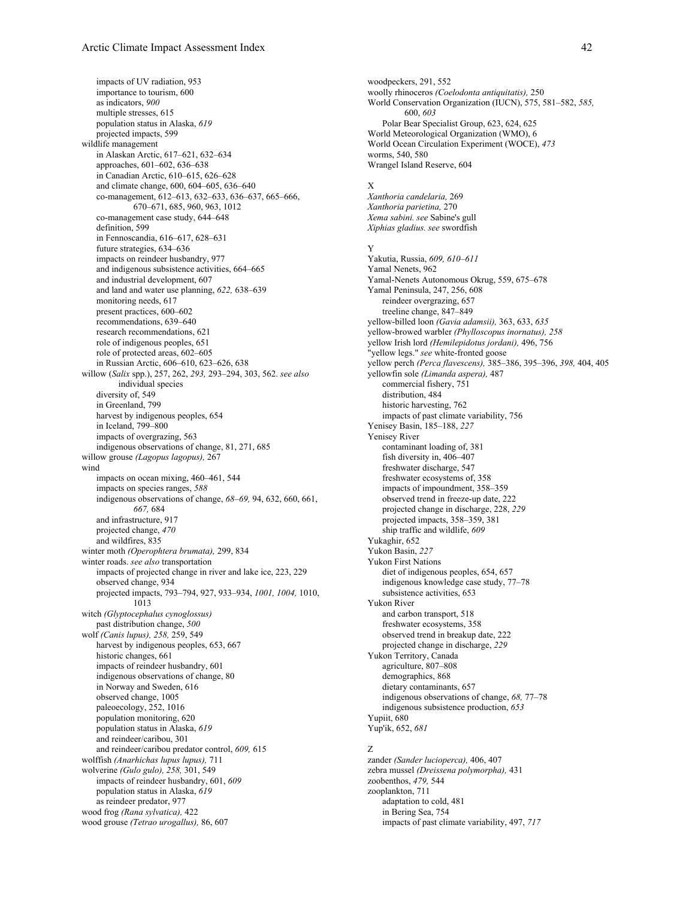impacts of UV radiation, 953
importance to tourism, 600
as indicators, *900*
multiple stresses, 615
population status in Alaska, *619*
projected impacts, 599

wildlife management
in Alaskan Arctic, 617–621, 632–634
approaches, 601–602, 636–638
in Canadian Arctic, 610–615, 626–628
and climate change, 600, 604–605, 636–640
co-management, 612–613, 632–633, 636–637, 665–666, 670–671, 685, 960, 963, 1012
co-management case study, 644–648
definition, 599
in Fennoscandia, 616–617, 628–631
future strategies, 634–636
impacts on reindeer husbandry, 977
and indigenous subsistence activities, 664–665
and industrial development, 607
and land and water use planning, *622,* 638–639
monitoring needs, 617
present practices, 600–602
recommendations, 639–640
research recommendations, 621
role of indigenous peoples, 651
role of protected areas, 602–605
in Russian Arctic, 606–610, 623–626, 638

willow (*Salix* spp.), 257, 262, *293,* 293–294, 303, 562. *see also* individual species
diversity of, 549
in Greenland, 799
harvest by indigenous peoples, 654
in Iceland, 799–800
impacts of overgrazing, 563
indigenous observations of change, 81, 271, 685

willow grouse *(Lagopus lagopus),* 267

wind
impacts on ocean mixing, 460–461, 544
impacts on species ranges, *588*
indigenous observations of change, *68–69,* 94, 632, 660, 661, *667,* 684
and infrastructure, 917
projected change, *470*
and wildfires, 835

winter moth *(Operophtera brumata),* 299, 834

winter roads. *see also* transportation
impacts of projected change in river and lake ice, 223, 229
observed change, 934
projected impacts, 793–794, 927, 933–934, *1001, 1004,* 1010, 1013

witch *(Glyptocephalus cynoglossus)*
past distribution change, *500*

wolf *(Canis lupus), 258,* 259, 549
harvest by indigenous peoples, 653, 667
historic changes, 661
impacts of reindeer husbandry, 601
indigenous observations of change, 80
in Norway and Sweden, 616
observed change, 1005
paleoecology, 252, 1016
population monitoring, 620
population status in Alaska, *619*
and reindeer/caribou, 301
and reindeer/caribou predator control, *609,* 615

wolffish *(Anarhichas lupus lupus),* 711

wolverine *(Gulo gulo), 258,* 301, 549
impacts of reindeer husbandry, 601, *609*
population status in Alaska, *619*
as reindeer predator, 977

wood frog *(Rana sylvatica),* 422

wood grouse *(Tetrao urogallus),* 86, 607

woodpeckers, 291, 552

woolly rhinoceros *(Coelodonta antiquitatis),* 250

World Conservation Organization (IUCN), 575, 581–582, *585,* 600, *603*
Polar Bear Specialist Group, 623, 624, 625

World Meteorological Organization (WMO), 6

World Ocean Circulation Experiment (WOCE), *473*

worms, 540, 580

Wrangel Island Reserve, 604

X

*Xanthoria candelaria,* 269

*Xanthoria parietina,* 270

*Xema sabini. see* Sabine's gull

*Xiphias gladius. see* swordfish

Y

Yakutia, Russia, *609, 610–611*

Yamal Nenets, 962

Yamal-Nenets Autonomous Okrug, 559, 675–678

Yamal Peninsula, 247, 256, 608
reindeer overgrazing, 657
treeline change, 847–849

yellow-billed loon *(Gavia adamsii),* 363, 633, *635*

yellow-browed warbler *(Phylloscopus inornatus), 258*

yellow Irish lord *(Hemilepidotus jordani),* 496, 756

"yellow legs." *see* white-fronted goose

yellow perch *(Perca flavescens),* 385–386, 395–396, *398,* 404, 405

yellowfin sole *(Limanda aspera),* 487
commercial fishery, 751
distribution, 484
historic harvesting, 762
impacts of past climate variability, 756

Yenisey Basin, 185–188, *227*

Yenisey River
contaminant loading of, 381
fish diversity in, 406–407
freshwater discharge, 547
freshwater ecosystems of, 358
impacts of impoundment, 358–359
observed trend in freeze-up date, 222
projected change in discharge, 228, *229*
projected impacts, 358–359, 381
ship traffic and wildlife, *609*

Yukaghir, 652

Yukon Basin, *227*

Yukon First Nations
diet of indigenous peoples, 654, 657
indigenous knowledge case study, 77–78
subsistence activities, 653

Yukon River
and carbon transport, 518
freshwater ecosystems, 358
observed trend in breakup date, 222
projected change in discharge, *229*

Yukon Territory, Canada
agriculture, 807–808
demographics, 868
dietary contaminants, 657
indigenous observations of change, *68,* 77–78
indigenous subsistence production, *653*

Yupiit, 680

Yup'ik, 652, *681*

Z

zander *(Sander lucioperca),* 406, 407

zebra mussel *(Dreissena polymorpha),* 431

zoobenthos, *479,* 544

zooplankton, 711
adaptation to cold, 481
in Bering Sea, 754
impacts of past climate variability, 497, *717*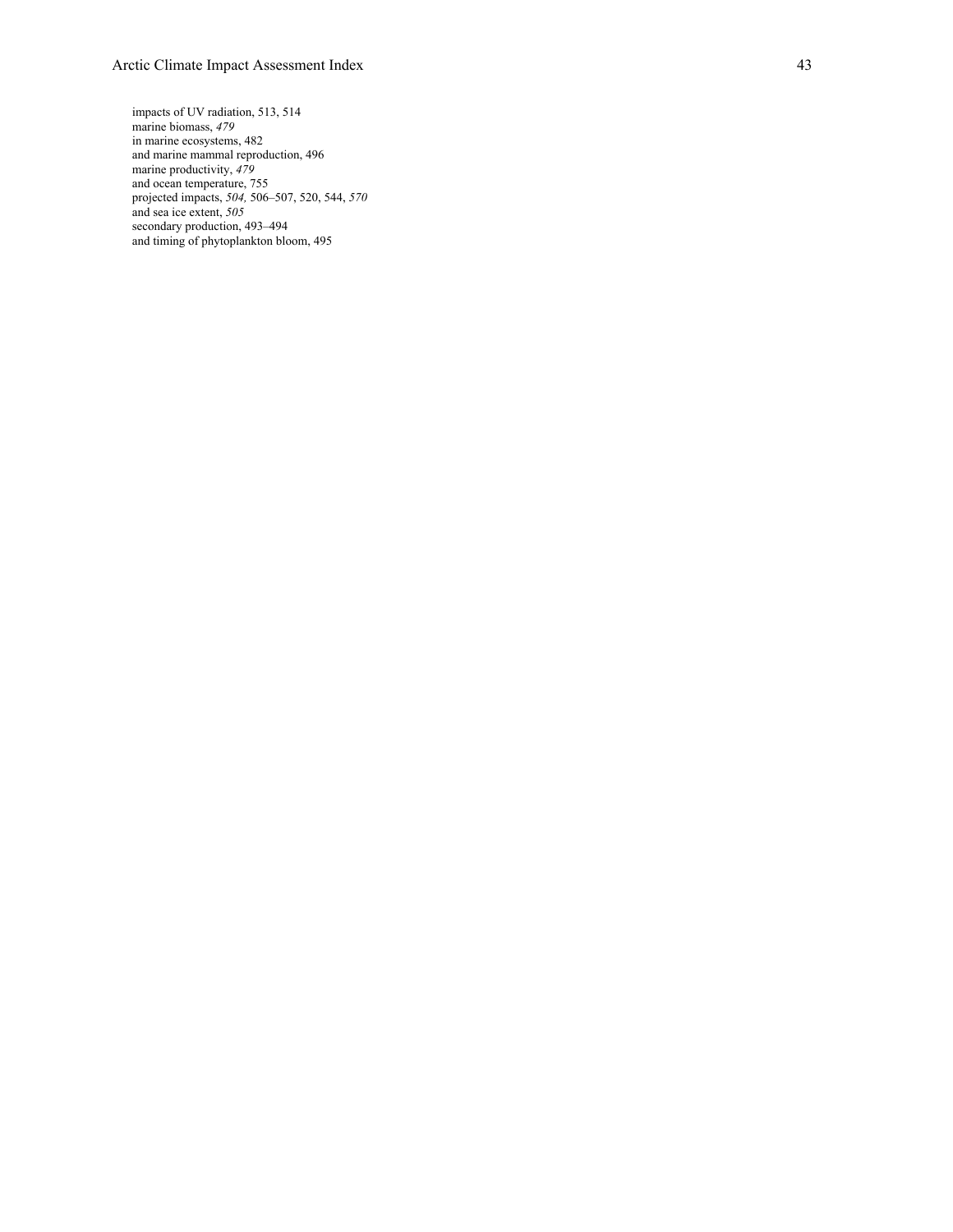impacts of UV radiation, 513, 514
marine biomass, *479*
in marine ecosystems, 482
and marine mammal reproduction, 496
marine productivity, *479*
and ocean temperature, 755
projected impacts, *504,* 506–507, 520, 544, *570*
and sea ice extent, *505*
secondary production, 493–494
and timing of phytoplankton bloom, 495